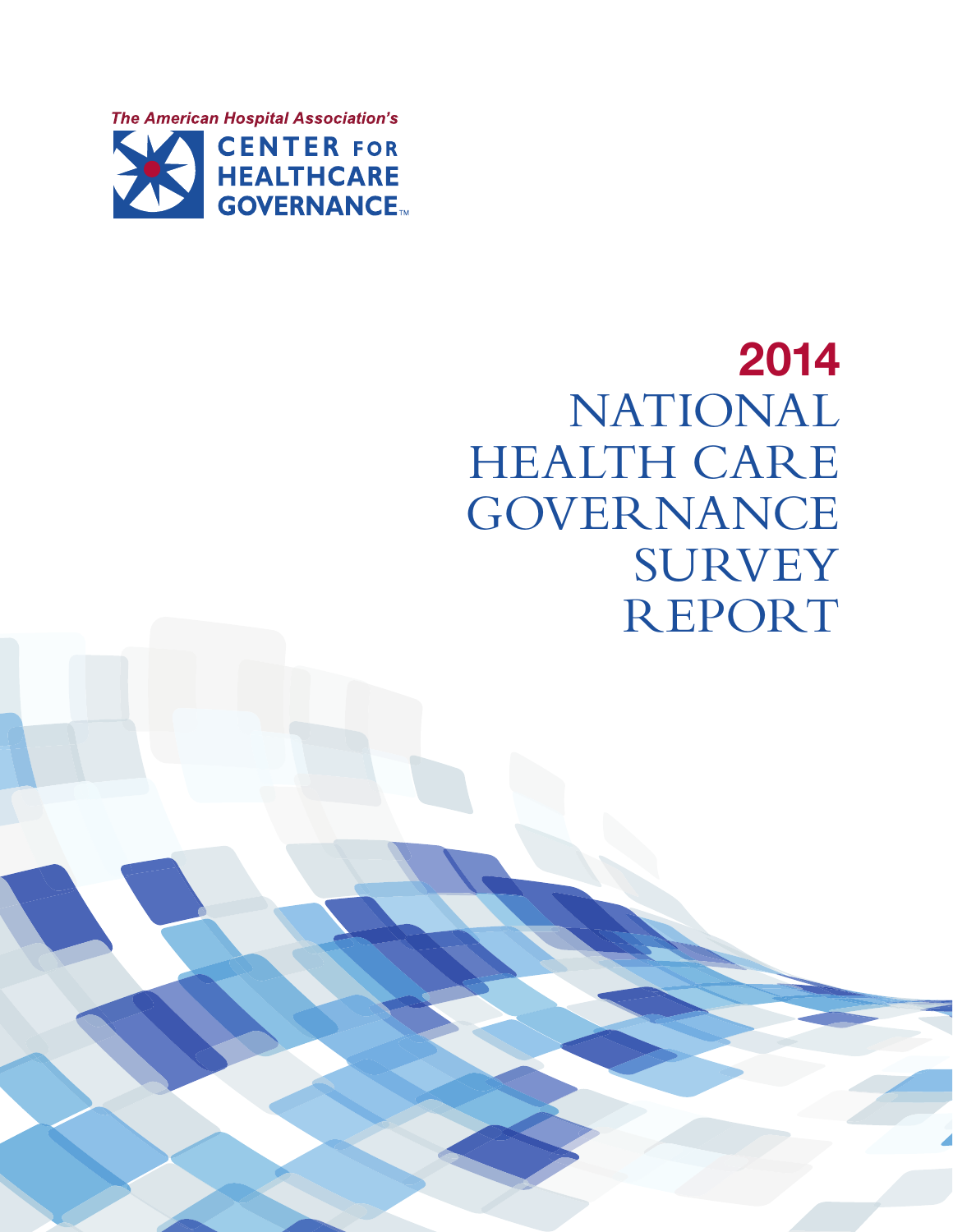The American Hospital Association's

CENTER FOR HEALTHCARE GOVERNANCE™

# 2014 NATIONAL HEALTH CARE GOVERNANCE SURVEY REPORT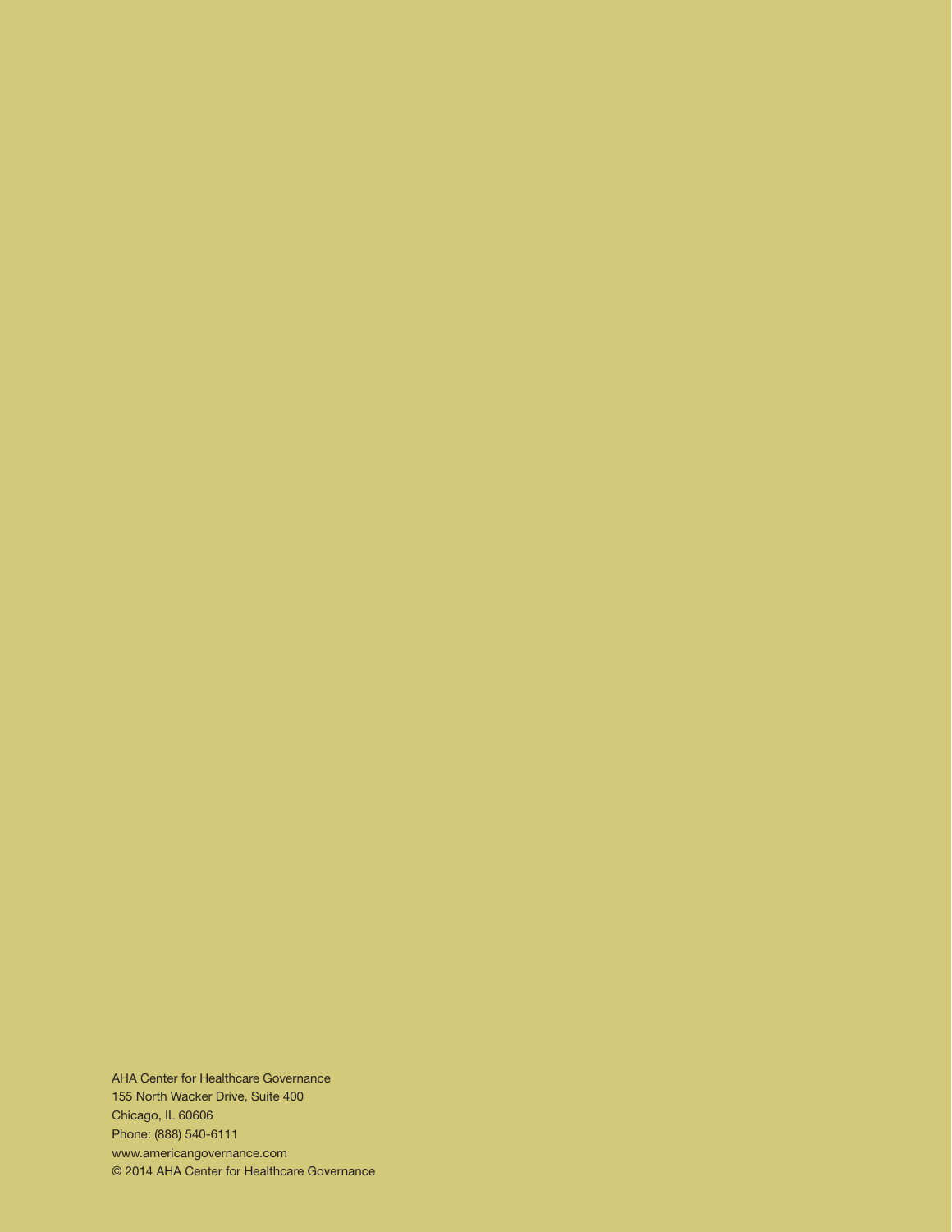AHA Center for Healthcare Governance
155 North Wacker Drive, Suite 400
Chicago, IL 60606
Phone: (888) 540-6111
www.americangovernance.com
© 2014 AHA Center for Healthcare Governance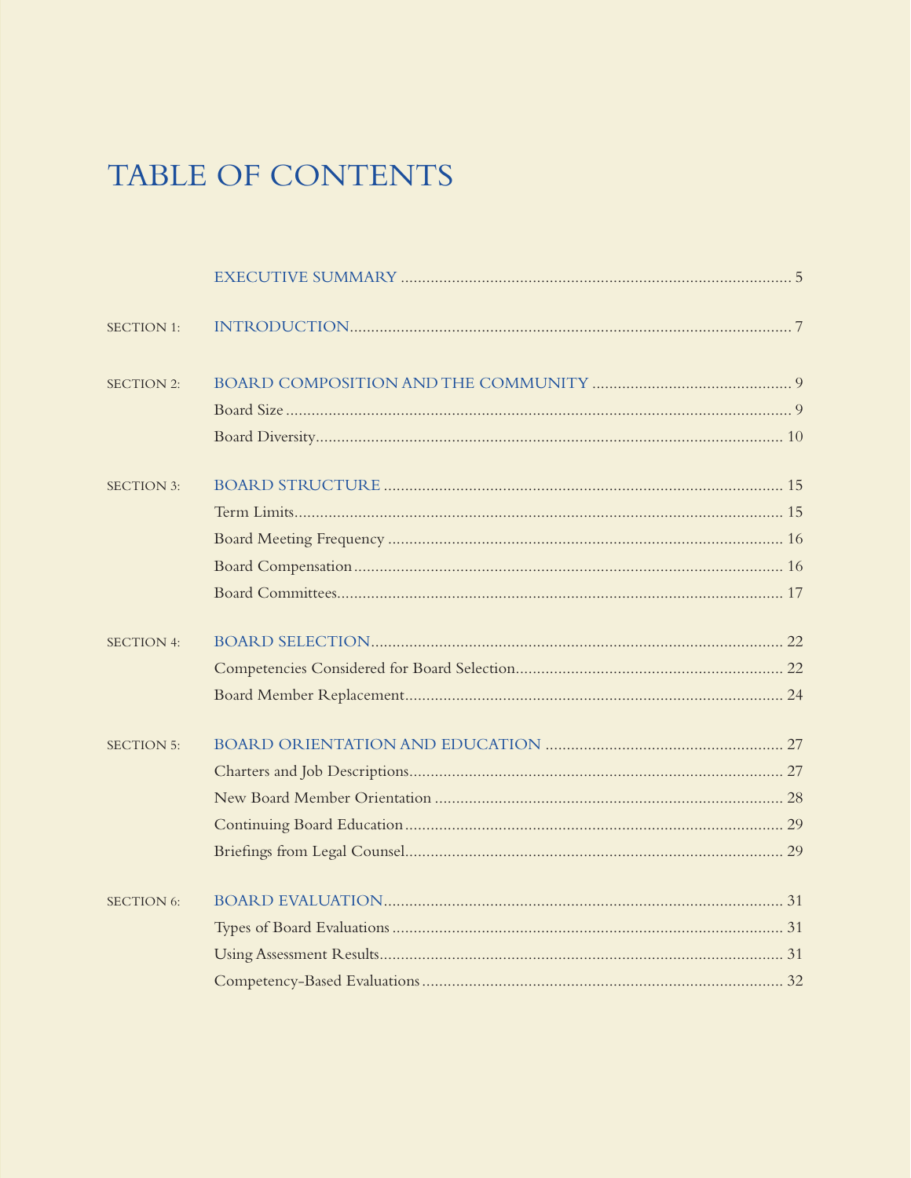# TABLE OF CONTENTS

| | | |
|---|---|---|
| | EXECUTIVE SUMMARY | 5 |
| SECTION 1: | INTRODUCTION | 7 |
| SECTION 2: | BOARD COMPOSITION AND THE COMMUNITY | 9 |
| | Board Size | 9 |
| | Board Diversity | 10 |
| SECTION 3: | BOARD STRUCTURE | 15 |
| | Term Limits | 15 |
| | Board Meeting Frequency | 16 |
| | Board Compensation | 16 |
| | Board Committees | 17 |
| SECTION 4: | BOARD SELECTION | 22 |
| | Competencies Considered for Board Selection | 22 |
| | Board Member Replacement | 24 |
| SECTION 5: | BOARD ORIENTATION AND EDUCATION | 27 |
| | Charters and Job Descriptions | 27 |
| | New Board Member Orientation | 28 |
| | Continuing Board Education | 29 |
| | Briefings from Legal Counsel | 29 |
| SECTION 6: | BOARD EVALUATION | 31 |
| | Types of Board Evaluations | 31 |
| | Using Assessment Results | 31 |
| | Competency-Based Evaluations | 32 |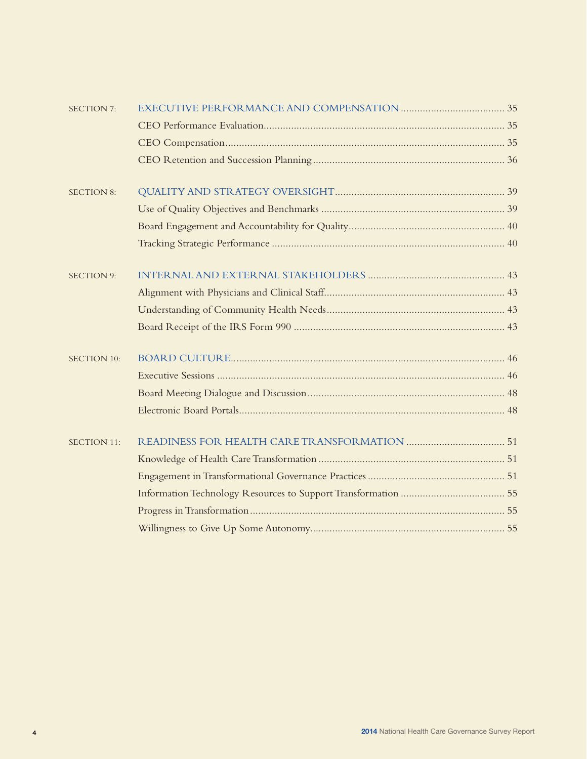| | | |
|---|---|---|
| SECTION 7: | EXECUTIVE PERFORMANCE AND COMPENSATION | 35 |
| | CEO Performance Evaluation | 35 |
| | CEO Compensation | 35 |
| | CEO Retention and Succession Planning | 36 |
| SECTION 8: | QUALITY AND STRATEGY OVERSIGHT | 39 |
| | Use of Quality Objectives and Benchmarks | 39 |
| | Board Engagement and Accountability for Quality | 40 |
| | Tracking Strategic Performance | 40 |
| SECTION 9: | INTERNAL AND EXTERNAL STAKEHOLDERS | 43 |
| | Alignment with Physicians and Clinical Staff | 43 |
| | Understanding of Community Health Needs | 43 |
| | Board Receipt of the IRS Form 990 | 43 |
| SECTION 10: | BOARD CULTURE | 46 |
| | Executive Sessions | 46 |
| | Board Meeting Dialogue and Discussion | 48 |
| | Electronic Board Portals | 48 |
| SECTION 11: | READINESS FOR HEALTH CARE TRANSFORMATION | 51 |
| | Knowledge of Health Care Transformation | 51 |
| | Engagement in Transformational Governance Practices | 51 |
| | Information Technology Resources to Support Transformation | 55 |
| | Progress in Transformation | 55 |
| | Willingness to Give Up Some Autonomy | 55 |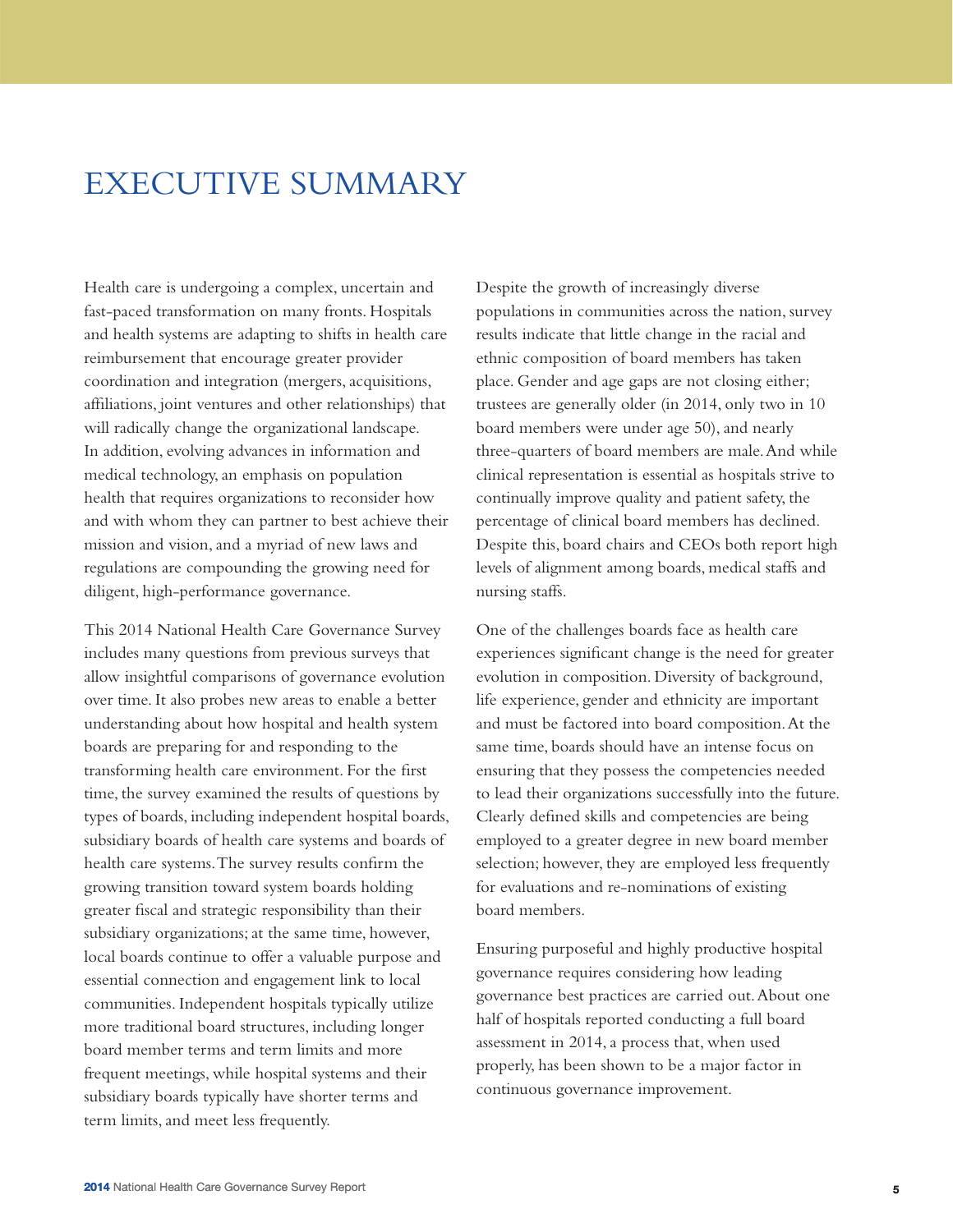# EXECUTIVE SUMMARY

Health care is undergoing a complex, uncertain and fast-paced transformation on many fronts. Hospitals and health systems are adapting to shifts in health care reimbursement that encourage greater provider coordination and integration (mergers, acquisitions, affiliations, joint ventures and other relationships) that will radically change the organizational landscape. In addition, evolving advances in information and medical technology, an emphasis on population health that requires organizations to reconsider how and with whom they can partner to best achieve their mission and vision, and a myriad of new laws and regulations are compounding the growing need for diligent, high-performance governance.

This 2014 National Health Care Governance Survey includes many questions from previous surveys that allow insightful comparisons of governance evolution over time. It also probes new areas to enable a better understanding about how hospital and health system boards are preparing for and responding to the transforming health care environment. For the first time, the survey examined the results of questions by types of boards, including independent hospital boards, subsidiary boards of health care systems and boards of health care systems. The survey results confirm the growing transition toward system boards holding greater fiscal and strategic responsibility than their subsidiary organizations; at the same time, however, local boards continue to offer a valuable purpose and essential connection and engagement link to local communities. Independent hospitals typically utilize more traditional board structures, including longer board member terms and term limits and more frequent meetings, while hospital systems and their subsidiary boards typically have shorter terms and term limits, and meet less frequently.

Despite the growth of increasingly diverse populations in communities across the nation, survey results indicate that little change in the racial and ethnic composition of board members has taken place. Gender and age gaps are not closing either; trustees are generally older (in 2014, only two in 10 board members were under age 50), and nearly three-quarters of board members are male. And while clinical representation is essential as hospitals strive to continually improve quality and patient safety, the percentage of clinical board members has declined. Despite this, board chairs and CEOs both report high levels of alignment among boards, medical staffs and nursing staffs.

One of the challenges boards face as health care experiences significant change is the need for greater evolution in composition. Diversity of background, life experience, gender and ethnicity are important and must be factored into board composition. At the same time, boards should have an intense focus on ensuring that they possess the competencies needed to lead their organizations successfully into the future. Clearly defined skills and competencies are being employed to a greater degree in new board member selection; however, they are employed less frequently for evaluations and re-nominations of existing board members.

Ensuring purposeful and highly productive hospital governance requires considering how leading governance best practices are carried out. About one half of hospitals reported conducting a full board assessment in 2014, a process that, when used properly, has been shown to be a major factor in continuous governance improvement.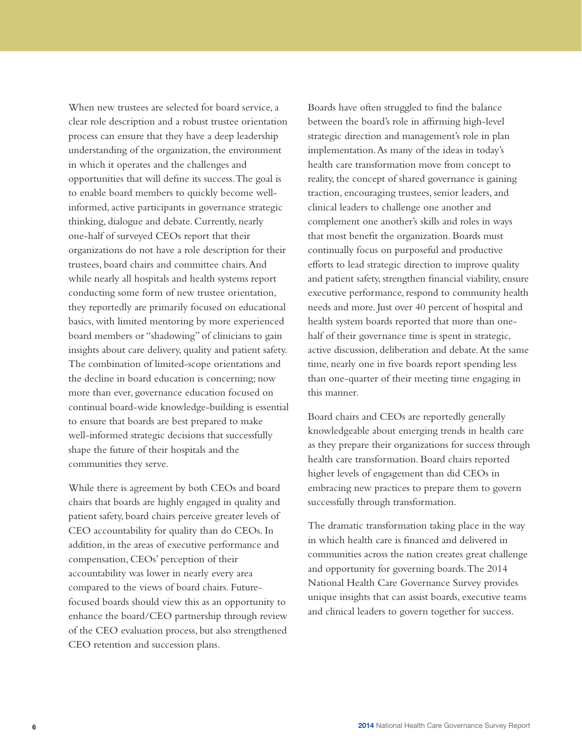When new trustees are selected for board service, a clear role description and a robust trustee orientation process can ensure that they have a deep leadership understanding of the organization, the environment in which it operates and the challenges and opportunities that will define its success. The goal is to enable board members to quickly become well-informed, active participants in governance strategic thinking, dialogue and debate. Currently, nearly one-half of surveyed CEOs report that their organizations do not have a role description for their trustees, board chairs and committee chairs. And while nearly all hospitals and health systems report conducting some form of new trustee orientation, they reportedly are primarily focused on educational basics, with limited mentoring by more experienced board members or "shadowing" of clinicians to gain insights about care delivery, quality and patient safety. The combination of limited-scope orientations and the decline in board education is concerning; now more than ever, governance education focused on continual board-wide knowledge-building is essential to ensure that boards are best prepared to make well-informed strategic decisions that successfully shape the future of their hospitals and the communities they serve.

While there is agreement by both CEOs and board chairs that boards are highly engaged in quality and patient safety, board chairs perceive greater levels of CEO accountability for quality than do CEOs. In addition, in the areas of executive performance and compensation, CEOs' perception of their accountability was lower in nearly every area compared to the views of board chairs. Future-focused boards should view this as an opportunity to enhance the board/CEO partnership through review of the CEO evaluation process, but also strengthened CEO retention and succession plans.

Boards have often struggled to find the balance between the board's role in affirming high-level strategic direction and management's role in plan implementation. As many of the ideas in today's health care transformation move from concept to reality, the concept of shared governance is gaining traction, encouraging trustees, senior leaders, and clinical leaders to challenge one another and complement one another's skills and roles in ways that most benefit the organization. Boards must continually focus on purposeful and productive efforts to lead strategic direction to improve quality and patient safety, strengthen financial viability, ensure executive performance, respond to community health needs and more. Just over 40 percent of hospital and health system boards reported that more than one-half of their governance time is spent in strategic, active discussion, deliberation and debate. At the same time, nearly one in five boards report spending less than one-quarter of their meeting time engaging in this manner.

Board chairs and CEOs are reportedly generally knowledgeable about emerging trends in health care as they prepare their organizations for success through health care transformation. Board chairs reported higher levels of engagement than did CEOs in embracing new practices to prepare them to govern successfully through transformation.

The dramatic transformation taking place in the way in which health care is financed and delivered in communities across the nation creates great challenge and opportunity for governing boards. The 2014 National Health Care Governance Survey provides unique insights that can assist boards, executive teams and clinical leaders to govern together for success.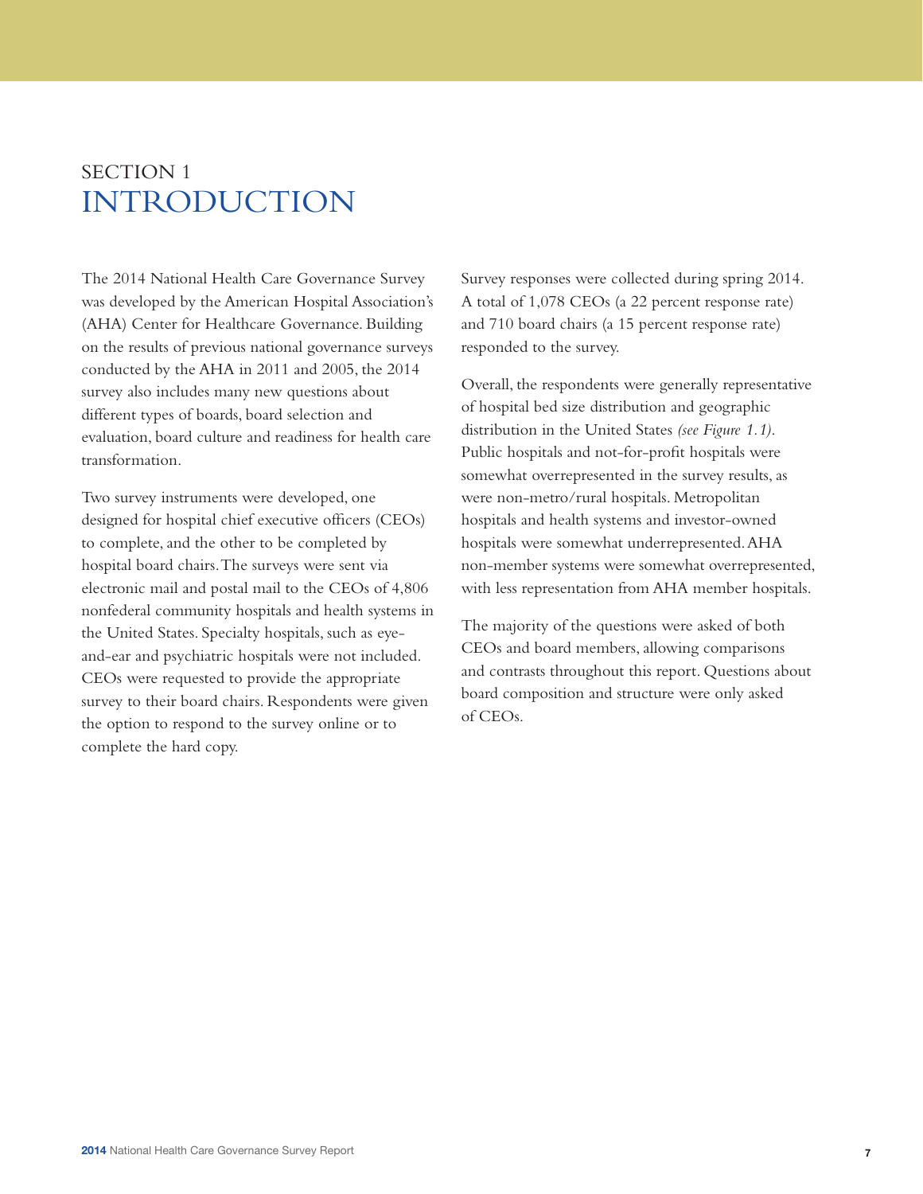# SECTION 1
# INTRODUCTION

The 2014 National Health Care Governance Survey was developed by the American Hospital Association's (AHA) Center for Healthcare Governance. Building on the results of previous national governance surveys conducted by the AHA in 2011 and 2005, the 2014 survey also includes many new questions about different types of boards, board selection and evaluation, board culture and readiness for health care transformation.

Two survey instruments were developed, one designed for hospital chief executive officers (CEOs) to complete, and the other to be completed by hospital board chairs. The surveys were sent via electronic mail and postal mail to the CEOs of 4,806 nonfederal community hospitals and health systems in the United States. Specialty hospitals, such as eye-and-ear and psychiatric hospitals were not included. CEOs were requested to provide the appropriate survey to their board chairs. Respondents were given the option to respond to the survey online or to complete the hard copy.

Survey responses were collected during spring 2014. A total of 1,078 CEOs (a 22 percent response rate) and 710 board chairs (a 15 percent response rate) responded to the survey.

Overall, the respondents were generally representative of hospital bed size distribution and geographic distribution in the United States *(see Figure 1.1)*. Public hospitals and not-for-profit hospitals were somewhat overrepresented in the survey results, as were non-metro/rural hospitals. Metropolitan hospitals and health systems and investor-owned hospitals were somewhat underrepresented. AHA non-member systems were somewhat overrepresented, with less representation from AHA member hospitals.

The majority of the questions were asked of both CEOs and board members, allowing comparisons and contrasts throughout this report. Questions about board composition and structure were only asked of CEOs.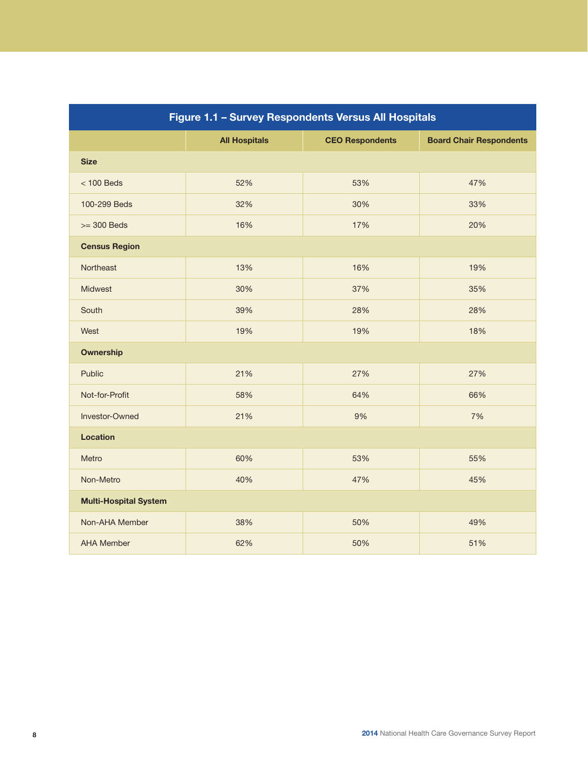**Figure 1.1 – Survey Respondents Versus All Hospitals**

| | All Hospitals | CEO Respondents | Board Chair Respondents |
|---|---|---|---|
| **Size** | | | |
| < 100 Beds | 52% | 53% | 47% |
| 100-299 Beds | 32% | 30% | 33% |
| >= 300 Beds | 16% | 17% | 20% |
| **Census Region** | | | |
| Northeast | 13% | 16% | 19% |
| Midwest | 30% | 37% | 35% |
| South | 39% | 28% | 28% |
| West | 19% | 19% | 18% |
| **Ownership** | | | |
| Public | 21% | 27% | 27% |
| Not-for-Profit | 58% | 64% | 66% |
| Investor-Owned | 21% | 9% | 7% |
| **Location** | | | |
| Metro | 60% | 53% | 55% |
| Non-Metro | 40% | 47% | 45% |
| **Multi-Hospital System** | | | |
| Non-AHA Member | 38% | 50% | 49% |
| AHA Member | 62% | 50% | 51% |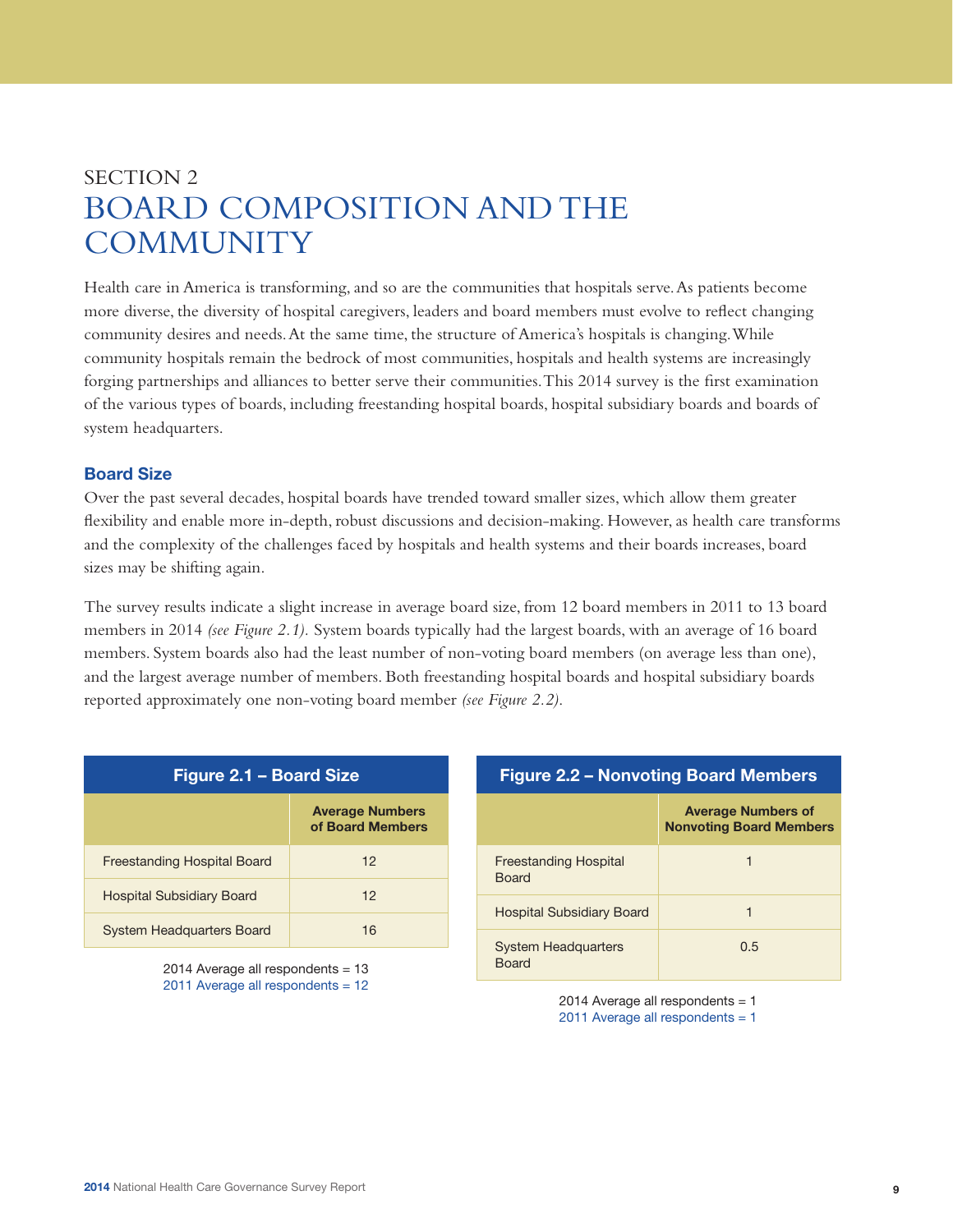SECTION 2

# BOARD COMPOSITION AND THE COMMUNITY

Health care in America is transforming, and so are the communities that hospitals serve. As patients become more diverse, the diversity of hospital caregivers, leaders and board members must evolve to reflect changing community desires and needs. At the same time, the structure of America's hospitals is changing. While community hospitals remain the bedrock of most communities, hospitals and health systems are increasingly forging partnerships and alliances to better serve their communities. This 2014 survey is the first examination of the various types of boards, including freestanding hospital boards, hospital subsidiary boards and boards of system headquarters.

## Board Size

Over the past several decades, hospital boards have trended toward smaller sizes, which allow them greater flexibility and enable more in-depth, robust discussions and decision-making. However, as health care transforms and the complexity of the challenges faced by hospitals and health systems and their boards increases, board sizes may be shifting again.

The survey results indicate a slight increase in average board size, from 12 board members in 2011 to 13 board members in 2014 *(see Figure 2.1).* System boards typically had the largest boards, with an average of 16 board members. System boards also had the least number of non-voting board members (on average less than one), and the largest average number of members. Both freestanding hospital boards and hospital subsidiary boards reported approximately one non-voting board member *(see Figure 2.2).*

**Figure 2.1 – Board Size**

| | Average Numbers of Board Members |
|---|---|
| Freestanding Hospital Board | 12 |
| Hospital Subsidiary Board | 12 |
| System Headquarters Board | 16 |

2014 Average all respondents = 13
2011 Average all respondents = 12

**Figure 2.2 – Nonvoting Board Members**

| | Average Numbers of Nonvoting Board Members |
|---|---|
| Freestanding Hospital Board | 1 |
| Hospital Subsidiary Board | 1 |
| System Headquarters Board | 0.5 |

2014 Average all respondents = 1
2011 Average all respondents = 1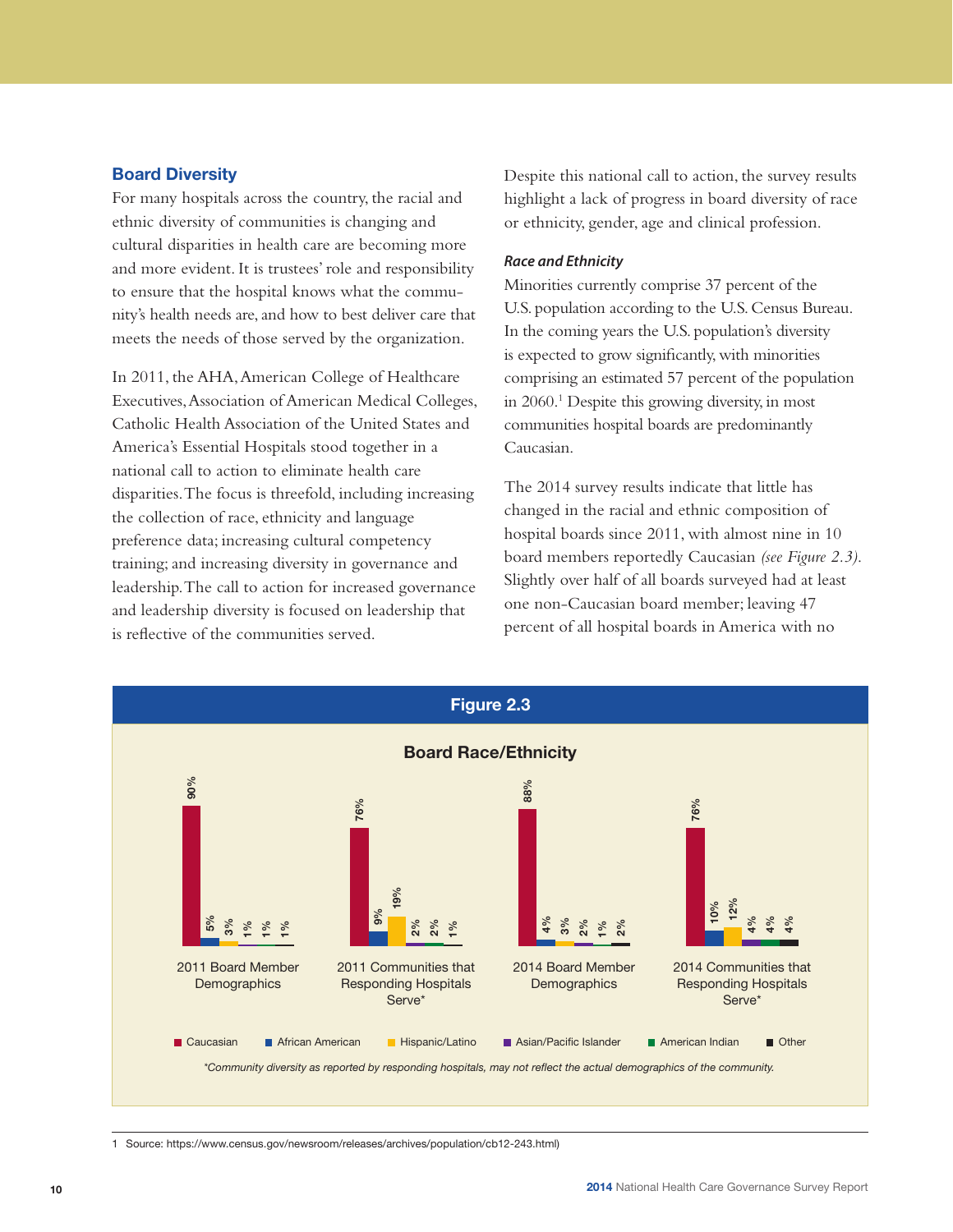## Board Diversity

For many hospitals across the country, the racial and ethnic diversity of communities is changing and cultural disparities in health care are becoming more and more evident. It is trustees' role and responsibility to ensure that the hospital knows what the community's health needs are, and how to best deliver care that meets the needs of those served by the organization.

In 2011, the AHA, American College of Healthcare Executives, Association of American Medical Colleges, Catholic Health Association of the United States and America's Essential Hospitals stood together in a national call to action to eliminate health care disparities. The focus is threefold, including increasing the collection of race, ethnicity and language preference data; increasing cultural competency training; and increasing diversity in governance and leadership. The call to action for increased governance and leadership diversity is focused on leadership that is reflective of the communities served.

Despite this national call to action, the survey results highlight a lack of progress in board diversity of race or ethnicity, gender, age and clinical profession.

### *Race and Ethnicity*

Minorities currently comprise 37 percent of the U.S. population according to the U.S. Census Bureau. In the coming years the U.S. population's diversity is expected to grow significantly, with minorities comprising an estimated 57 percent of the population in 2060.[1] Despite this growing diversity, in most communities hospital boards are predominantly Caucasian.

The 2014 survey results indicate that little has changed in the racial and ethnic composition of hospital boards since 2011, with almost nine in 10 board members reportedly Caucasian *(see Figure 2.3)*. Slightly over half of all boards surveyed had at least one non-Caucasian board member; leaving 47 percent of all hospital boards in America with no

**Figure 2.3**

**Board Race/Ethnicity**

| | Caucasian | African American | Hispanic/Latino | Asian/Pacific Islander | American Indian | Other |
|---|---|---|---|---|---|---|
| 2011 Board Member Demographics | 90% | 5% | 3% | 1% | 1% | 1% |
| 2011 Communities that Responding Hospitals Serve* | 76% | 9% | 19% | 2% | 2% | 1% |
| 2014 Board Member Demographics | 88% | 4% | 3% | 2% | 1% | 2% |
| 2014 Communities that Responding Hospitals Serve* | 76% | 10% | 12% | 4% | 4% | 4% |

*\*Community diversity as reported by responding hospitals, may not reflect the actual demographics of the community.*

1 Source: https://www.census.gov/newsroom/releases/archives/population/cb12-243.html)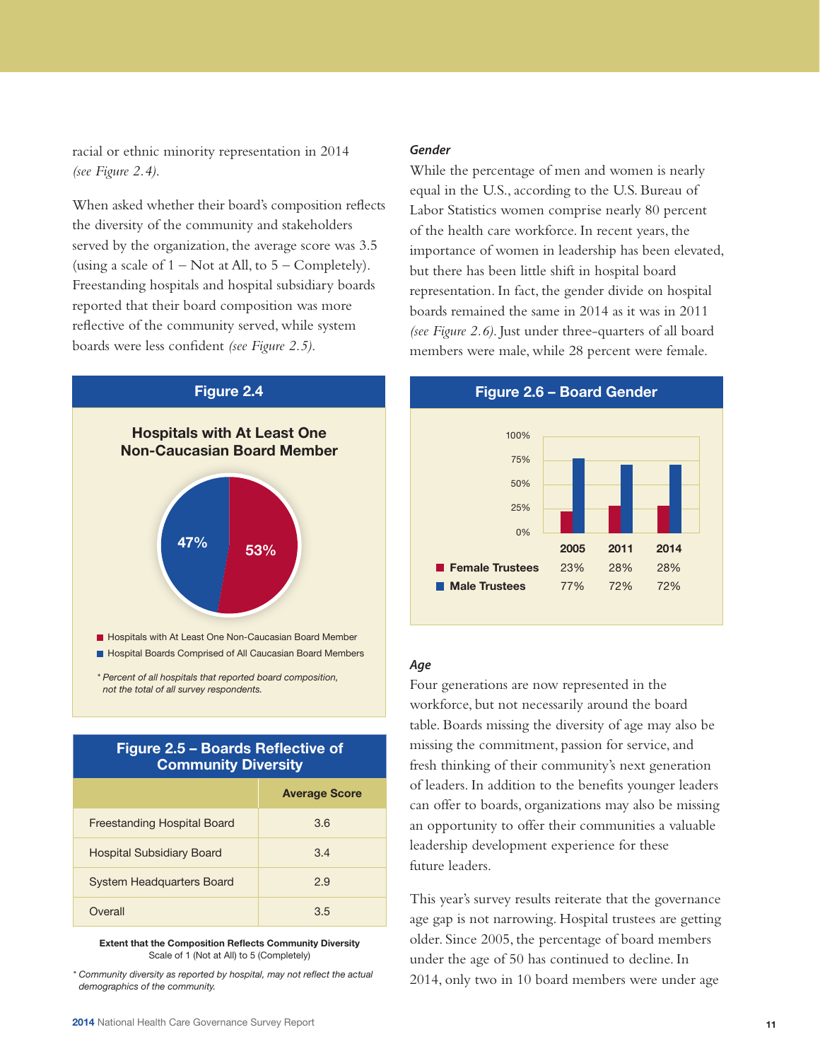racial or ethnic minority representation in 2014 *(see Figure 2.4)*.

When asked whether their board's composition reflects the diversity of the community and stakeholders served by the organization, the average score was 3.5 (using a scale of 1 – Not at All, to 5 – Completely). Freestanding hospitals and hospital subsidiary boards reported that their board composition was more reflective of the community served, while system boards were less confident *(see Figure 2.5)*.

### Figure 2.4

**Hospitals with At Least One Non-Caucasian Board Member**

- Hospitals with At Least One Non-Caucasian Board Member: 53%
- Hospital Boards Comprised of All Caucasian Board Members: 47%

*\* Percent of all hospitals that reported board composition, not the total of all survey respondents.*

### Figure 2.5 – Boards Reflective of Community Diversity

| | Average Score |
|---|---|
| Freestanding Hospital Board | 3.6 |
| Hospital Subsidiary Board | 3.4 |
| System Headquarters Board | 2.9 |
| Overall | 3.5 |

**Extent that the Composition Reflects Community Diversity**
Scale of 1 (Not at All) to 5 (Completely)

*\* Community diversity as reported by hospital, may not reflect the actual demographics of the community.*

#### *Gender*

While the percentage of men and women is nearly equal in the U.S., according to the U.S. Bureau of Labor Statistics women comprise nearly 80 percent of the health care workforce. In recent years, the importance of women in leadership has been elevated, but there has been little shift in hospital board representation. In fact, the gender divide on hospital boards remained the same in 2014 as it was in 2011 *(see Figure 2.6)*. Just under three-quarters of all board members were male, while 28 percent were female.

### Figure 2.6 – Board Gender

| | 2005 | 2011 | 2014 |
|---|---|---|---|
| Female Trustees | 23% | 28% | 28% |
| Male Trustees | 77% | 72% | 72% |

#### *Age*

Four generations are now represented in the workforce, but not necessarily around the board table. Boards missing the diversity of age may also be missing the commitment, passion for service, and fresh thinking of their community's next generation of leaders. In addition to the benefits younger leaders can offer to boards, organizations may also be missing an opportunity to offer their communities a valuable leadership development experience for these future leaders.

This year's survey results reiterate that the governance age gap is not narrowing. Hospital trustees are getting older. Since 2005, the percentage of board members under the age of 50 has continued to decline. In 2014, only two in 10 board members were under age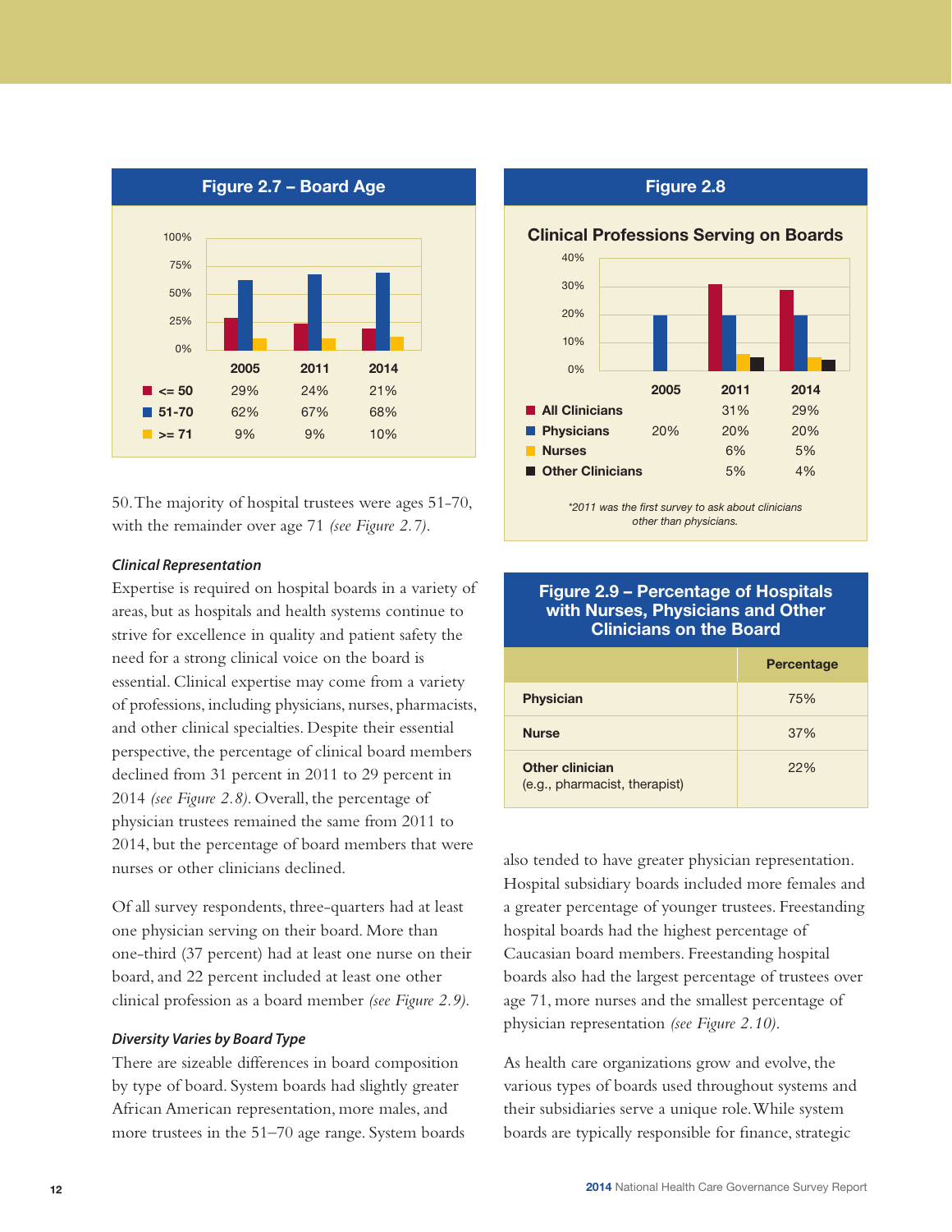**Figure 2.7 – Board Age**

| | 2005 | 2011 | 2014 |
|---|---|---|---|
| <= 50 | 29% | 24% | 21% |
| 51-70 | 62% | 67% | 68% |
| >= 71 | 9% | 9% | 10% |

50. The majority of hospital trustees were ages 51-70, with the remainder over age 71 *(see Figure 2.7)*.

### *Clinical Representation*

Expertise is required on hospital boards in a variety of areas, but as hospitals and health systems continue to strive for excellence in quality and patient safety the need for a strong clinical voice on the board is essential. Clinical expertise may come from a variety of professions, including physicians, nurses, pharmacists, and other clinical specialties. Despite their essential perspective, the percentage of clinical board members declined from 31 percent in 2011 to 29 percent in 2014 *(see Figure 2.8)*. Overall, the percentage of physician trustees remained the same from 2011 to 2014, but the percentage of board members that were nurses or other clinicians declined.

Of all survey respondents, three-quarters had at least one physician serving on their board. More than one-third (37 percent) had at least one nurse on their board, and 22 percent included at least one other clinical profession as a board member *(see Figure 2.9)*.

### *Diversity Varies by Board Type*

There are sizeable differences in board composition by type of board. System boards had slightly greater African American representation, more males, and more trustees in the 51–70 age range. System boards also tended to have greater physician representation. Hospital subsidiary boards included more females and a greater percentage of younger trustees. Freestanding hospital boards had the highest percentage of Caucasian board members. Freestanding hospital boards also had the largest percentage of trustees over age 71, more nurses and the smallest percentage of physician representation *(see Figure 2.10)*.

As health care organizations grow and evolve, the various types of boards used throughout systems and their subsidiaries serve a unique role. While system boards are typically responsible for finance, strategic

**Figure 2.8**

**Clinical Professions Serving on Boards**

| | 2005 | 2011 | 2014 |
|---|---|---|---|
| All Clinicians | | 31% | 29% |
| Physicians | 20% | 20% | 20% |
| Nurses | | 6% | 5% |
| Other Clinicians | | 5% | 4% |

*\*2011 was the first survey to ask about clinicians other than physicians.*

**Figure 2.9 – Percentage of Hospitals with Nurses, Physicians and Other Clinicians on the Board**

| | Percentage |
|---|---|
| **Physician** | 75% |
| **Nurse** | 37% |
| **Other clinician** (e.g., pharmacist, therapist) | 22% |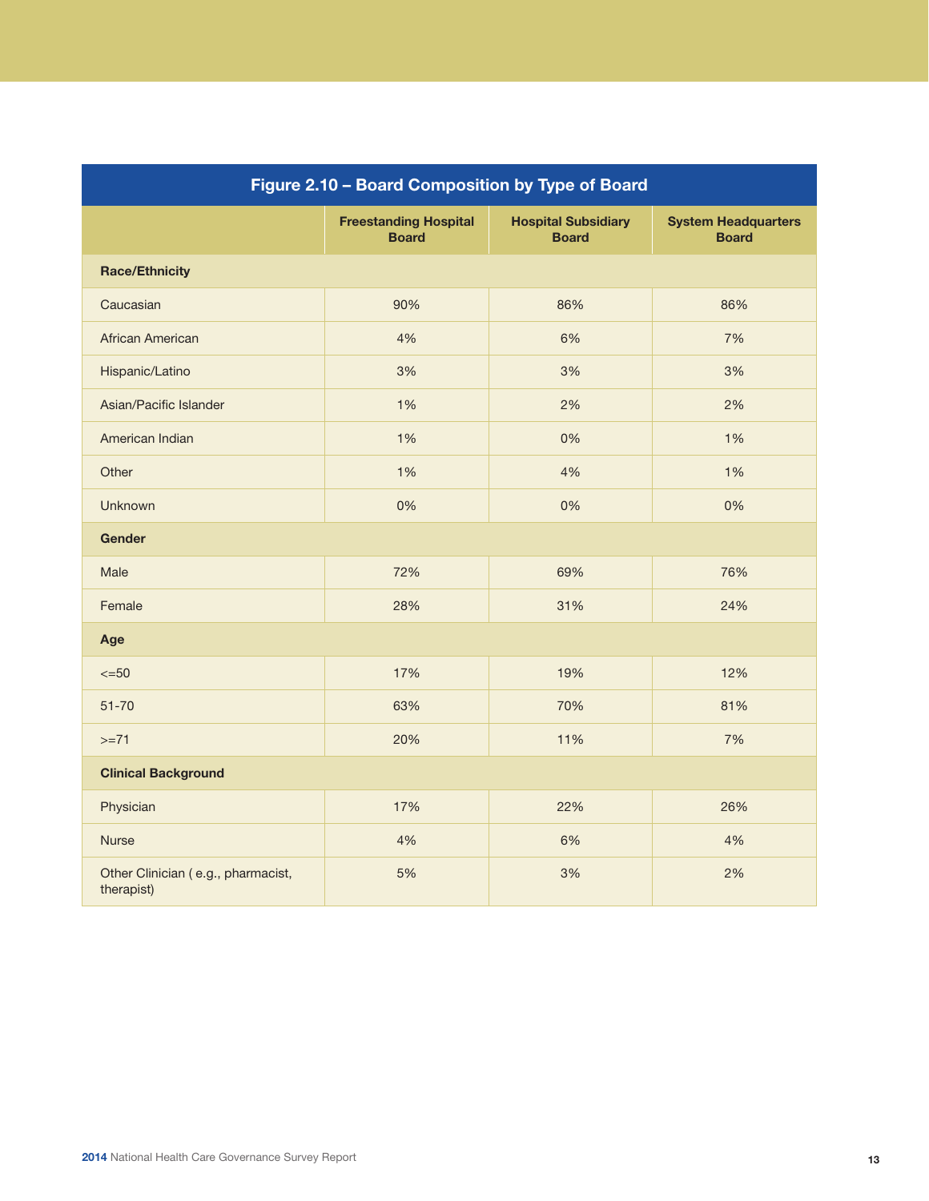## Figure 2.10 – Board Composition by Type of Board

| | Freestanding Hospital Board | Hospital Subsidiary Board | System Headquarters Board |
|---|---|---|---|
| **Race/Ethnicity** | | | |
| Caucasian | 90% | 86% | 86% |
| African American | 4% | 6% | 7% |
| Hispanic/Latino | 3% | 3% | 3% |
| Asian/Pacific Islander | 1% | 2% | 2% |
| American Indian | 1% | 0% | 1% |
| Other | 1% | 4% | 1% |
| Unknown | 0% | 0% | 0% |
| **Gender** | | | |
| Male | 72% | 69% | 76% |
| Female | 28% | 31% | 24% |
| **Age** | | | |
| <=50 | 17% | 19% | 12% |
| 51-70 | 63% | 70% | 81% |
| >=71 | 20% | 11% | 7% |
| **Clinical Background** | | | |
| Physician | 17% | 22% | 26% |
| Nurse | 4% | 6% | 4% |
| Other Clinician ( e.g., pharmacist, therapist) | 5% | 3% | 2% |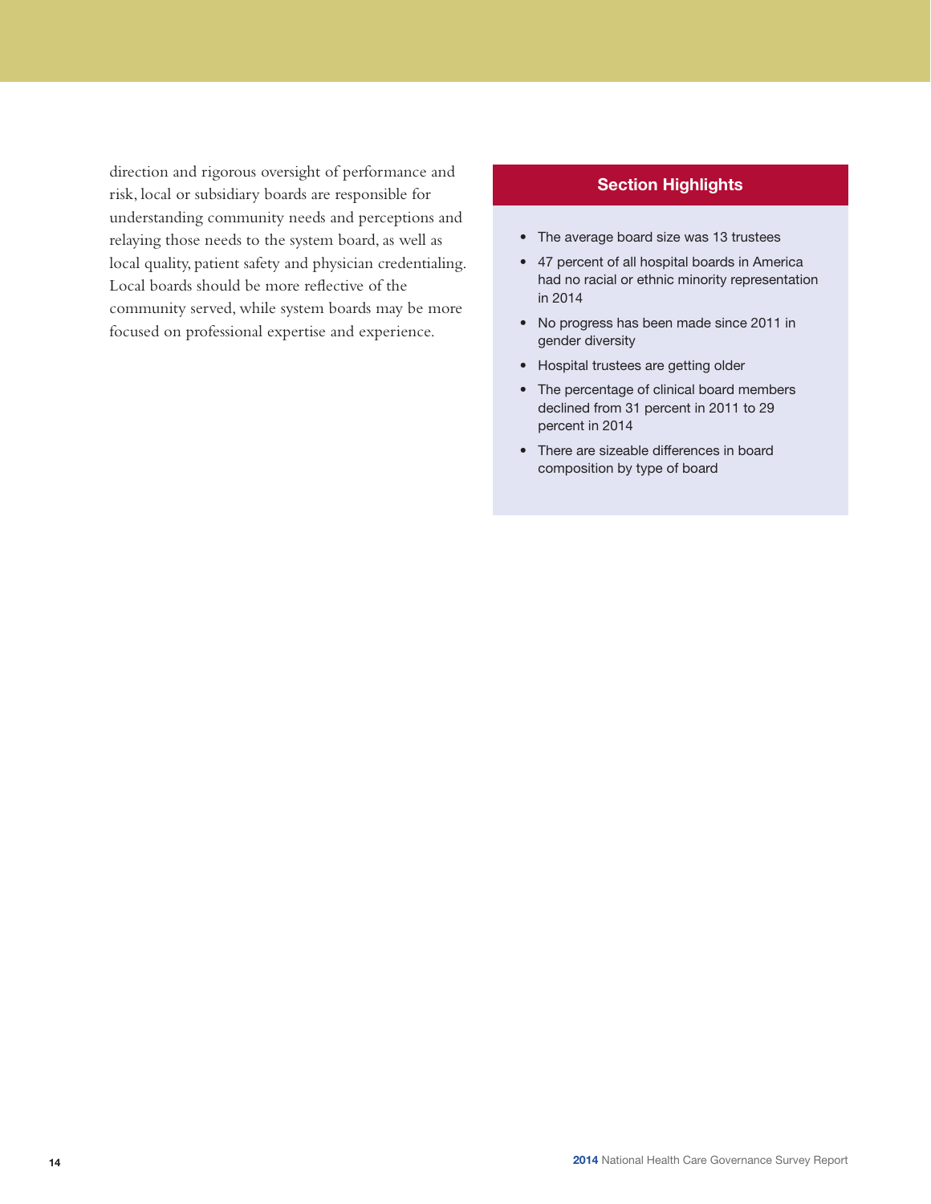direction and rigorous oversight of performance and risk, local or subsidiary boards are responsible for understanding community needs and perceptions and relaying those needs to the system board, as well as local quality, patient safety and physician credentialing. Local boards should be more reflective of the community served, while system boards may be more focused on professional expertise and experience.

### Section Highlights

- The average board size was 13 trustees
- 47 percent of all hospital boards in America had no racial or ethnic minority representation in 2014
- No progress has been made since 2011 in gender diversity
- Hospital trustees are getting older
- The percentage of clinical board members declined from 31 percent in 2011 to 29 percent in 2014
- There are sizeable differences in board composition by type of board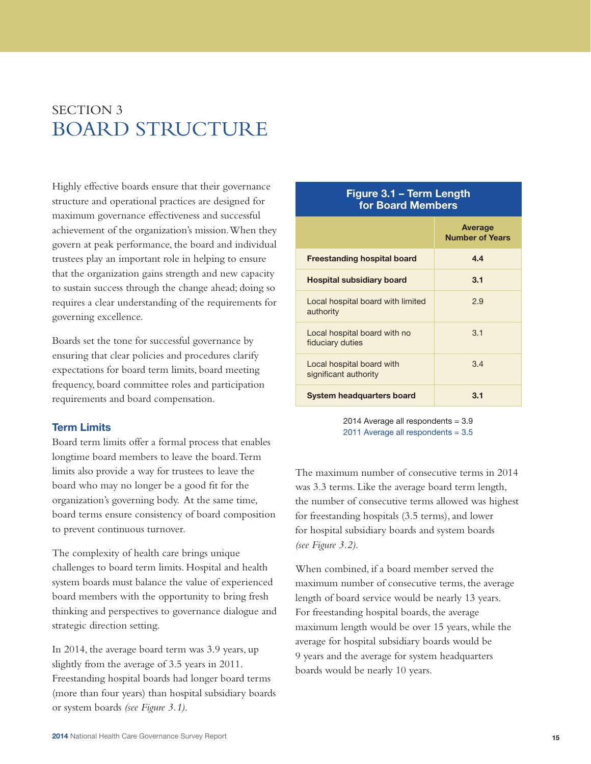# SECTION 3
# BOARD STRUCTURE

Highly effective boards ensure that their governance structure and operational practices are designed for maximum governance effectiveness and successful achievement of the organization's mission. When they govern at peak performance, the board and individual trustees play an important role in helping to ensure that the organization gains strength and new capacity to sustain success through the change ahead; doing so requires a clear understanding of the requirements for governing excellence.

Boards set the tone for successful governance by ensuring that clear policies and procedures clarify expectations for board term limits, board meeting frequency, board committee roles and participation requirements and board compensation.

## Term Limits

Board term limits offer a formal process that enables longtime board members to leave the board. Term limits also provide a way for trustees to leave the board who may no longer be a good fit for the organization's governing body. At the same time, board terms ensure consistency of board composition to prevent continuous turnover.

The complexity of health care brings unique challenges to board term limits. Hospital and health system boards must balance the value of experienced board members with the opportunity to bring fresh thinking and perspectives to governance dialogue and strategic direction setting.

In 2014, the average board term was 3.9 years, up slightly from the average of 3.5 years in 2011. Freestanding hospital boards had longer board terms (more than four years) than hospital subsidiary boards or system boards *(see Figure 3.1)*.

**Figure 3.1 – Term Length for Board Members**

| | Average Number of Years |
|---|---|
| **Freestanding hospital board** | **4.4** |
| **Hospital subsidiary board** | **3.1** |
| Local hospital board with limited authority | 2.9 |
| Local hospital board with no fiduciary duties | 3.1 |
| Local hospital board with significant authority | 3.4 |
| **System headquarters board** | **3.1** |

2014 Average all respondents = 3.9
2011 Average all respondents = 3.5

The maximum number of consecutive terms in 2014 was 3.3 terms. Like the average board term length, the number of consecutive terms allowed was highest for freestanding hospitals (3.5 terms), and lower for hospital subsidiary boards and system boards *(see Figure 3.2)*.

When combined, if a board member served the maximum number of consecutive terms, the average length of board service would be nearly 13 years. For freestanding hospital boards, the average maximum length would be over 15 years, while the average for hospital subsidiary boards would be 9 years and the average for system headquarters boards would be nearly 10 years.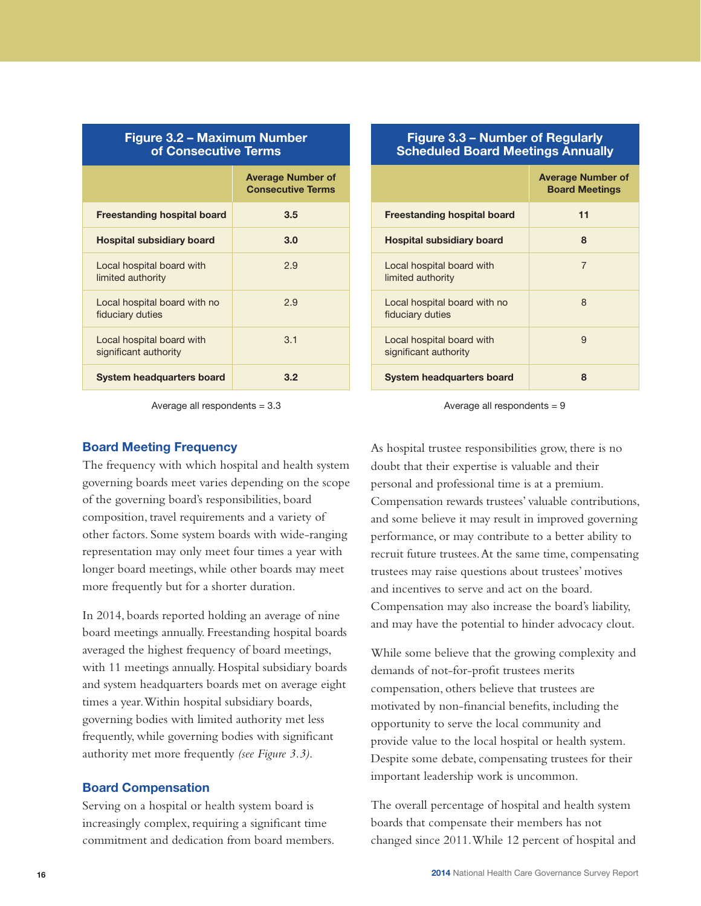**Figure 3.2 – Maximum Number of Consecutive Terms**

| | Average Number of Consecutive Terms |
|---|---|
| **Freestanding hospital board** | **3.5** |
| **Hospital subsidiary board** | **3.0** |
| Local hospital board with limited authority | 2.9 |
| Local hospital board with no fiduciary duties | 2.9 |
| Local hospital board with significant authority | 3.1 |
| **System headquarters board** | **3.2** |

Average all respondents = 3.3

**Figure 3.3 – Number of Regularly Scheduled Board Meetings Annually**

| | Average Number of Board Meetings |
|---|---|
| **Freestanding hospital board** | **11** |
| **Hospital subsidiary board** | **8** |
| Local hospital board with limited authority | 7 |
| Local hospital board with no fiduciary duties | 8 |
| Local hospital board with significant authority | 9 |
| **System headquarters board** | **8** |

Average all respondents = 9

## Board Meeting Frequency

The frequency with which hospital and health system governing boards meet varies depending on the scope of the governing board's responsibilities, board composition, travel requirements and a variety of other factors. Some system boards with wide-ranging representation may only meet four times a year with longer board meetings, while other boards may meet more frequently but for a shorter duration.

In 2014, boards reported holding an average of nine board meetings annually. Freestanding hospital boards averaged the highest frequency of board meetings, with 11 meetings annually. Hospital subsidiary boards and system headquarters boards met on average eight times a year. Within hospital subsidiary boards, governing bodies with limited authority met less frequently, while governing bodies with significant authority met more frequently *(see Figure 3.3)*.

## Board Compensation

Serving on a hospital or health system board is increasingly complex, requiring a significant time commitment and dedication from board members. As hospital trustee responsibilities grow, there is no doubt that their expertise is valuable and their personal and professional time is at a premium. Compensation rewards trustees' valuable contributions, and some believe it may result in improved governing performance, or may contribute to a better ability to recruit future trustees. At the same time, compensating trustees may raise questions about trustees' motives and incentives to serve and act on the board. Compensation may also increase the board's liability, and may have the potential to hinder advocacy clout.

While some believe that the growing complexity and demands of not-for-profit trustees merits compensation, others believe that trustees are motivated by non-financial benefits, including the opportunity to serve the local community and provide value to the local hospital or health system. Despite some debate, compensating trustees for their important leadership work is uncommon.

The overall percentage of hospital and health system boards that compensate their members has not changed since 2011. While 12 percent of hospital and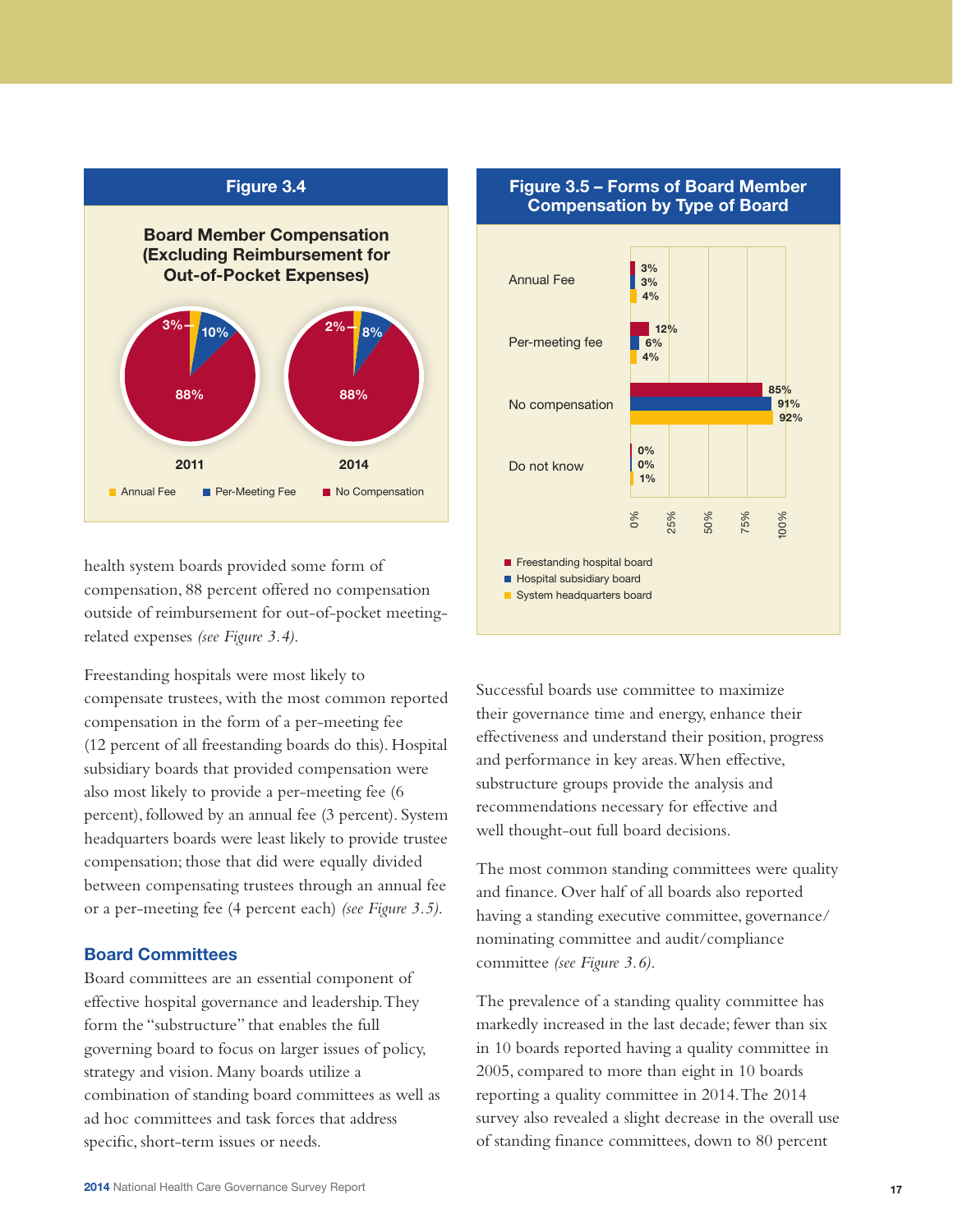**Figure 3.4**

**Board Member Compensation (Excluding Reimbursement for Out-of-Pocket Expenses)**

| | 2011 | 2014 |
|---|---|---|
| Annual Fee | 3% | 2% |
| Per-Meeting Fee | 10% | 8% |
| No Compensation | 88% | 88% |

**Figure 3.5 – Forms of Board Member Compensation by Type of Board**

| | Freestanding hospital board | Hospital subsidiary board | System headquarters board |
|---|---|---|---|
| Annual Fee | 3% | 3% | 4% |
| Per-meeting fee | 12% | 6% | 4% |
| No compensation | 85% | 91% | 92% |
| Do not know | 0% | 0% | 1% |

health system boards provided some form of compensation, 88 percent offered no compensation outside of reimbursement for out-of-pocket meeting-related expenses *(see Figure 3.4)*.

Freestanding hospitals were most likely to compensate trustees, with the most common reported compensation in the form of a per-meeting fee (12 percent of all freestanding boards do this). Hospital subsidiary boards that provided compensation were also most likely to provide a per-meeting fee (6 percent), followed by an annual fee (3 percent). System headquarters boards were least likely to provide trustee compensation; those that did were equally divided between compensating trustees through an annual fee or a per-meeting fee (4 percent each) *(see Figure 3.5)*.

## Board Committees

Board committees are an essential component of effective hospital governance and leadership. They form the "substructure" that enables the full governing board to focus on larger issues of policy, strategy and vision. Many boards utilize a combination of standing board committees as well as ad hoc committees and task forces that address specific, short-term issues or needs.

Successful boards use committee to maximize their governance time and energy, enhance their effectiveness and understand their position, progress and performance in key areas. When effective, substructure groups provide the analysis and recommendations necessary for effective and well thought-out full board decisions.

The most common standing committees were quality and finance. Over half of all boards also reported having a standing executive committee, governance/nominating committee and audit/compliance committee *(see Figure 3.6)*.

The prevalence of a standing quality committee has markedly increased in the last decade; fewer than six in 10 boards reported having a quality committee in 2005, compared to more than eight in 10 boards reporting a quality committee in 2014. The 2014 survey also revealed a slight decrease in the overall use of standing finance committees, down to 80 percent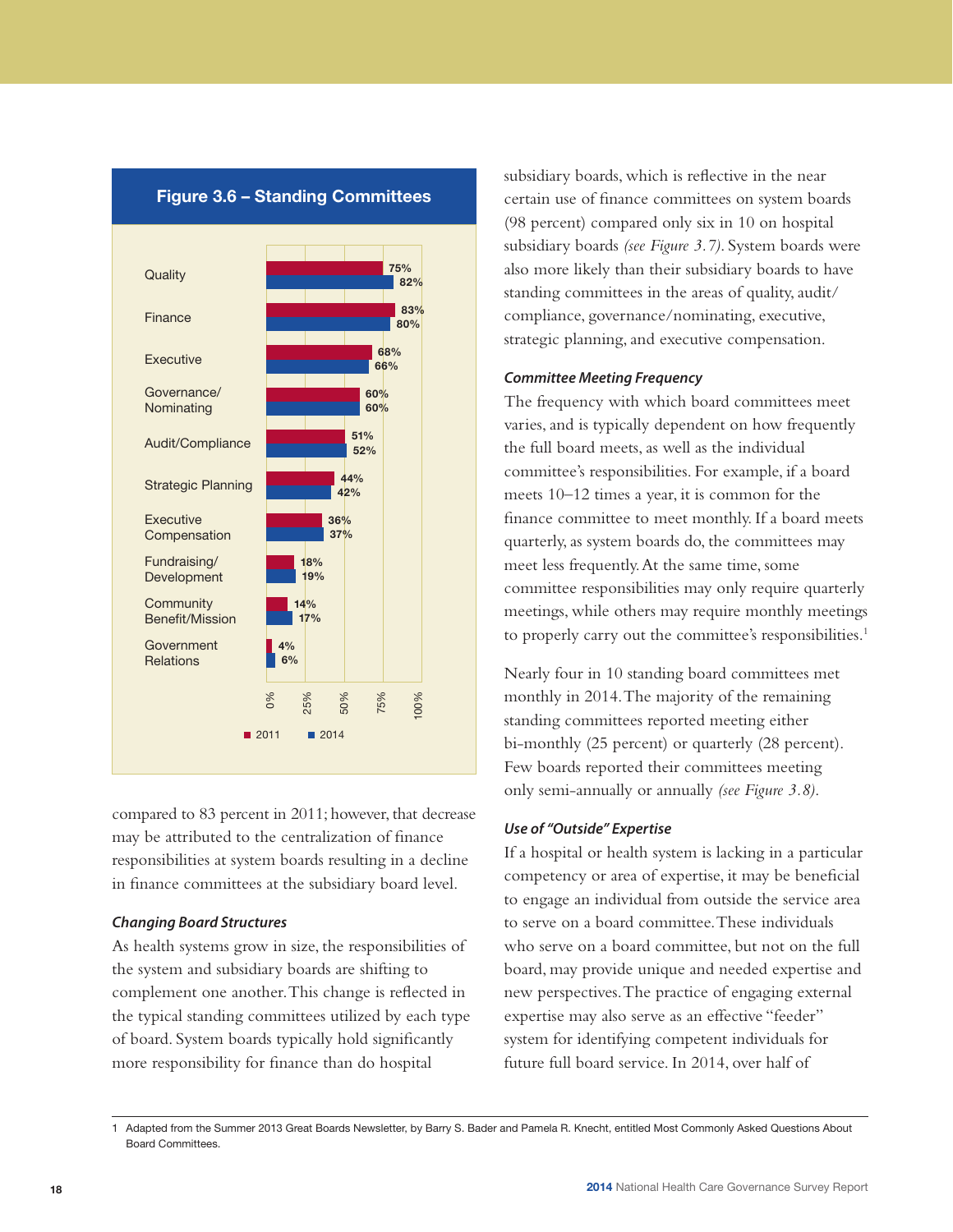### Figure 3.6 – Standing Committees

| Committee | 2011 | 2014 |
|---|---|---|
| Quality | 75% | 82% |
| Finance | 83% | 80% |
| Executive | 68% | 66% |
| Governance/ Nominating | 60% | 60% |
| Audit/Compliance | 51% | 52% |
| Strategic Planning | 44% | 42% |
| Executive Compensation | 36% | 37% |
| Fundraising/ Development | 18% | 19% |
| Community Benefit/Mission | 14% | 17% |
| Government Relations | 4% | 6% |

compared to 83 percent in 2011; however, that decrease may be attributed to the centralization of finance responsibilities at system boards resulting in a decline in finance committees at the subsidiary board level.

#### *Changing Board Structures*

As health systems grow in size, the responsibilities of the system and subsidiary boards are shifting to complement one another. This change is reflected in the typical standing committees utilized by each type of board. System boards typically hold significantly more responsibility for finance than do hospital subsidiary boards, which is reflective in the near certain use of finance committees on system boards (98 percent) compared only six in 10 on hospital subsidiary boards *(see Figure 3.7)*. System boards were also more likely than their subsidiary boards to have standing committees in the areas of quality, audit/compliance, governance/nominating, executive, strategic planning, and executive compensation.

#### *Committee Meeting Frequency*

The frequency with which board committees meet varies, and is typically dependent on how frequently the full board meets, as well as the individual committee's responsibilities. For example, if a board meets 10–12 times a year, it is common for the finance committee to meet monthly. If a board meets quarterly, as system boards do, the committees may meet less frequently. At the same time, some committee responsibilities may only require quarterly meetings, while others may require monthly meetings to properly carry out the committee's responsibilities.[1]

Nearly four in 10 standing board committees met monthly in 2014. The majority of the remaining standing committees reported meeting either bi-monthly (25 percent) or quarterly (28 percent). Few boards reported their committees meeting only semi-annually or annually *(see Figure 3.8)*.

#### *Use of "Outside" Expertise*

If a hospital or health system is lacking in a particular competency or area of expertise, it may be beneficial to engage an individual from outside the service area to serve on a board committee. These individuals who serve on a board committee, but not on the full board, may provide unique and needed expertise and new perspectives. The practice of engaging external expertise may also serve as an effective "feeder" system for identifying competent individuals for future full board service. In 2014, over half of

---

1 Adapted from the Summer 2013 Great Boards Newsletter, by Barry S. Bader and Pamela R. Knecht, entitled Most Commonly Asked Questions About Board Committees.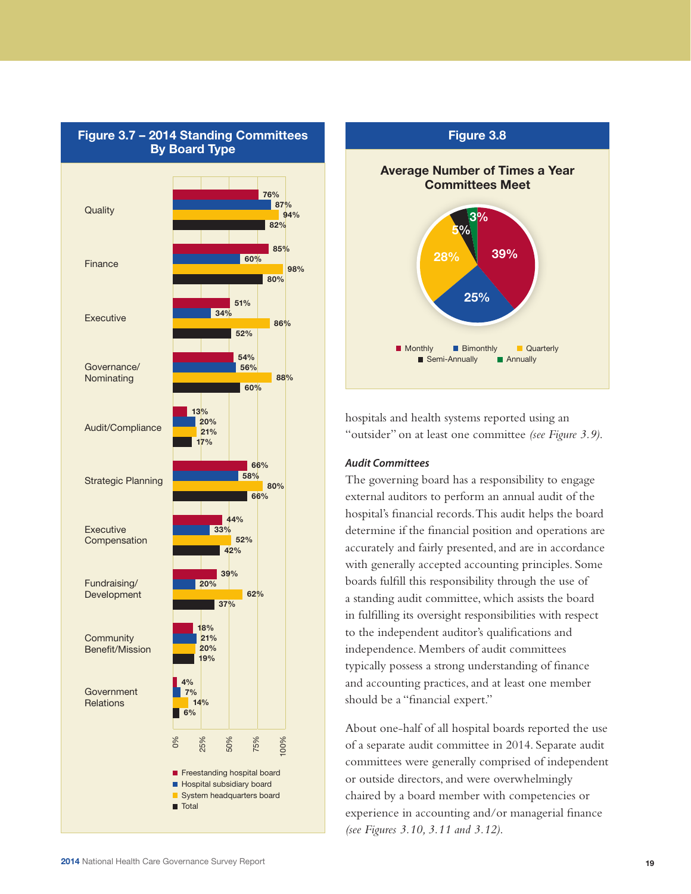## Figure 3.7 – 2014 Standing Committees By Board Type

| Committee | Freestanding hospital board | Hospital subsidiary board | System headquarters board | Total |
|---|---|---|---|---|
| Quality | 76% | 87% | 94% | 82% |
| Finance | 85% | 60% | 98% | 80% |
| Executive | 51% | 34% | 86% | 52% |
| Governance/ Nominating | 54% | 56% | 88% | 60% |
| Audit/Compliance | 13% | 20% | 21% | 17% |
| Strategic Planning | 66% | 58% | 80% | 66% |
| Executive Compensation | 44% | 33% | 52% | 42% |
| Fundraising/ Development | 39% | 20% | 62% | 37% |
| Community Benefit/Mission | 18% | 21% | 20% | 19% |
| Government Relations | 4% | 7% | 14% | 6% |

## Figure 3.8

**Average Number of Times a Year Committees Meet**

| Frequency | Percent |
|---|---|
| Monthly | 39% |
| Bimonthly | 25% |
| Quarterly | 28% |
| Semi-Annually | 5% |
| Annually | 3% |

hospitals and health systems reported using an "outsider" on at least one committee *(see Figure 3.9)*.

### *Audit Committees*

The governing board has a responsibility to engage external auditors to perform an annual audit of the hospital's financial records. This audit helps the board determine if the financial position and operations are accurately and fairly presented, and are in accordance with generally accepted accounting principles. Some boards fulfill this responsibility through the use of a standing audit committee, which assists the board in fulfilling its oversight responsibilities with respect to the independent auditor's qualifications and independence. Members of audit committees typically possess a strong understanding of finance and accounting practices, and at least one member should be a "financial expert."

About one-half of all hospital boards reported the use of a separate audit committee in 2014. Separate audit committees were generally comprised of independent or outside directors, and were overwhelmingly chaired by a board member with competencies or experience in accounting and/or managerial finance *(see Figures 3.10, 3.11 and 3.12)*.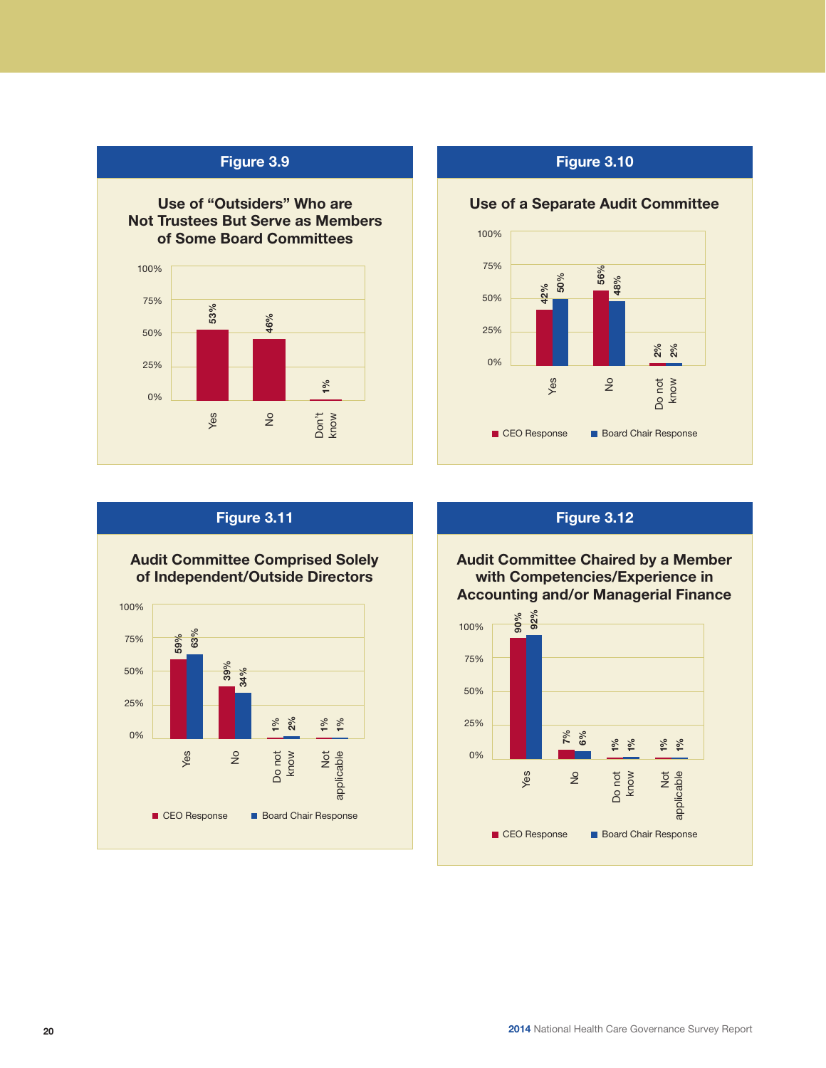## Figure 3.9

**Use of "Outsiders" Who are Not Trustees But Serve as Members of Some Board Committees**

| Response | Percentage |
| --- | --- |
| Yes | 53% |
| No | 46% |
| Don't know | 1% |

## Figure 3.10

**Use of a Separate Audit Committee**

| Response | CEO Response | Board Chair Response |
| --- | --- | --- |
| Yes | 42% | 50% |
| No | 56% | 48% |
| Do not know | 2% | 2% |

## Figure 3.11

**Audit Committee Comprised Solely of Independent/Outside Directors**

| Response | CEO Response | Board Chair Response |
| --- | --- | --- |
| Yes | 59% | 63% |
| No | 39% | 34% |
| Do not know | 1% | 2% |
| Not applicable | 1% | 1% |

## Figure 3.12

**Audit Committee Chaired by a Member with Competencies/Experience in Accounting and/or Managerial Finance**

| Response | CEO Response | Board Chair Response |
| --- | --- | --- |
| Yes | 90% | 92% |
| No | 7% | 6% |
| Do not know | 1% | 1% |
| Not applicable | 1% | 1% |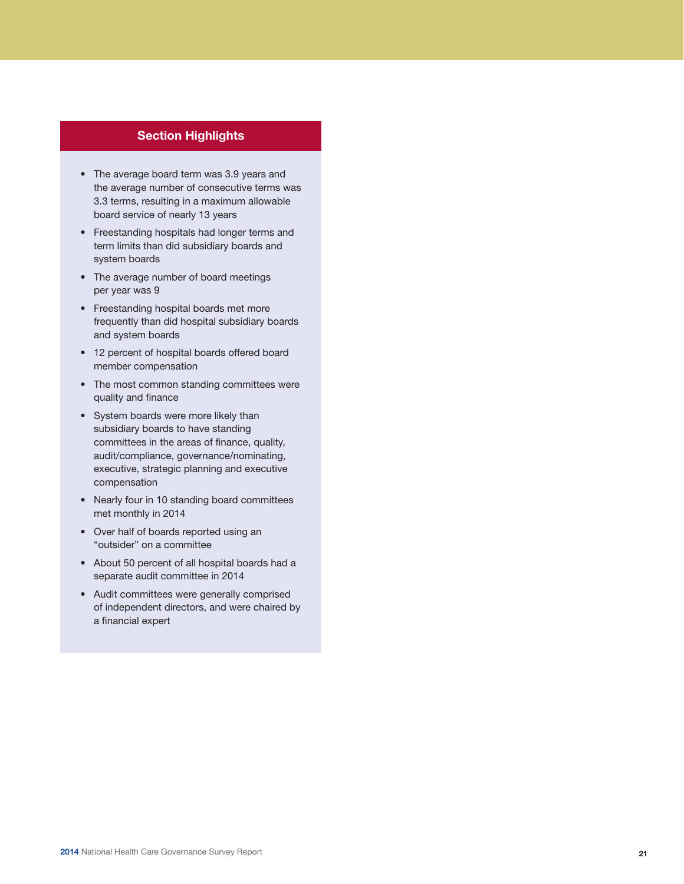## Section Highlights

- The average board term was 3.9 years and the average number of consecutive terms was 3.3 terms, resulting in a maximum allowable board service of nearly 13 years
- Freestanding hospitals had longer terms and term limits than did subsidiary boards and system boards
- The average number of board meetings per year was 9
- Freestanding hospital boards met more frequently than did hospital subsidiary boards and system boards
- 12 percent of hospital boards offered board member compensation
- The most common standing committees were quality and finance
- System boards were more likely than subsidiary boards to have standing committees in the areas of finance, quality, audit/compliance, governance/nominating, executive, strategic planning and executive compensation
- Nearly four in 10 standing board committees met monthly in 2014
- Over half of boards reported using an "outsider" on a committee
- About 50 percent of all hospital boards had a separate audit committee in 2014
- Audit committees were generally comprised of independent directors, and were chaired by a financial expert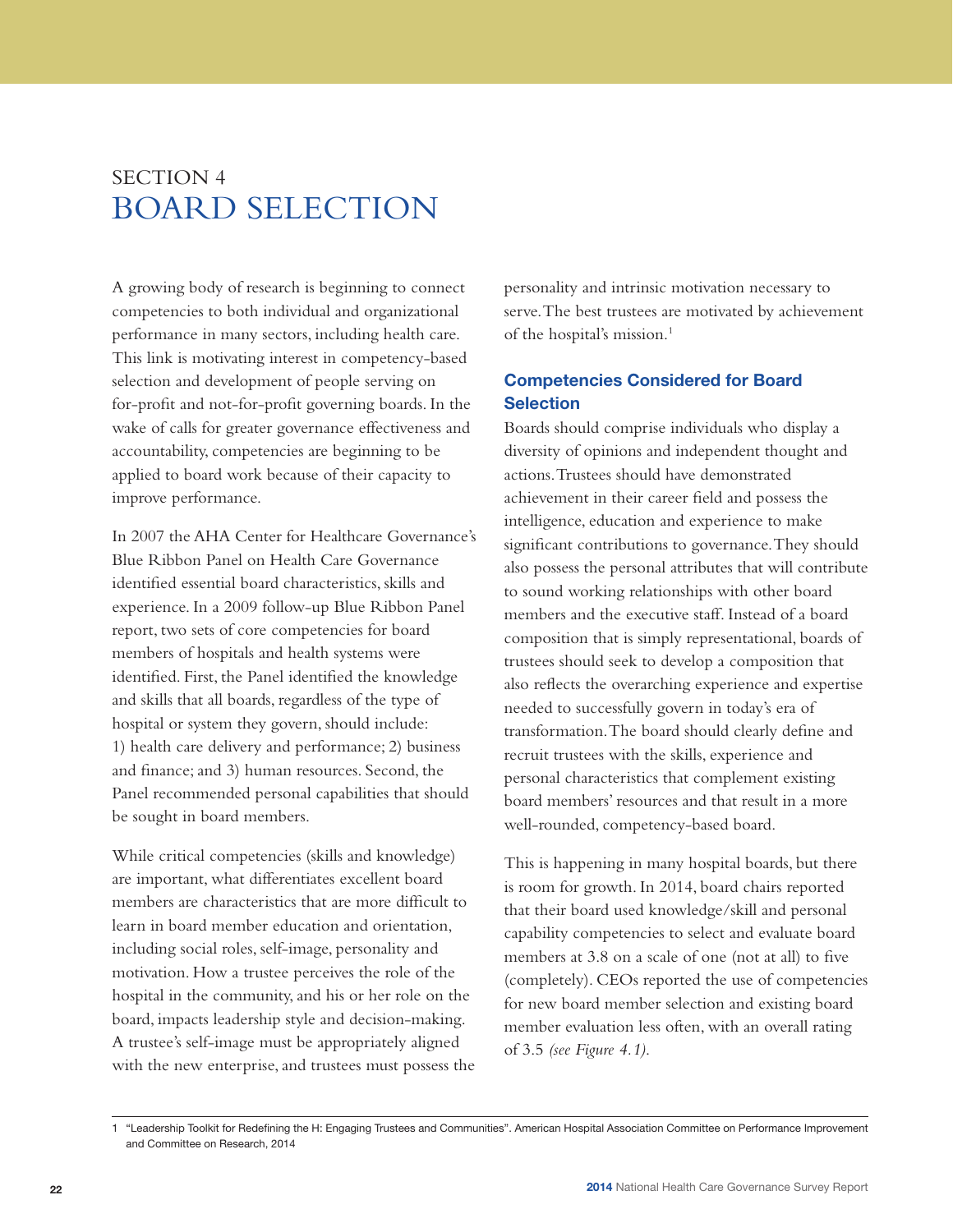# SECTION 4
# BOARD SELECTION

A growing body of research is beginning to connect competencies to both individual and organizational performance in many sectors, including health care. This link is motivating interest in competency-based selection and development of people serving on for-profit and not-for-profit governing boards. In the wake of calls for greater governance effectiveness and accountability, competencies are beginning to be applied to board work because of their capacity to improve performance.

In 2007 the AHA Center for Healthcare Governance's Blue Ribbon Panel on Health Care Governance identified essential board characteristics, skills and experience. In a 2009 follow-up Blue Ribbon Panel report, two sets of core competencies for board members of hospitals and health systems were identified. First, the Panel identified the knowledge and skills that all boards, regardless of the type of hospital or system they govern, should include: 1) health care delivery and performance; 2) business and finance; and 3) human resources. Second, the Panel recommended personal capabilities that should be sought in board members.

While critical competencies (skills and knowledge) are important, what differentiates excellent board members are characteristics that are more difficult to learn in board member education and orientation, including social roles, self-image, personality and motivation. How a trustee perceives the role of the hospital in the community, and his or her role on the board, impacts leadership style and decision-making. A trustee's self-image must be appropriately aligned with the new enterprise, and trustees must possess the personality and intrinsic motivation necessary to serve. The best trustees are motivated by achievement of the hospital's mission.[1]

## Competencies Considered for Board Selection

Boards should comprise individuals who display a diversity of opinions and independent thought and actions. Trustees should have demonstrated achievement in their career field and possess the intelligence, education and experience to make significant contributions to governance. They should also possess the personal attributes that will contribute to sound working relationships with other board members and the executive staff. Instead of a board composition that is simply representational, boards of trustees should seek to develop a composition that also reflects the overarching experience and expertise needed to successfully govern in today's era of transformation. The board should clearly define and recruit trustees with the skills, experience and personal characteristics that complement existing board members' resources and that result in a more well-rounded, competency-based board.

This is happening in many hospital boards, but there is room for growth. In 2014, board chairs reported that their board used knowledge/skill and personal capability competencies to select and evaluate board members at 3.8 on a scale of one (not at all) to five (completely). CEOs reported the use of competencies for new board member selection and existing board member evaluation less often, with an overall rating of 3.5 *(see Figure 4.1)*.

---

1 "Leadership Toolkit for Redefining the H: Engaging Trustees and Communities". American Hospital Association Committee on Performance Improvement and Committee on Research, 2014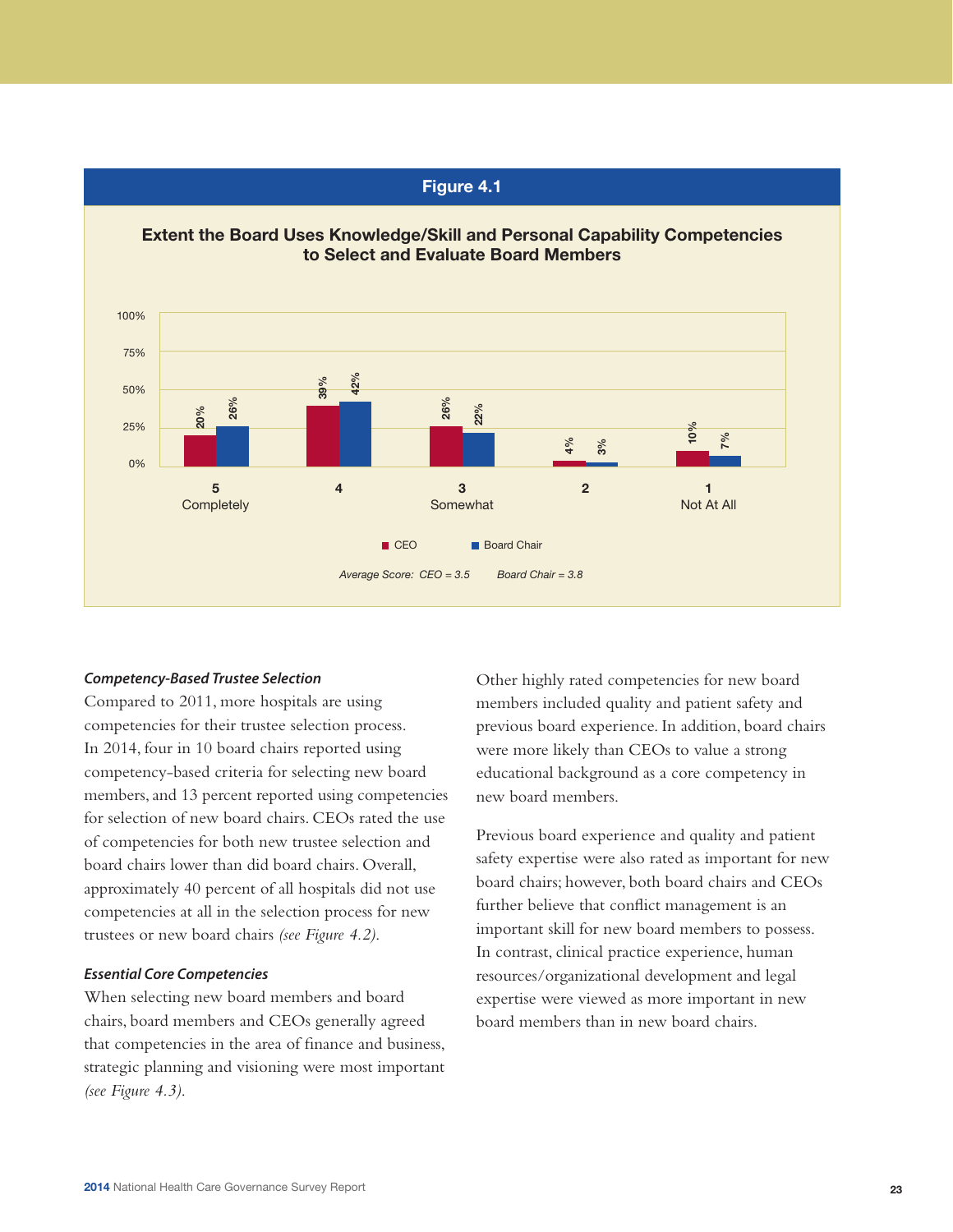## Figure 4.1

**Extent the Board Uses Knowledge/Skill and Personal Capability Competencies to Select and Evaluate Board Members**

| | 5 Completely | 4 | 3 Somewhat | 2 | 1 Not At All |
|---|---|---|---|---|---|
| CEO | 20% | 39% | 26% | 4% | 10% |
| Board Chair | 26% | 42% | 22% | 3% | 7% |

*Average Score: CEO = 3.5 Board Chair = 3.8*

### *Competency-Based Trustee Selection*

Compared to 2011, more hospitals are using competencies for their trustee selection process. In 2014, four in 10 board chairs reported using competency-based criteria for selecting new board members, and 13 percent reported using competencies for selection of new board chairs. CEOs rated the use of competencies for both new trustee selection and board chairs lower than did board chairs. Overall, approximately 40 percent of all hospitals did not use competencies at all in the selection process for new trustees or new board chairs *(see Figure 4.2)*.

### *Essential Core Competencies*

When selecting new board members and board chairs, board members and CEOs generally agreed that competencies in the area of finance and business, strategic planning and visioning were most important *(see Figure 4.3)*.

Other highly rated competencies for new board members included quality and patient safety and previous board experience. In addition, board chairs were more likely than CEOs to value a strong educational background as a core competency in new board members.

Previous board experience and quality and patient safety expertise were also rated as important for new board chairs; however, both board chairs and CEOs further believe that conflict management is an important skill for new board members to possess. In contrast, clinical practice experience, human resources/organizational development and legal expertise were viewed as more important in new board members than in new board chairs.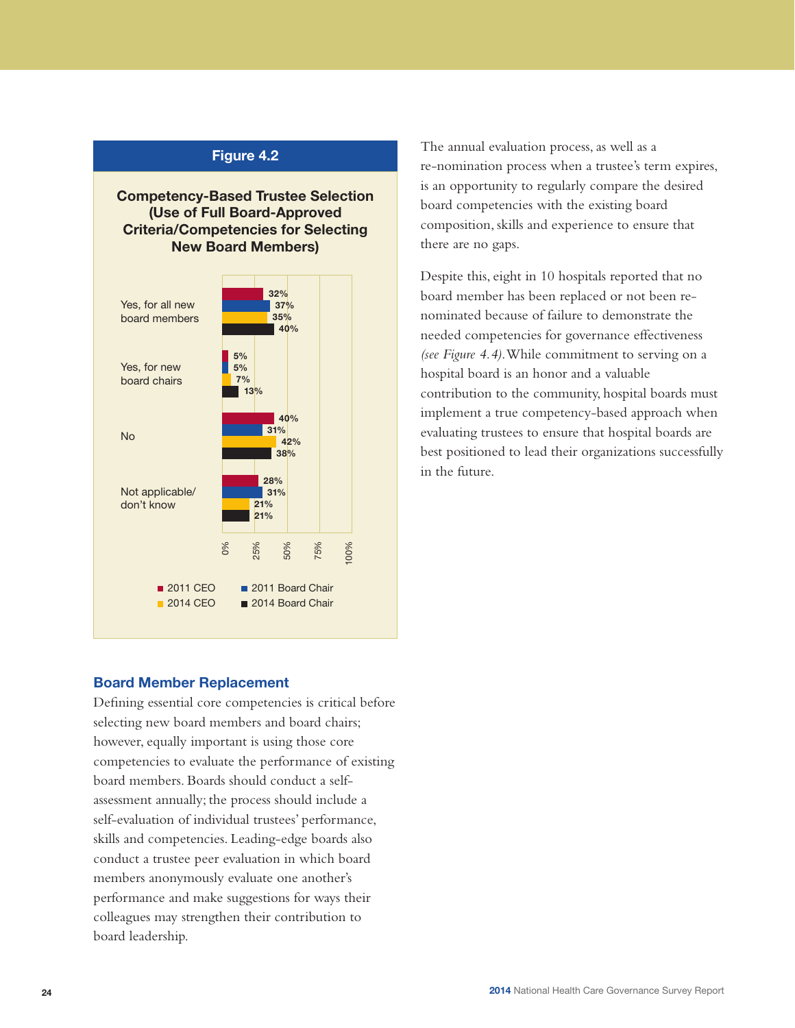## Figure 4.2

### Competency-Based Trustee Selection (Use of Full Board-Approved Criteria/Competencies for Selecting New Board Members)

| | 2011 CEO | 2011 Board Chair | 2014 CEO | 2014 Board Chair |
|---|---|---|---|---|
| Yes, for all new board members | 32% | 37% | 35% | 40% |
| Yes, for new board chairs | 5% | 5% | 7% | 13% |
| No | 40% | 31% | 42% | 38% |
| Not applicable/ don't know | 28% | 31% | 21% | 21% |

## Board Member Replacement

Defining essential core competencies is critical before selecting new board members and board chairs; however, equally important is using those core competencies to evaluate the performance of existing board members. Boards should conduct a self-assessment annually; the process should include a self-evaluation of individual trustees' performance, skills and competencies. Leading-edge boards also conduct a trustee peer evaluation in which board members anonymously evaluate one another's performance and make suggestions for ways their colleagues may strengthen their contribution to board leadership.

The annual evaluation process, as well as a re-nomination process when a trustee's term expires, is an opportunity to regularly compare the desired board competencies with the existing board composition, skills and experience to ensure that there are no gaps.

Despite this, eight in 10 hospitals reported that no board member has been replaced or not been re-nominated because of failure to demonstrate the needed competencies for governance effectiveness *(see Figure 4.4)*. While commitment to serving on a hospital board is an honor and a valuable contribution to the community, hospital boards must implement a true competency-based approach when evaluating trustees to ensure that hospital boards are best positioned to lead their organizations successfully in the future.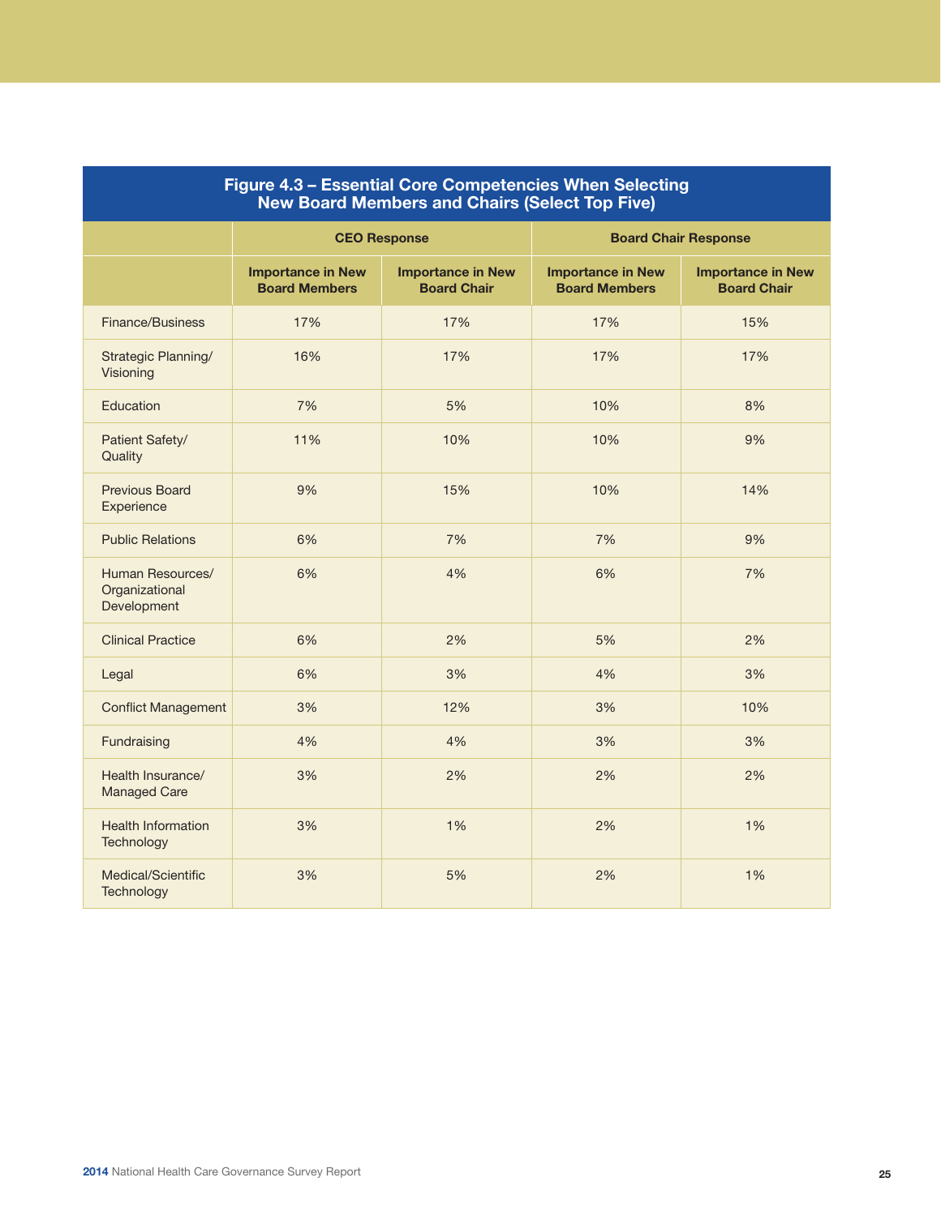## Figure 4.3 – Essential Core Competencies When Selecting New Board Members and Chairs (Select Top Five)

| | CEO Response | | Board Chair Response | |
|---|---|---|---|---|
| | Importance in New Board Members | Importance in New Board Chair | Importance in New Board Members | Importance in New Board Chair |
| Finance/Business | 17% | 17% | 17% | 15% |
| Strategic Planning/ Visioning | 16% | 17% | 17% | 17% |
| Education | 7% | 5% | 10% | 8% |
| Patient Safety/ Quality | 11% | 10% | 10% | 9% |
| Previous Board Experience | 9% | 15% | 10% | 14% |
| Public Relations | 6% | 7% | 7% | 9% |
| Human Resources/ Organizational Development | 6% | 4% | 6% | 7% |
| Clinical Practice | 6% | 2% | 5% | 2% |
| Legal | 6% | 3% | 4% | 3% |
| Conflict Management | 3% | 12% | 3% | 10% |
| Fundraising | 4% | 4% | 3% | 3% |
| Health Insurance/ Managed Care | 3% | 2% | 2% | 2% |
| Health Information Technology | 3% | 1% | 2% | 1% |
| Medical/Scientific Technology | 3% | 5% | 2% | 1% |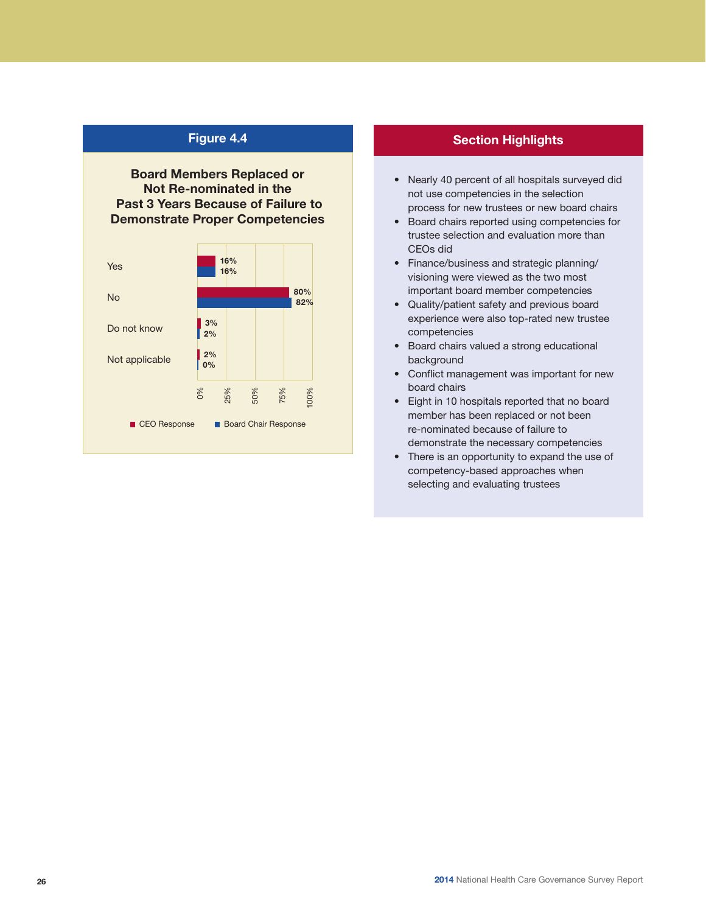## Figure 4.4

### Board Members Replaced or Not Re-nominated in the Past 3 Years Because of Failure to Demonstrate Proper Competencies

| | CEO Response | Board Chair Response |
|---|---|---|
| Yes | 16% | 16% |
| No | 80% | 82% |
| Do not know | 3% | 2% |
| Not applicable | 2% | 0% |

## Section Highlights

- Nearly 40 percent of all hospitals surveyed did not use competencies in the selection process for new trustees or new board chairs
- Board chairs reported using competencies for trustee selection and evaluation more than CEOs did
- Finance/business and strategic planning/visioning were viewed as the two most important board member competencies
- Quality/patient safety and previous board experience were also top-rated new trustee competencies
- Board chairs valued a strong educational background
- Conflict management was important for new board chairs
- Eight in 10 hospitals reported that no board member has been replaced or not been re-nominated because of failure to demonstrate the necessary competencies
- There is an opportunity to expand the use of competency-based approaches when selecting and evaluating trustees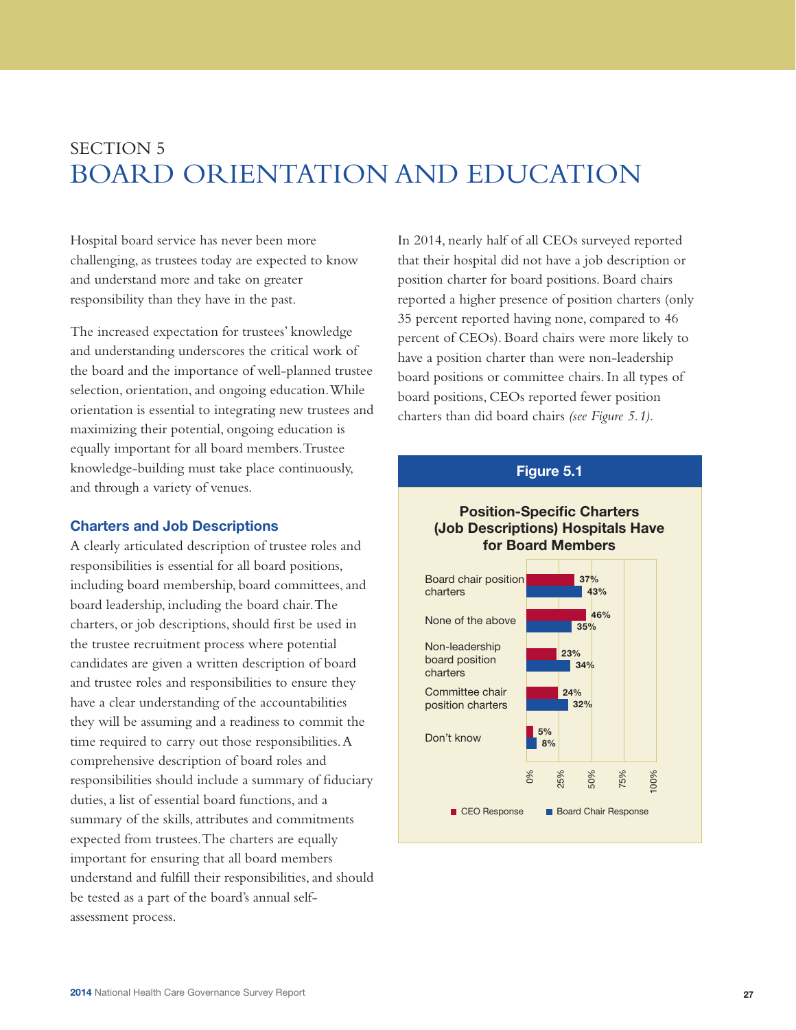# SECTION 5
# BOARD ORIENTATION AND EDUCATION

Hospital board service has never been more challenging, as trustees today are expected to know and understand more and take on greater responsibility than they have in the past.

The increased expectation for trustees' knowledge and understanding underscores the critical work of the board and the importance of well-planned trustee selection, orientation, and ongoing education. While orientation is essential to integrating new trustees and maximizing their potential, ongoing education is equally important for all board members. Trustee knowledge-building must take place continuously, and through a variety of venues.

## Charters and Job Descriptions

A clearly articulated description of trustee roles and responsibilities is essential for all board positions, including board membership, board committees, and board leadership, including the board chair. The charters, or job descriptions, should first be used in the trustee recruitment process where potential candidates are given a written description of board and trustee roles and responsibilities to ensure they have a clear understanding of the accountabilities they will be assuming and a readiness to commit the time required to carry out those responsibilities. A comprehensive description of board roles and responsibilities should include a summary of fiduciary duties, a list of essential board functions, and a summary of the skills, attributes and commitments expected from trustees. The charters are equally important for ensuring that all board members understand and fulfill their responsibilities, and should be tested as a part of the board's annual self-assessment process.

In 2014, nearly half of all CEOs surveyed reported that their hospital did not have a job description or position charter for board positions. Board chairs reported a higher presence of position charters (only 35 percent reported having none, compared to 46 percent of CEOs). Board chairs were more likely to have a position charter than were non-leadership board positions or committee chairs. In all types of board positions, CEOs reported fewer position charters than did board chairs *(see Figure 5.1)*.

**Figure 5.1**

**Position-Specific Charters (Job Descriptions) Hospitals Have for Board Members**

| | CEO Response | Board Chair Response |
|---|---|---|
| Board chair position charters | 37% | 43% |
| None of the above | 46% | 35% |
| Non-leadership board position charters | 23% | 34% |
| Committee chair position charters | 24% | 32% |
| Don't know | 5% | 8% |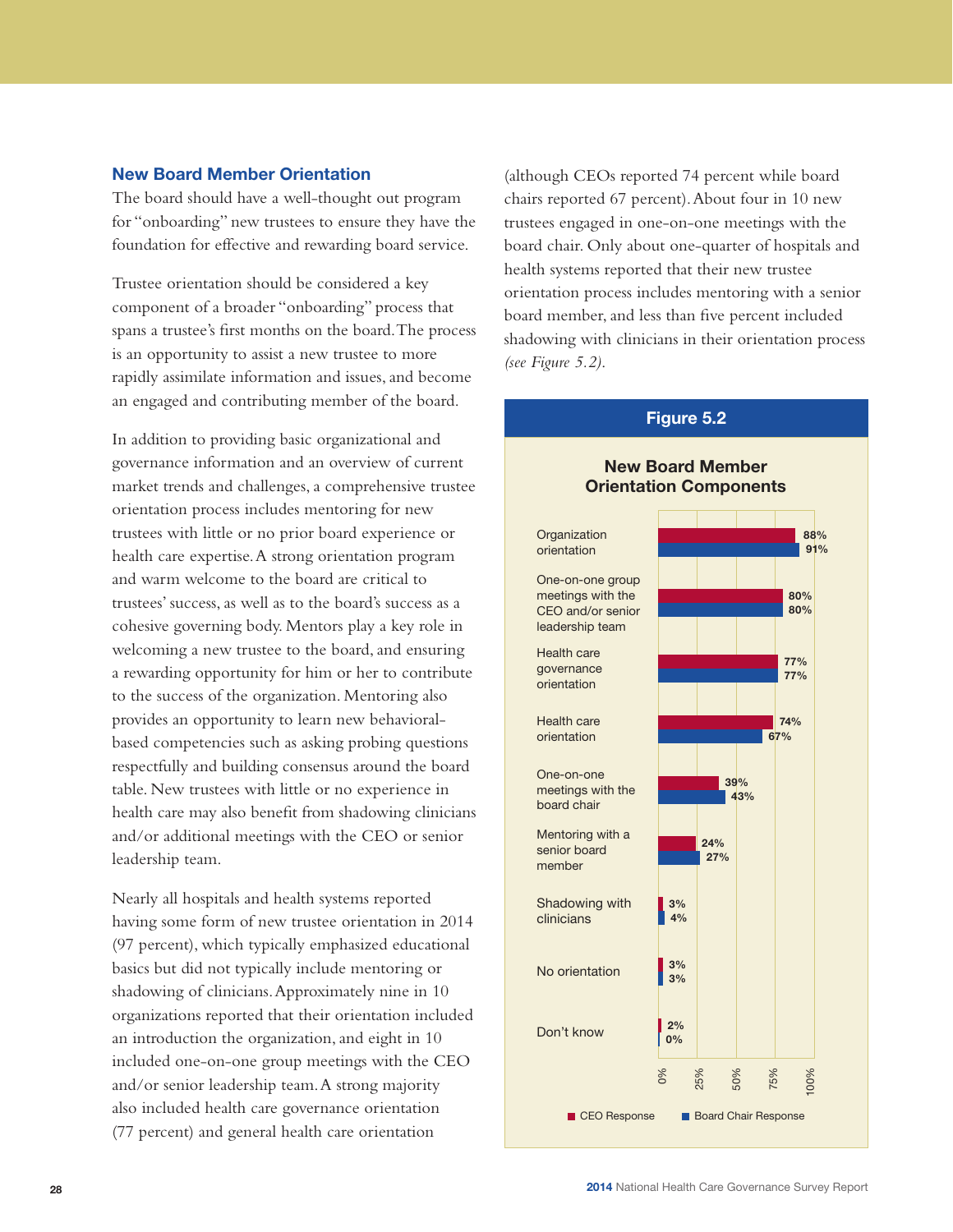### New Board Member Orientation

The board should have a well-thought out program for "onboarding" new trustees to ensure they have the foundation for effective and rewarding board service.

Trustee orientation should be considered a key component of a broader "onboarding" process that spans a trustee's first months on the board. The process is an opportunity to assist a new trustee to more rapidly assimilate information and issues, and become an engaged and contributing member of the board.

In addition to providing basic organizational and governance information and an overview of current market trends and challenges, a comprehensive trustee orientation process includes mentoring for new trustees with little or no prior board experience or health care expertise. A strong orientation program and warm welcome to the board are critical to trustees' success, as well as to the board's success as a cohesive governing body. Mentors play a key role in welcoming a new trustee to the board, and ensuring a rewarding opportunity for him or her to contribute to the success of the organization. Mentoring also provides an opportunity to learn new behavioral-based competencies such as asking probing questions respectfully and building consensus around the board table. New trustees with little or no experience in health care may also benefit from shadowing clinicians and/or additional meetings with the CEO or senior leadership team.

Nearly all hospitals and health systems reported having some form of new trustee orientation in 2014 (97 percent), which typically emphasized educational basics but did not typically include mentoring or shadowing of clinicians. Approximately nine in 10 organizations reported that their orientation included an introduction the organization, and eight in 10 included one-on-one group meetings with the CEO and/or senior leadership team. A strong majority also included health care governance orientation (77 percent) and general health care orientation (although CEOs reported 74 percent while board chairs reported 67 percent). About four in 10 new trustees engaged in one-on-one meetings with the board chair. Only about one-quarter of hospitals and health systems reported that their new trustee orientation process includes mentoring with a senior board member, and less than five percent included shadowing with clinicians in their orientation process *(see Figure 5.2)*.

**Figure 5.2**

**New Board Member Orientation Components**

| Component | CEO Response | Board Chair Response |
|---|---|---|
| Organization orientation | 88% | 91% |
| One-on-one group meetings with the CEO and/or senior leadership team | 80% | 80% |
| Health care governance orientation | 77% | 77% |
| Health care orientation | 74% | 67% |
| One-on-one meetings with the board chair | 39% | 43% |
| Mentoring with a senior board member | 24% | 27% |
| Shadowing with clinicians | 3% | 4% |
| No orientation | 3% | 3% |
| Don't know | 2% | 0% |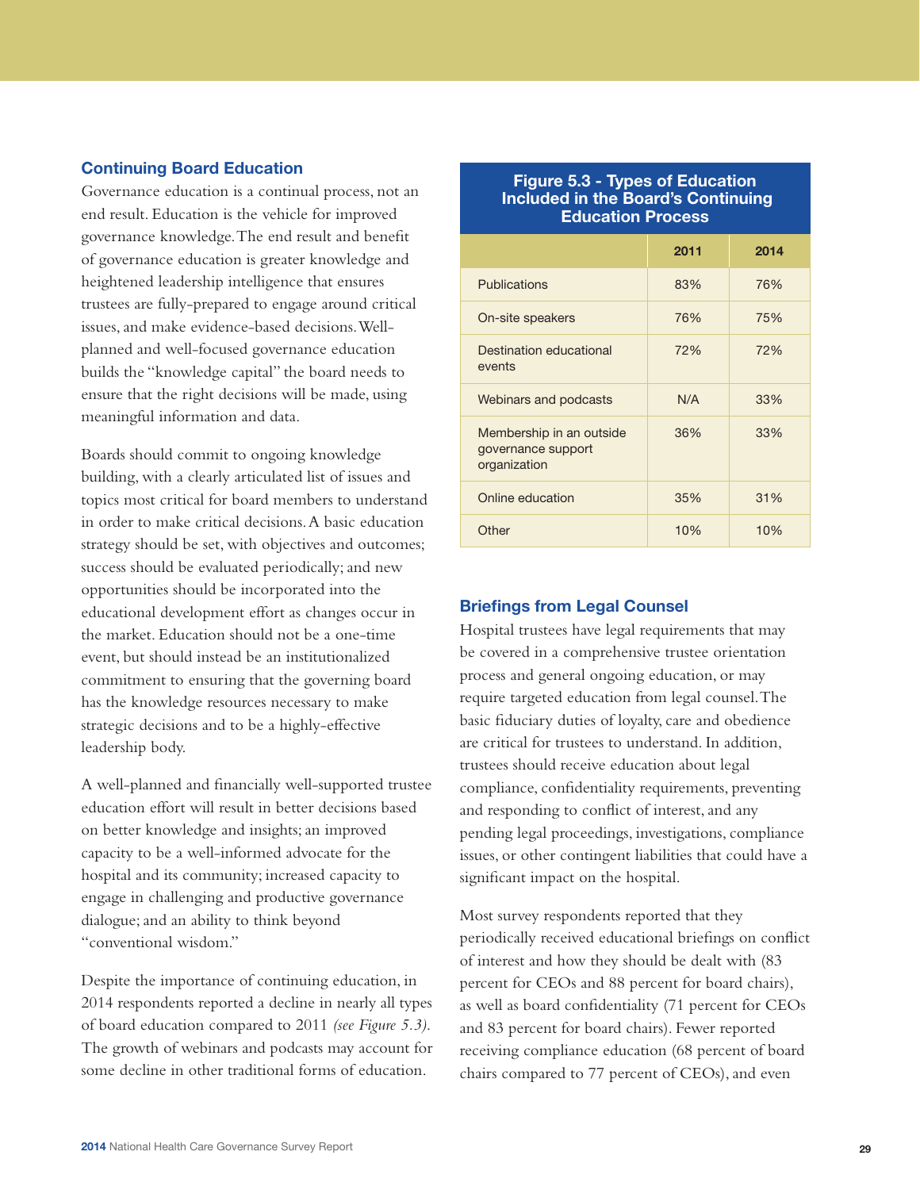### Continuing Board Education

Governance education is a continual process, not an end result. Education is the vehicle for improved governance knowledge. The end result and benefit of governance education is greater knowledge and heightened leadership intelligence that ensures trustees are fully-prepared to engage around critical issues, and make evidence-based decisions. Well-planned and well-focused governance education builds the "knowledge capital" the board needs to ensure that the right decisions will be made, using meaningful information and data.

Boards should commit to ongoing knowledge building, with a clearly articulated list of issues and topics most critical for board members to understand in order to make critical decisions. A basic education strategy should be set, with objectives and outcomes; success should be evaluated periodically; and new opportunities should be incorporated into the educational development effort as changes occur in the market. Education should not be a one-time event, but should instead be an institutionalized commitment to ensuring that the governing board has the knowledge resources necessary to make strategic decisions and to be a highly-effective leadership body.

A well-planned and financially well-supported trustee education effort will result in better decisions based on better knowledge and insights; an improved capacity to be a well-informed advocate for the hospital and its community; increased capacity to engage in challenging and productive governance dialogue; and an ability to think beyond "conventional wisdom."

Despite the importance of continuing education, in 2014 respondents reported a decline in nearly all types of board education compared to 2011 *(see Figure 5.3)*. The growth of webinars and podcasts may account for some decline in other traditional forms of education.

**Figure 5.3 - Types of Education Included in the Board's Continuing Education Process**

| | 2011 | 2014 |
|---|---|---|
| Publications | 83% | 76% |
| On-site speakers | 76% | 75% |
| Destination educational events | 72% | 72% |
| Webinars and podcasts | N/A | 33% |
| Membership in an outside governance support organization | 36% | 33% |
| Online education | 35% | 31% |
| Other | 10% | 10% |

### Briefings from Legal Counsel

Hospital trustees have legal requirements that may be covered in a comprehensive trustee orientation process and general ongoing education, or may require targeted education from legal counsel. The basic fiduciary duties of loyalty, care and obedience are critical for trustees to understand. In addition, trustees should receive education about legal compliance, confidentiality requirements, preventing and responding to conflict of interest, and any pending legal proceedings, investigations, compliance issues, or other contingent liabilities that could have a significant impact on the hospital.

Most survey respondents reported that they periodically received educational briefings on conflict of interest and how they should be dealt with (83 percent for CEOs and 88 percent for board chairs), as well as board confidentiality (71 percent for CEOs and 83 percent for board chairs). Fewer reported receiving compliance education (68 percent of board chairs compared to 77 percent of CEOs), and even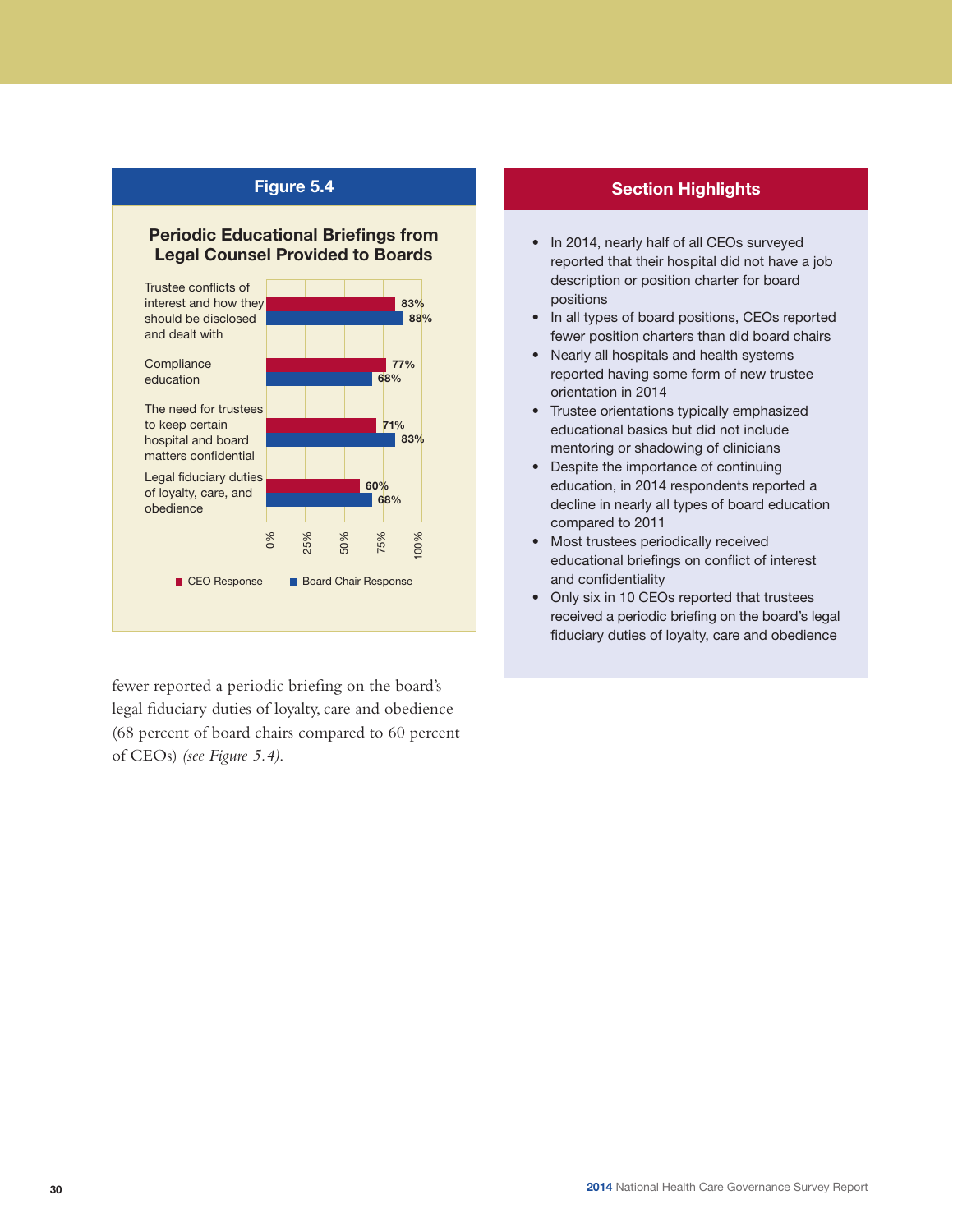## Figure 5.4

### Periodic Educational Briefings from Legal Counsel Provided to Boards

| | CEO Response | Board Chair Response |
|---|---|---|
| Trustee conflicts of interest and how they should be disclosed and dealt with | 83% | 88% |
| Compliance education | 77% | 68% |
| The need for trustees to keep certain hospital and board matters confidential | 71% | 83% |
| Legal fiduciary duties of loyalty, care, and obedience | 60% | 68% |

fewer reported a periodic briefing on the board's legal fiduciary duties of loyalty, care and obedience (68 percent of board chairs compared to 60 percent of CEOs) *(see Figure 5.4).*

## Section Highlights

- In 2014, nearly half of all CEOs surveyed reported that their hospital did not have a job description or position charter for board positions
- In all types of board positions, CEOs reported fewer position charters than did board chairs
- Nearly all hospitals and health systems reported having some form of new trustee orientation in 2014
- Trustee orientations typically emphasized educational basics but did not include mentoring or shadowing of clinicians
- Despite the importance of continuing education, in 2014 respondents reported a decline in nearly all types of board education compared to 2011
- Most trustees periodically received educational briefings on conflict of interest and confidentiality
- Only six in 10 CEOs reported that trustees received a periodic briefing on the board's legal fiduciary duties of loyalty, care and obedience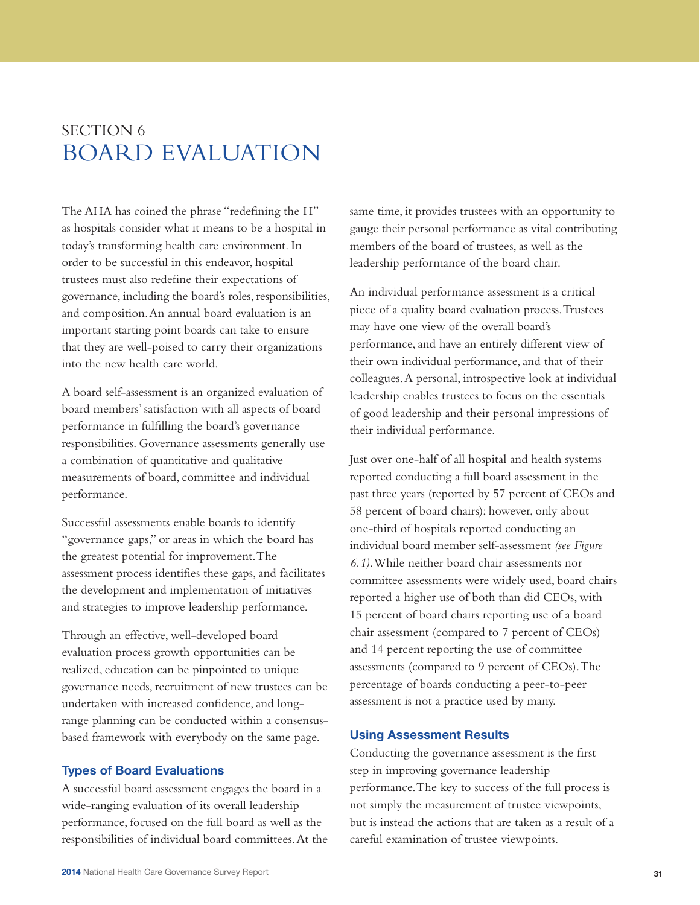# SECTION 6
# BOARD EVALUATION

The AHA has coined the phrase "redefining the H" as hospitals consider what it means to be a hospital in today's transforming health care environment. In order to be successful in this endeavor, hospital trustees must also redefine their expectations of governance, including the board's roles, responsibilities, and composition. An annual board evaluation is an important starting point boards can take to ensure that they are well-poised to carry their organizations into the new health care world.

A board self-assessment is an organized evaluation of board members' satisfaction with all aspects of board performance in fulfilling the board's governance responsibilities. Governance assessments generally use a combination of quantitative and qualitative measurements of board, committee and individual performance.

Successful assessments enable boards to identify "governance gaps," or areas in which the board has the greatest potential for improvement. The assessment process identifies these gaps, and facilitates the development and implementation of initiatives and strategies to improve leadership performance.

Through an effective, well-developed board evaluation process growth opportunities can be realized, education can be pinpointed to unique governance needs, recruitment of new trustees can be undertaken with increased confidence, and long-range planning can be conducted within a consensus-based framework with everybody on the same page.

## Types of Board Evaluations

A successful board assessment engages the board in a wide-ranging evaluation of its overall leadership performance, focused on the full board as well as the responsibilities of individual board committees. At the same time, it provides trustees with an opportunity to gauge their personal performance as vital contributing members of the board of trustees, as well as the leadership performance of the board chair.

An individual performance assessment is a critical piece of a quality board evaluation process. Trustees may have one view of the overall board's performance, and have an entirely different view of their own individual performance, and that of their colleagues. A personal, introspective look at individual leadership enables trustees to focus on the essentials of good leadership and their personal impressions of their individual performance.

Just over one-half of all hospital and health systems reported conducting a full board assessment in the past three years (reported by 57 percent of CEOs and 58 percent of board chairs); however, only about one-third of hospitals reported conducting an individual board member self-assessment *(see Figure 6.1)*. While neither board chair assessments nor committee assessments were widely used, board chairs reported a higher use of both than did CEOs, with 15 percent of board chairs reporting use of a board chair assessment (compared to 7 percent of CEOs) and 14 percent reporting the use of committee assessments (compared to 9 percent of CEOs). The percentage of boards conducting a peer-to-peer assessment is not a practice used by many.

## Using Assessment Results

Conducting the governance assessment is the first step in improving governance leadership performance. The key to success of the full process is not simply the measurement of trustee viewpoints, but is instead the actions that are taken as a result of a careful examination of trustee viewpoints.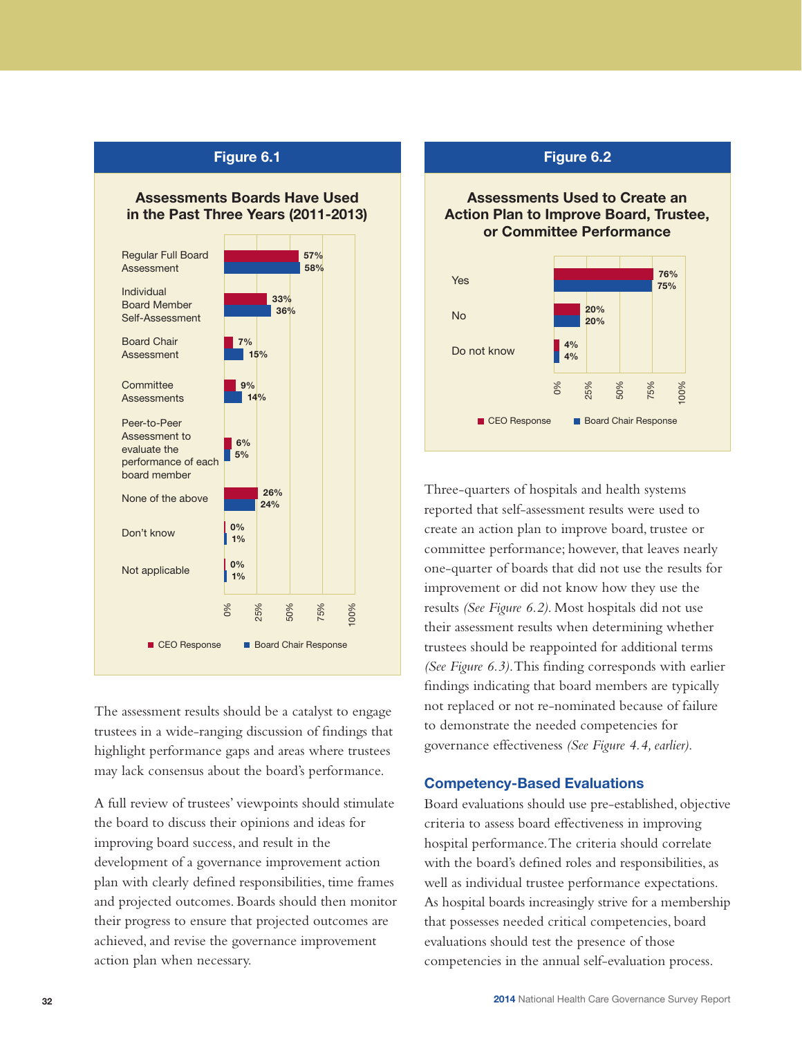**Figure 6.1**

**Assessments Boards Have Used in the Past Three Years (2011-2013)**

| Assessment | CEO Response | Board Chair Response |
|---|---|---|
| Regular Full Board Assessment | 57% | 58% |
| Individual Board Member Self-Assessment | 33% | 36% |
| Board Chair Assessment | 7% | 15% |
| Committee Assessments | 9% | 14% |
| Peer-to-Peer Assessment to evaluate the performance of each board member | 6% | 5% |
| None of the above | 26% | 24% |
| Don't know | 0% | 1% |
| Not applicable | 0% | 1% |

**Figure 6.2**

**Assessments Used to Create an Action Plan to Improve Board, Trustee, or Committee Performance**

| Response | CEO Response | Board Chair Response |
|---|---|---|
| Yes | 76% | 75% |
| No | 20% | 20% |
| Do not know | 4% | 4% |

The assessment results should be a catalyst to engage trustees in a wide-ranging discussion of findings that highlight performance gaps and areas where trustees may lack consensus about the board's performance.

A full review of trustees' viewpoints should stimulate the board to discuss their opinions and ideas for improving board success, and result in the development of a governance improvement action plan with clearly defined responsibilities, time frames and projected outcomes. Boards should then monitor their progress to ensure that projected outcomes are achieved, and revise the governance improvement action plan when necessary.

Three-quarters of hospitals and health systems reported that self-assessment results were used to create an action plan to improve board, trustee or committee performance; however, that leaves nearly one-quarter of boards that did not use the results for improvement or did not know how they use the results *(See Figure 6.2)*. Most hospitals did not use their assessment results when determining whether trustees should be reappointed for additional terms *(See Figure 6.3)*. This finding corresponds with earlier findings indicating that board members are typically not replaced or not re-nominated because of failure to demonstrate the needed competencies for governance effectiveness *(See Figure 4.4, earlier)*.

## Competency-Based Evaluations

Board evaluations should use pre-established, objective criteria to assess board effectiveness in improving hospital performance. The criteria should correlate with the board's defined roles and responsibilities, as well as individual trustee performance expectations. As hospital boards increasingly strive for a membership that possesses needed critical competencies, board evaluations should test the presence of those competencies in the annual self-evaluation process.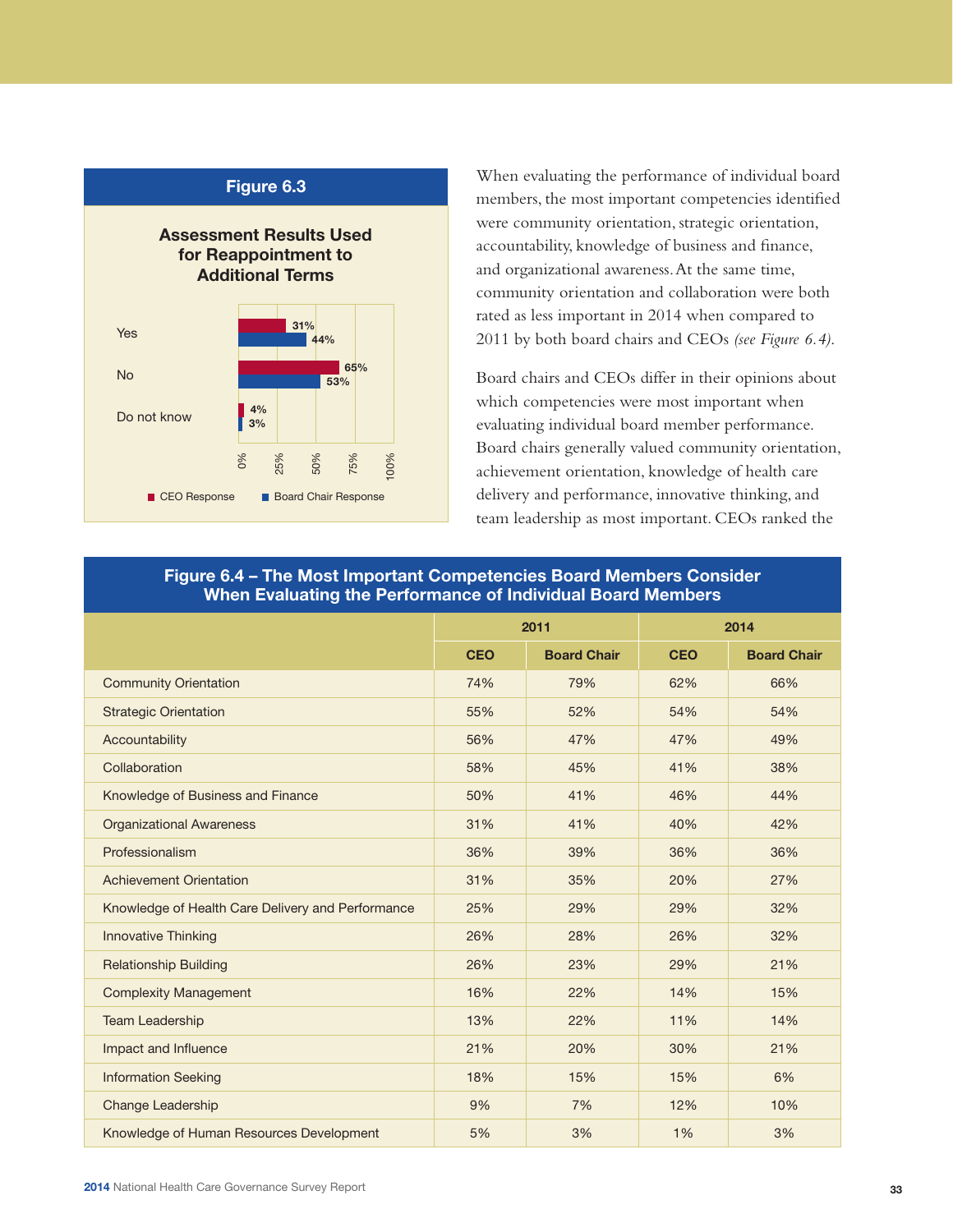**Figure 6.3**

**Assessment Results Used for Reappointment to Additional Terms**

| | CEO Response | Board Chair Response |
|---|---|---|
| Yes | 31% | 44% |
| No | 65% | 53% |
| Do not know | 4% | 3% |

When evaluating the performance of individual board members, the most important competencies identified were community orientation, strategic orientation, accountability, knowledge of business and finance, and organizational awareness. At the same time, community orientation and collaboration were both rated as less important in 2014 when compared to 2011 by both board chairs and CEOs *(see Figure 6.4)*.

Board chairs and CEOs differ in their opinions about which competencies were most important when evaluating individual board member performance. Board chairs generally valued community orientation, achievement orientation, knowledge of health care delivery and performance, innovative thinking, and team leadership as most important. CEOs ranked the

**Figure 6.4 – The Most Important Competencies Board Members Consider When Evaluating the Performance of Individual Board Members**

| | 2011 | | 2014 | |
|---|---|---|---|---|
| | CEO | Board Chair | CEO | Board Chair |
| Community Orientation | 74% | 79% | 62% | 66% |
| Strategic Orientation | 55% | 52% | 54% | 54% |
| Accountability | 56% | 47% | 47% | 49% |
| Collaboration | 58% | 45% | 41% | 38% |
| Knowledge of Business and Finance | 50% | 41% | 46% | 44% |
| Organizational Awareness | 31% | 41% | 40% | 42% |
| Professionalism | 36% | 39% | 36% | 36% |
| Achievement Orientation | 31% | 35% | 20% | 27% |
| Knowledge of Health Care Delivery and Performance | 25% | 29% | 29% | 32% |
| Innovative Thinking | 26% | 28% | 26% | 32% |
| Relationship Building | 26% | 23% | 29% | 21% |
| Complexity Management | 16% | 22% | 14% | 15% |
| Team Leadership | 13% | 22% | 11% | 14% |
| Impact and Influence | 21% | 20% | 30% | 21% |
| Information Seeking | 18% | 15% | 15% | 6% |
| Change Leadership | 9% | 7% | 12% | 10% |
| Knowledge of Human Resources Development | 5% | 3% | 1% | 3% |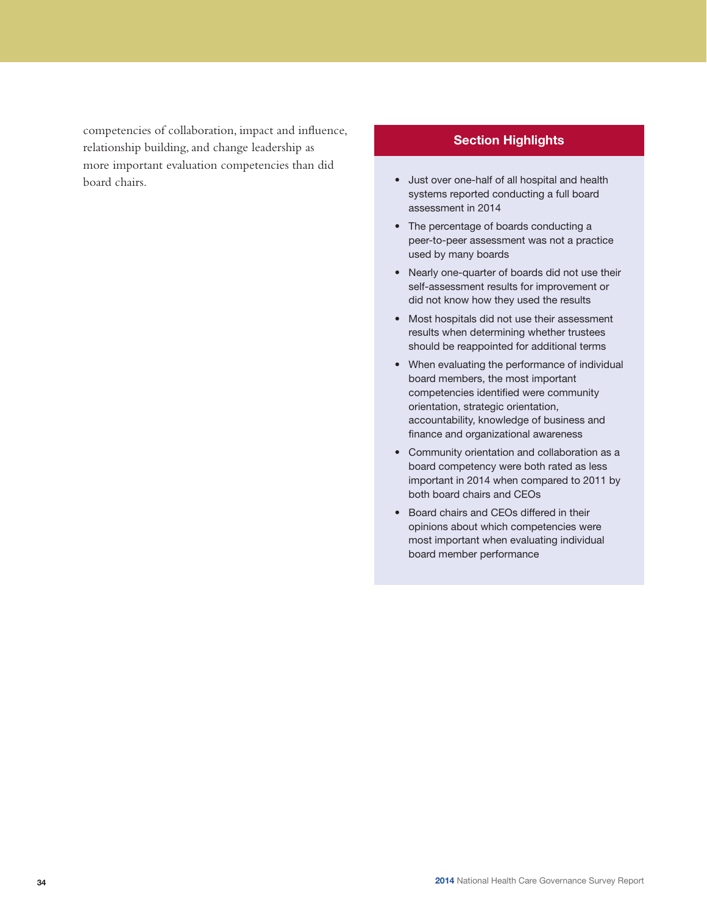competencies of collaboration, impact and influence, relationship building, and change leadership as more important evaluation competencies than did board chairs.

## Section Highlights

- Just over one-half of all hospital and health systems reported conducting a full board assessment in 2014
- The percentage of boards conducting a peer-to-peer assessment was not a practice used by many boards
- Nearly one-quarter of boards did not use their self-assessment results for improvement or did not know how they used the results
- Most hospitals did not use their assessment results when determining whether trustees should be reappointed for additional terms
- When evaluating the performance of individual board members, the most important competencies identified were community orientation, strategic orientation, accountability, knowledge of business and finance and organizational awareness
- Community orientation and collaboration as a board competency were both rated as less important in 2014 when compared to 2011 by both board chairs and CEOs
- Board chairs and CEOs differed in their opinions about which competencies were most important when evaluating individual board member performance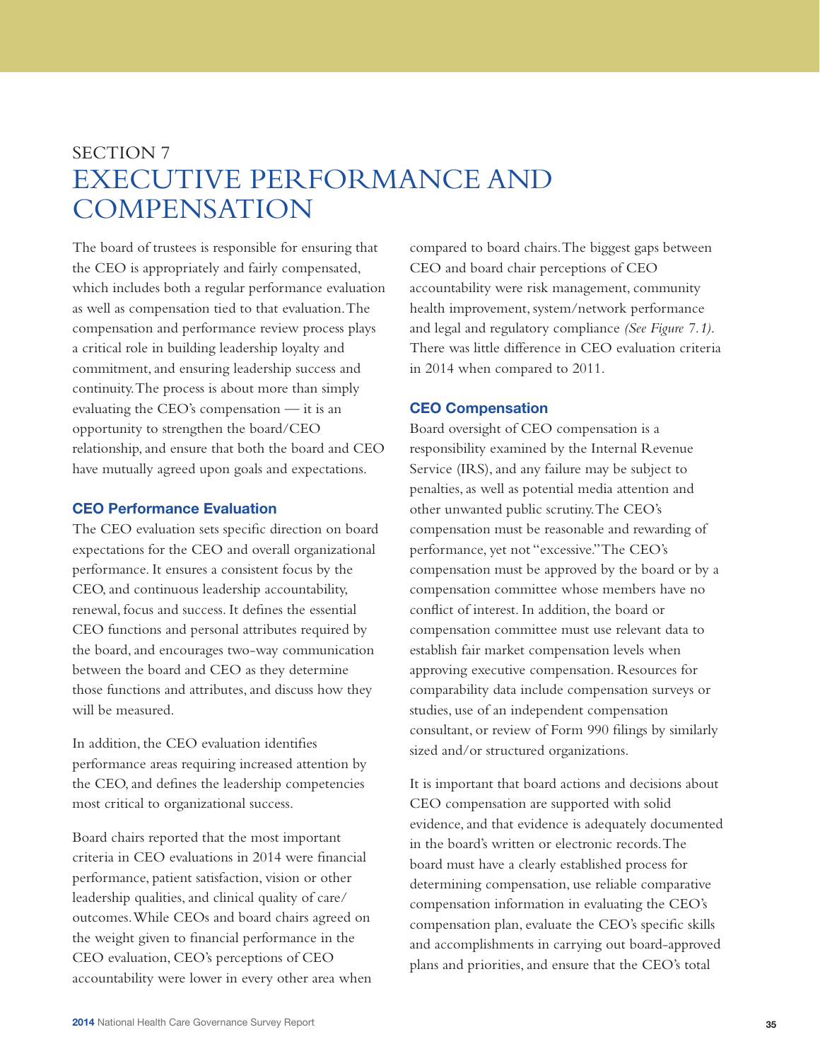# SECTION 7
# EXECUTIVE PERFORMANCE AND COMPENSATION

The board of trustees is responsible for ensuring that the CEO is appropriately and fairly compensated, which includes both a regular performance evaluation as well as compensation tied to that evaluation. The compensation and performance review process plays a critical role in building leadership loyalty and commitment, and ensuring leadership success and continuity. The process is about more than simply evaluating the CEO's compensation — it is an opportunity to strengthen the board/CEO relationship, and ensure that both the board and CEO have mutually agreed upon goals and expectations.

### CEO Performance Evaluation

The CEO evaluation sets specific direction on board expectations for the CEO and overall organizational performance. It ensures a consistent focus by the CEO, and continuous leadership accountability, renewal, focus and success. It defines the essential CEO functions and personal attributes required by the board, and encourages two-way communication between the board and CEO as they determine those functions and attributes, and discuss how they will be measured.

In addition, the CEO evaluation identifies performance areas requiring increased attention by the CEO, and defines the leadership competencies most critical to organizational success.

Board chairs reported that the most important criteria in CEO evaluations in 2014 were financial performance, patient satisfaction, vision or other leadership qualities, and clinical quality of care/ outcomes. While CEOs and board chairs agreed on the weight given to financial performance in the CEO evaluation, CEO's perceptions of CEO accountability were lower in every other area when compared to board chairs. The biggest gaps between CEO and board chair perceptions of CEO accountability were risk management, community health improvement, system/network performance and legal and regulatory compliance *(See Figure 7.1)*. There was little difference in CEO evaluation criteria in 2014 when compared to 2011.

### CEO Compensation

Board oversight of CEO compensation is a responsibility examined by the Internal Revenue Service (IRS), and any failure may be subject to penalties, as well as potential media attention and other unwanted public scrutiny. The CEO's compensation must be reasonable and rewarding of performance, yet not "excessive." The CEO's compensation must be approved by the board or by a compensation committee whose members have no conflict of interest. In addition, the board or compensation committee must use relevant data to establish fair market compensation levels when approving executive compensation. Resources for comparability data include compensation surveys or studies, use of an independent compensation consultant, or review of Form 990 filings by similarly sized and/or structured organizations.

It is important that board actions and decisions about CEO compensation are supported with solid evidence, and that evidence is adequately documented in the board's written or electronic records. The board must have a clearly established process for determining compensation, use reliable comparative compensation information in evaluating the CEO's compensation plan, evaluate the CEO's specific skills and accomplishments in carrying out board-approved plans and priorities, and ensure that the CEO's total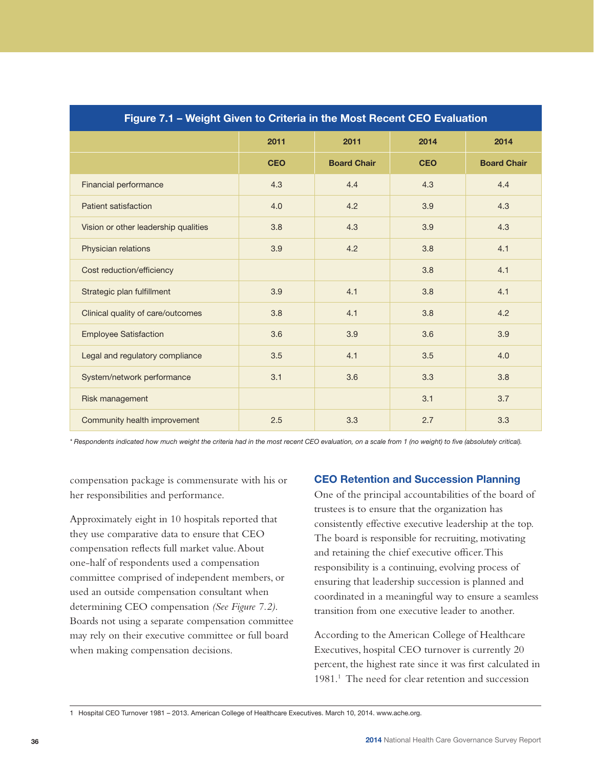**Figure 7.1 – Weight Given to Criteria in the Most Recent CEO Evaluation**

| | 2011 | 2011 | 2014 | 2014 |
|---|---|---|---|---|
| | CEO | Board Chair | CEO | Board Chair |
| Financial performance | 4.3 | 4.4 | 4.3 | 4.4 |
| Patient satisfaction | 4.0 | 4.2 | 3.9 | 4.3 |
| Vision or other leadership qualities | 3.8 | 4.3 | 3.9 | 4.3 |
| Physician relations | 3.9 | 4.2 | 3.8 | 4.1 |
| Cost reduction/efficiency | | | 3.8 | 4.1 |
| Strategic plan fulfillment | 3.9 | 4.1 | 3.8 | 4.1 |
| Clinical quality of care/outcomes | 3.8 | 4.1 | 3.8 | 4.2 |
| Employee Satisfaction | 3.6 | 3.9 | 3.6 | 3.9 |
| Legal and regulatory compliance | 3.5 | 4.1 | 3.5 | 4.0 |
| System/network performance | 3.1 | 3.6 | 3.3 | 3.8 |
| Risk management | | | 3.1 | 3.7 |
| Community health improvement | 2.5 | 3.3 | 2.7 | 3.3 |

*\* Respondents indicated how much weight the criteria had in the most recent CEO evaluation, on a scale from 1 (no weight) to five (absolutely critical).*

compensation package is commensurate with his or her responsibilities and performance.

Approximately eight in 10 hospitals reported that they use comparative data to ensure that CEO compensation reflects full market value. About one-half of respondents used a compensation committee comprised of independent members, or used an outside compensation consultant when determining CEO compensation *(See Figure 7.2)*. Boards not using a separate compensation committee may rely on their executive committee or full board when making compensation decisions.

## CEO Retention and Succession Planning

One of the principal accountabilities of the board of trustees is to ensure that the organization has consistently effective executive leadership at the top. The board is responsible for recruiting, motivating and retaining the chief executive officer. This responsibility is a continuing, evolving process of ensuring that leadership succession is planned and coordinated in a meaningful way to ensure a seamless transition from one executive leader to another.

According to the American College of Healthcare Executives, hospital CEO turnover is currently 20 percent, the highest rate since it was first calculated in 1981.[1] The need for clear retention and succession

1 Hospital CEO Turnover 1981 – 2013. American College of Healthcare Executives. March 10, 2014. www.ache.org.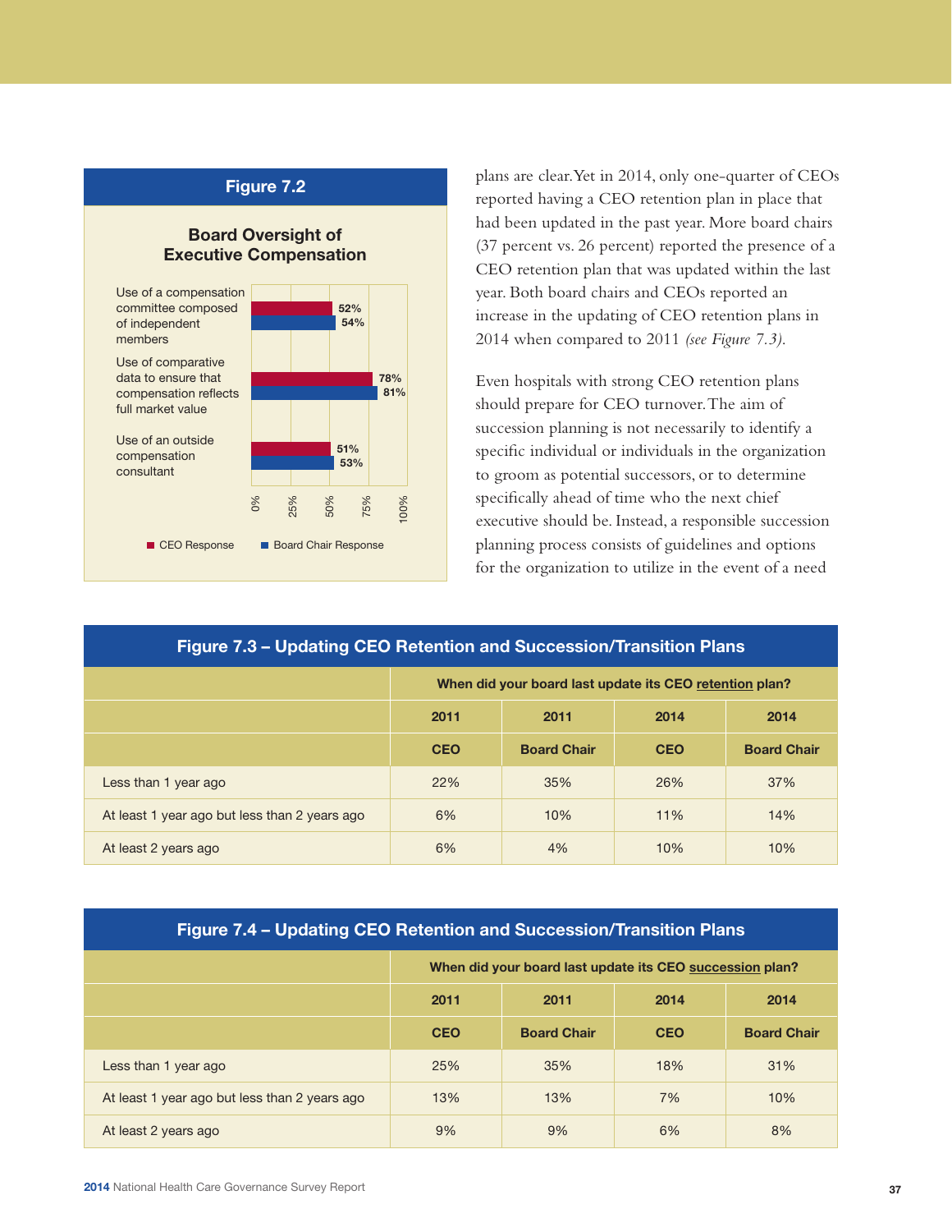## Figure 7.2

### Board Oversight of Executive Compensation

| | CEO Response | Board Chair Response |
|---|---|---|
| Use of a compensation committee composed of independent members | 52% | 54% |
| Use of comparative data to ensure that compensation reflects full market value | 78% | 81% |
| Use of an outside compensation consultant | 51% | 53% |

plans are clear. Yet in 2014, only one-quarter of CEOs reported having a CEO retention plan in place that had been updated in the past year. More board chairs (37 percent vs. 26 percent) reported the presence of a CEO retention plan that was updated within the last year. Both board chairs and CEOs reported an increase in the updating of CEO retention plans in 2014 when compared to 2011 *(see Figure 7.3)*.

Even hospitals with strong CEO retention plans should prepare for CEO turnover. The aim of succession planning is not necessarily to identify a specific individual or individuals in the organization to groom as potential successors, or to determine specifically ahead of time who the next chief executive should be. Instead, a responsible succession planning process consists of guidelines and options for the organization to utilize in the event of a need

## Figure 7.3 – Updating CEO Retention and Succession/Transition Plans

| | When did your board last update its CEO retention plan? | | | |
|---|---|---|---|---|
| | 2011 | 2011 | 2014 | 2014 |
| | CEO | Board Chair | CEO | Board Chair |
| Less than 1 year ago | 22% | 35% | 26% | 37% |
| At least 1 year ago but less than 2 years ago | 6% | 10% | 11% | 14% |
| At least 2 years ago | 6% | 4% | 10% | 10% |

## Figure 7.4 – Updating CEO Retention and Succession/Transition Plans

| | When did your board last update its CEO succession plan? | | | |
|---|---|---|---|---|
| | 2011 | 2011 | 2014 | 2014 |
| | CEO | Board Chair | CEO | Board Chair |
| Less than 1 year ago | 25% | 35% | 18% | 31% |
| At least 1 year ago but less than 2 years ago | 13% | 13% | 7% | 10% |
| At least 2 years ago | 9% | 9% | 6% | 8% |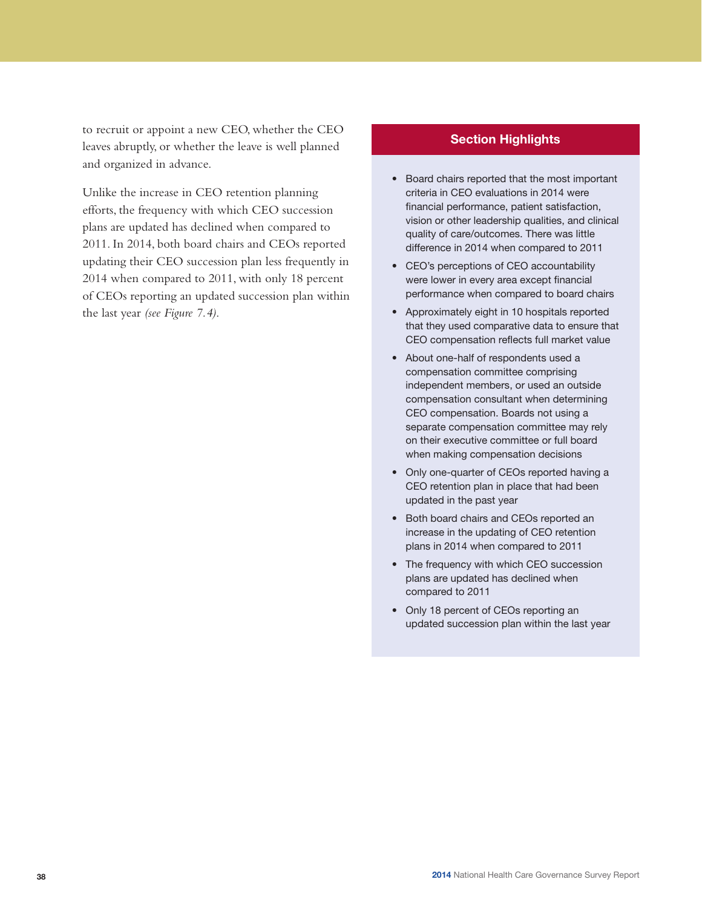to recruit or appoint a new CEO, whether the CEO leaves abruptly, or whether the leave is well planned and organized in advance.

Unlike the increase in CEO retention planning efforts, the frequency with which CEO succession plans are updated has declined when compared to 2011. In 2014, both board chairs and CEOs reported updating their CEO succession plan less frequently in 2014 when compared to 2011, with only 18 percent of CEOs reporting an updated succession plan within the last year *(see Figure 7.4)*.

## Section Highlights

- Board chairs reported that the most important criteria in CEO evaluations in 2014 were financial performance, patient satisfaction, vision or other leadership qualities, and clinical quality of care/outcomes. There was little difference in 2014 when compared to 2011
- CEO's perceptions of CEO accountability were lower in every area except financial performance when compared to board chairs
- Approximately eight in 10 hospitals reported that they used comparative data to ensure that CEO compensation reflects full market value
- About one-half of respondents used a compensation committee comprising independent members, or used an outside compensation consultant when determining CEO compensation. Boards not using a separate compensation committee may rely on their executive committee or full board when making compensation decisions
- Only one-quarter of CEOs reported having a CEO retention plan in place that had been updated in the past year
- Both board chairs and CEOs reported an increase in the updating of CEO retention plans in 2014 when compared to 2011
- The frequency with which CEO succession plans are updated has declined when compared to 2011
- Only 18 percent of CEOs reporting an updated succession plan within the last year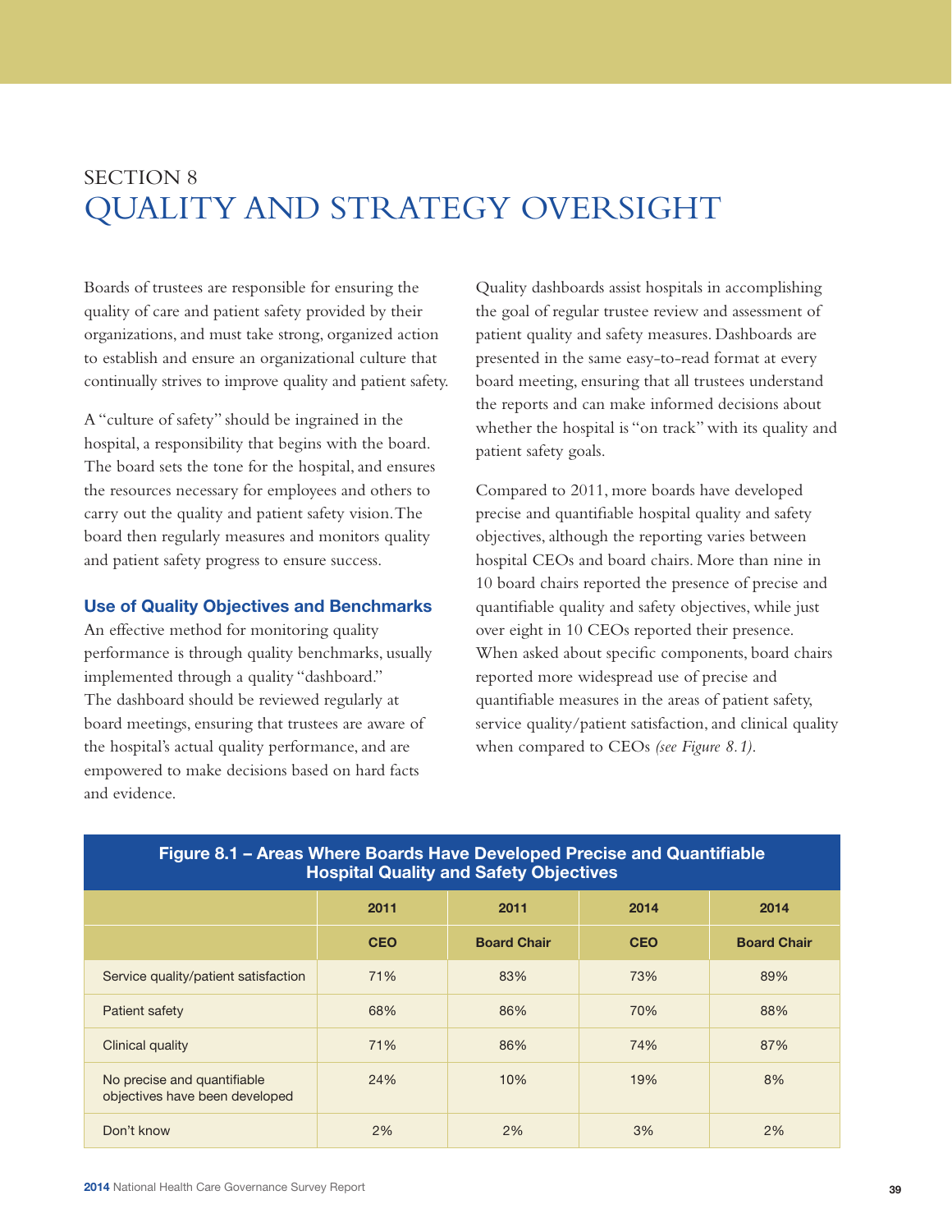SECTION 8

# QUALITY AND STRATEGY OVERSIGHT

Boards of trustees are responsible for ensuring the quality of care and patient safety provided by their organizations, and must take strong, organized action to establish and ensure an organizational culture that continually strives to improve quality and patient safety.

A "culture of safety" should be ingrained in the hospital, a responsibility that begins with the board. The board sets the tone for the hospital, and ensures the resources necessary for employees and others to carry out the quality and patient safety vision. The board then regularly measures and monitors quality and patient safety progress to ensure success.

## Use of Quality Objectives and Benchmarks

An effective method for monitoring quality performance is through quality benchmarks, usually implemented through a quality "dashboard." The dashboard should be reviewed regularly at board meetings, ensuring that trustees are aware of the hospital's actual quality performance, and are empowered to make decisions based on hard facts and evidence.

Quality dashboards assist hospitals in accomplishing the goal of regular trustee review and assessment of patient quality and safety measures. Dashboards are presented in the same easy-to-read format at every board meeting, ensuring that all trustees understand the reports and can make informed decisions about whether the hospital is "on track" with its quality and patient safety goals.

Compared to 2011, more boards have developed precise and quantifiable hospital quality and safety objectives, although the reporting varies between hospital CEOs and board chairs. More than nine in 10 board chairs reported the presence of precise and quantifiable quality and safety objectives, while just over eight in 10 CEOs reported their presence. When asked about specific components, board chairs reported more widespread use of precise and quantifiable measures in the areas of patient safety, service quality/patient satisfaction, and clinical quality when compared to CEOs *(see Figure 8.1).*

**Figure 8.1 – Areas Where Boards Have Developed Precise and Quantifiable Hospital Quality and Safety Objectives**

| | 2011 | 2011 | 2014 | 2014 |
|---|---|---|---|---|
| | **CEO** | **Board Chair** | **CEO** | **Board Chair** |
| Service quality/patient satisfaction | 71% | 83% | 73% | 89% |
| Patient safety | 68% | 86% | 70% | 88% |
| Clinical quality | 71% | 86% | 74% | 87% |
| No precise and quantifiable objectives have been developed | 24% | 10% | 19% | 8% |
| Don't know | 2% | 2% | 3% | 2% |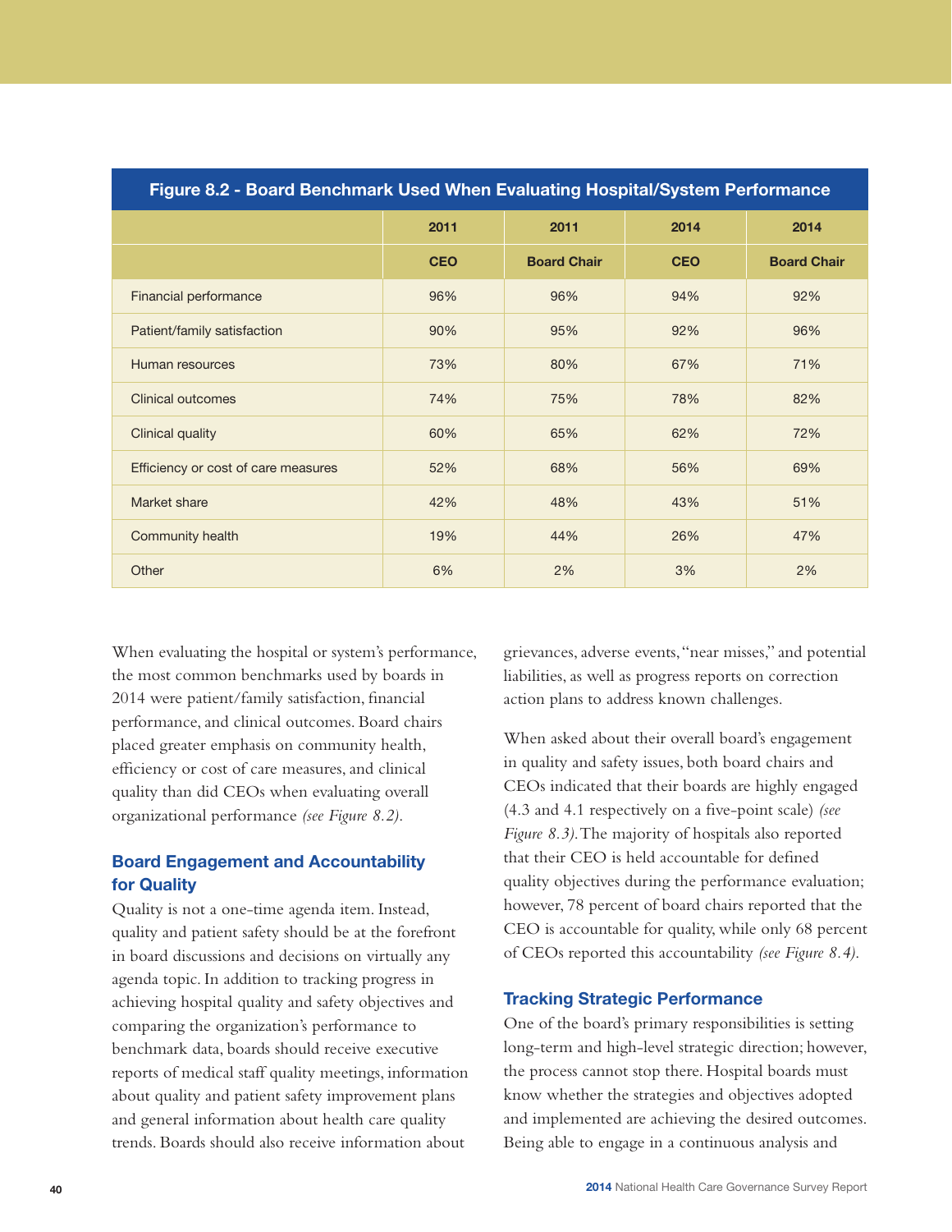| Figure 8.2 - Board Benchmark Used When Evaluating Hospital/System Performance | | | | |
|---|---|---|---|---|
| | 2011 | 2011 | 2014 | 2014 |
| | CEO | Board Chair | CEO | Board Chair |
| Financial performance | 96% | 96% | 94% | 92% |
| Patient/family satisfaction | 90% | 95% | 92% | 96% |
| Human resources | 73% | 80% | 67% | 71% |
| Clinical outcomes | 74% | 75% | 78% | 82% |
| Clinical quality | 60% | 65% | 62% | 72% |
| Efficiency or cost of care measures | 52% | 68% | 56% | 69% |
| Market share | 42% | 48% | 43% | 51% |
| Community health | 19% | 44% | 26% | 47% |
| Other | 6% | 2% | 3% | 2% |

When evaluating the hospital or system's performance, the most common benchmarks used by boards in 2014 were patient/family satisfaction, financial performance, and clinical outcomes. Board chairs placed greater emphasis on community health, efficiency or cost of care measures, and clinical quality than did CEOs when evaluating overall organizational performance *(see Figure 8.2)*.

## Board Engagement and Accountability for Quality

Quality is not a one-time agenda item. Instead, quality and patient safety should be at the forefront in board discussions and decisions on virtually any agenda topic. In addition to tracking progress in achieving hospital quality and safety objectives and comparing the organization's performance to benchmark data, boards should receive executive reports of medical staff quality meetings, information about quality and patient safety improvement plans and general information about health care quality trends. Boards should also receive information about grievances, adverse events, "near misses," and potential liabilities, as well as progress reports on correction action plans to address known challenges.

When asked about their overall board's engagement in quality and safety issues, both board chairs and CEOs indicated that their boards are highly engaged (4.3 and 4.1 respectively on a five-point scale) *(see Figure 8.3)*. The majority of hospitals also reported that their CEO is held accountable for defined quality objectives during the performance evaluation; however, 78 percent of board chairs reported that the CEO is accountable for quality, while only 68 percent of CEOs reported this accountability *(see Figure 8.4)*.

## Tracking Strategic Performance

One of the board's primary responsibilities is setting long-term and high-level strategic direction; however, the process cannot stop there. Hospital boards must know whether the strategies and objectives adopted and implemented are achieving the desired outcomes. Being able to engage in a continuous analysis and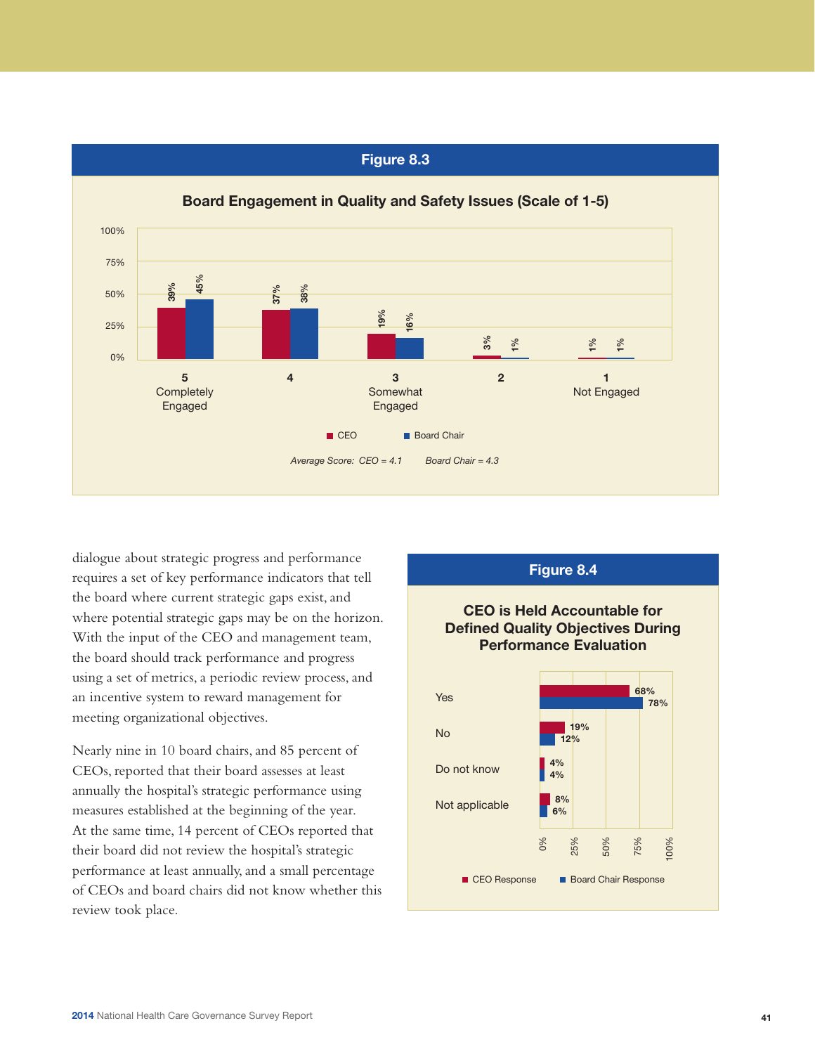## Figure 8.3

### Board Engagement in Quality and Safety Issues (Scale of 1-5)

| Engagement Level | CEO | Board Chair |
| --- | --- | --- |
| 5 Completely Engaged | 39% | 45% |
| 4 | 37% | 38% |
| 3 Somewhat Engaged | 19% | 16% |
| 2 | 3% | 1% |
| 1 Not Engaged | 1% | 1% |

*Average Score: CEO = 4.1 Board Chair = 4.3*

dialogue about strategic progress and performance requires a set of key performance indicators that tell the board where current strategic gaps exist, and where potential strategic gaps may be on the horizon. With the input of the CEO and management team, the board should track performance and progress using a set of metrics, a periodic review process, and an incentive system to reward management for meeting organizational objectives.

Nearly nine in 10 board chairs, and 85 percent of CEOs, reported that their board assesses at least annually the hospital's strategic performance using measures established at the beginning of the year. At the same time, 14 percent of CEOs reported that their board did not review the hospital's strategic performance at least annually, and a small percentage of CEOs and board chairs did not know whether this review took place.

## Figure 8.4

### CEO is Held Accountable for Defined Quality Objectives During Performance Evaluation

| Response | CEO Response | Board Chair Response |
| --- | --- | --- |
| Yes | 68% | 78% |
| No | 19% | 12% |
| Do not know | 4% | 4% |
| Not applicable | 8% | 6% |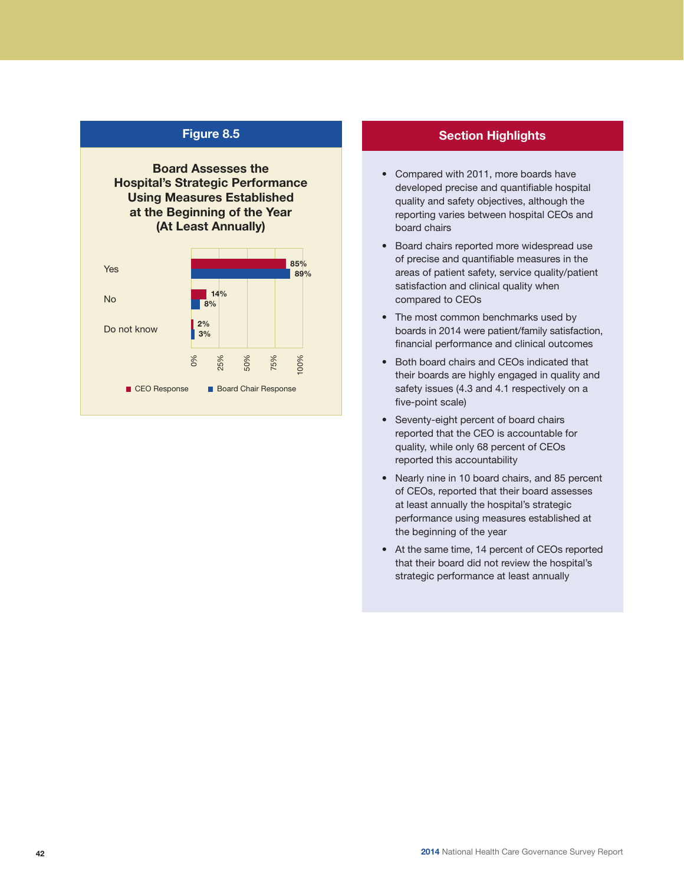## Figure 8.5

**Board Assesses the Hospital's Strategic Performance Using Measures Established at the Beginning of the Year (At Least Annually)**

| | CEO Response | Board Chair Response |
|---|---|---|
| Yes | 85% | 89% |
| No | 14% | 8% |
| Do not know | 2% | 3% |

## Section Highlights

- Compared with 2011, more boards have developed precise and quantifiable hospital quality and safety objectives, although the reporting varies between hospital CEOs and board chairs
- Board chairs reported more widespread use of precise and quantifiable measures in the areas of patient safety, service quality/patient satisfaction and clinical quality when compared to CEOs
- The most common benchmarks used by boards in 2014 were patient/family satisfaction, financial performance and clinical outcomes
- Both board chairs and CEOs indicated that their boards are highly engaged in quality and safety issues (4.3 and 4.1 respectively on a five-point scale)
- Seventy-eight percent of board chairs reported that the CEO is accountable for quality, while only 68 percent of CEOs reported this accountability
- Nearly nine in 10 board chairs, and 85 percent of CEOs, reported that their board assesses at least annually the hospital's strategic performance using measures established at the beginning of the year
- At the same time, 14 percent of CEOs reported that their board did not review the hospital's strategic performance at least annually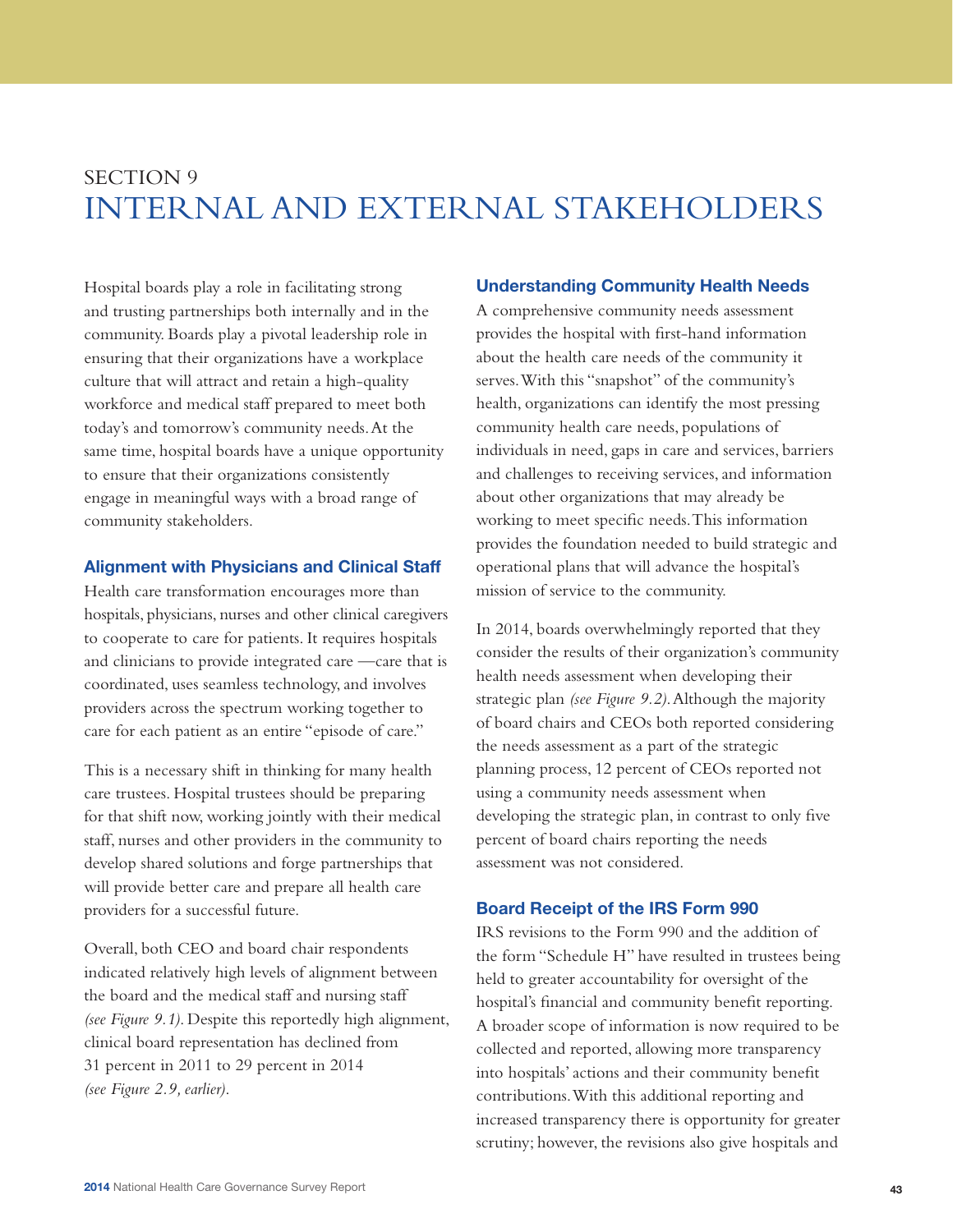# SECTION 9
# INTERNAL AND EXTERNAL STAKEHOLDERS

Hospital boards play a role in facilitating strong and trusting partnerships both internally and in the community. Boards play a pivotal leadership role in ensuring that their organizations have a workplace culture that will attract and retain a high-quality workforce and medical staff prepared to meet both today's and tomorrow's community needs. At the same time, hospital boards have a unique opportunity to ensure that their organizations consistently engage in meaningful ways with a broad range of community stakeholders.

### Alignment with Physicians and Clinical Staff

Health care transformation encourages more than hospitals, physicians, nurses and other clinical caregivers to cooperate to care for patients. It requires hospitals and clinicians to provide integrated care —care that is coordinated, uses seamless technology, and involves providers across the spectrum working together to care for each patient as an entire "episode of care."

This is a necessary shift in thinking for many health care trustees. Hospital trustees should be preparing for that shift now, working jointly with their medical staff, nurses and other providers in the community to develop shared solutions and forge partnerships that will provide better care and prepare all health care providers for a successful future.

Overall, both CEO and board chair respondents indicated relatively high levels of alignment between the board and the medical staff and nursing staff *(see Figure 9.1)*. Despite this reportedly high alignment, clinical board representation has declined from 31 percent in 2011 to 29 percent in 2014 *(see Figure 2.9, earlier)*.

### Understanding Community Health Needs

A comprehensive community needs assessment provides the hospital with first-hand information about the health care needs of the community it serves. With this "snapshot" of the community's health, organizations can identify the most pressing community health care needs, populations of individuals in need, gaps in care and services, barriers and challenges to receiving services, and information about other organizations that may already be working to meet specific needs. This information provides the foundation needed to build strategic and operational plans that will advance the hospital's mission of service to the community.

In 2014, boards overwhelmingly reported that they consider the results of their organization's community health needs assessment when developing their strategic plan *(see Figure 9.2)*. Although the majority of board chairs and CEOs both reported considering the needs assessment as a part of the strategic planning process, 12 percent of CEOs reported not using a community needs assessment when developing the strategic plan, in contrast to only five percent of board chairs reporting the needs assessment was not considered.

### Board Receipt of the IRS Form 990

IRS revisions to the Form 990 and the addition of the form "Schedule H" have resulted in trustees being held to greater accountability for oversight of the hospital's financial and community benefit reporting. A broader scope of information is now required to be collected and reported, allowing more transparency into hospitals' actions and their community benefit contributions. With this additional reporting and increased transparency there is opportunity for greater scrutiny; however, the revisions also give hospitals and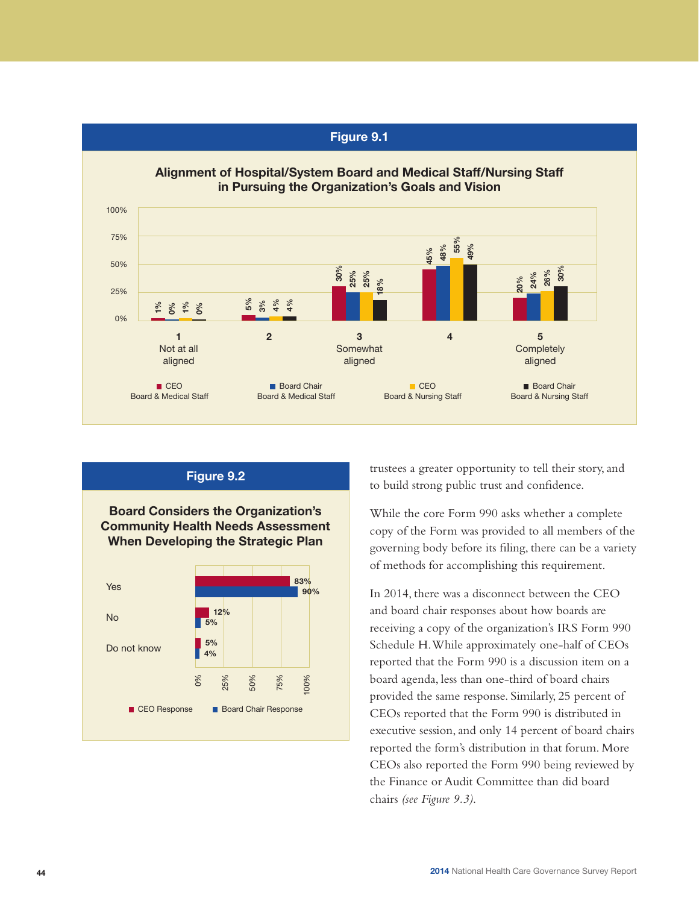## Figure 9.1

**Alignment of Hospital/System Board and Medical Staff/Nursing Staff in Pursuing the Organization's Goals and Vision**

| | CEO Board & Medical Staff | Board Chair Board & Medical Staff | CEO Board & Nursing Staff | Board Chair Board & Nursing Staff |
|---|---|---|---|---|
| 1 Not at all aligned | 1% | 0% | 1% | 0% |
| 2 | 5% | 3% | 4% | 4% |
| 3 Somewhat aligned | 30% | 25% | 25% | 18% |
| 4 | 45% | 48% | 55% | 49% |
| 5 Completely aligned | 20% | 24% | 26% | 30% |

## Figure 9.2

**Board Considers the Organization's Community Health Needs Assessment When Developing the Strategic Plan**

| | CEO Response | Board Chair Response |
|---|---|---|
| Yes | 83% | 90% |
| No | 12% | 5% |
| Do not know | 5% | 4% |

trustees a greater opportunity to tell their story, and to build strong public trust and confidence.

While the core Form 990 asks whether a complete copy of the Form was provided to all members of the governing body before its filing, there can be a variety of methods for accomplishing this requirement.

In 2014, there was a disconnect between the CEO and board chair responses about how boards are receiving a copy of the organization's IRS Form 990 Schedule H. While approximately one-half of CEOs reported that the Form 990 is a discussion item on a board agenda, less than one-third of board chairs provided the same response. Similarly, 25 percent of CEOs reported that the Form 990 is distributed in executive session, and only 14 percent of board chairs reported the form's distribution in that forum. More CEOs also reported the Form 990 being reviewed by the Finance or Audit Committee than did board chairs *(see Figure 9.3)*.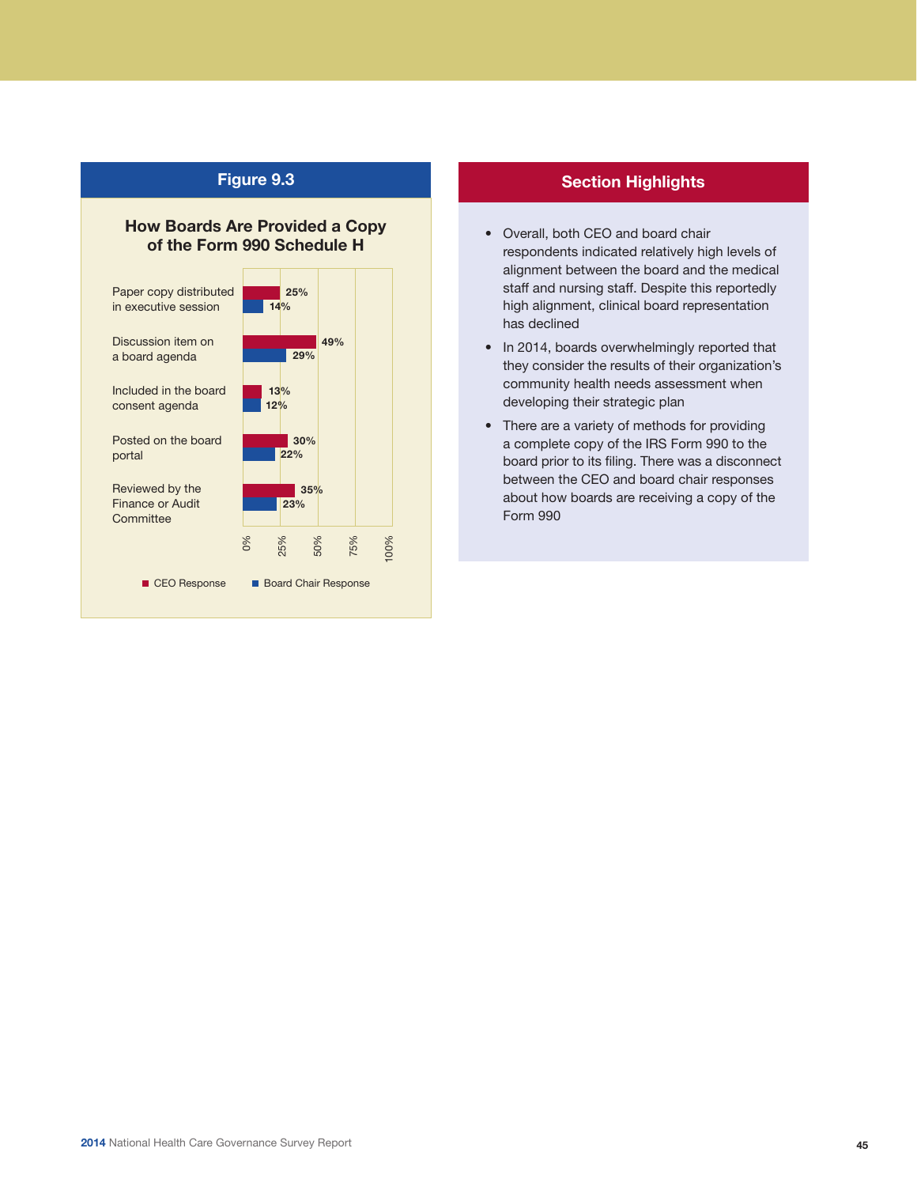## Figure 9.3

### How Boards Are Provided a Copy of the Form 990 Schedule H

| | CEO Response | Board Chair Response |
|---|---|---|
| Paper copy distributed in executive session | 25% | 14% |
| Discussion item on a board agenda | 49% | 29% |
| Included in the board consent agenda | 13% | 12% |
| Posted on the board portal | 30% | 22% |
| Reviewed by the Finance or Audit Committee | 35% | 23% |

## Section Highlights

- Overall, both CEO and board chair respondents indicated relatively high levels of alignment between the board and the medical staff and nursing staff. Despite this reportedly high alignment, clinical board representation has declined
- In 2014, boards overwhelmingly reported that they consider the results of their organization's community health needs assessment when developing their strategic plan
- There are a variety of methods for providing a complete copy of the IRS Form 990 to the board prior to its filing. There was a disconnect between the CEO and board chair responses about how boards are receiving a copy of the Form 990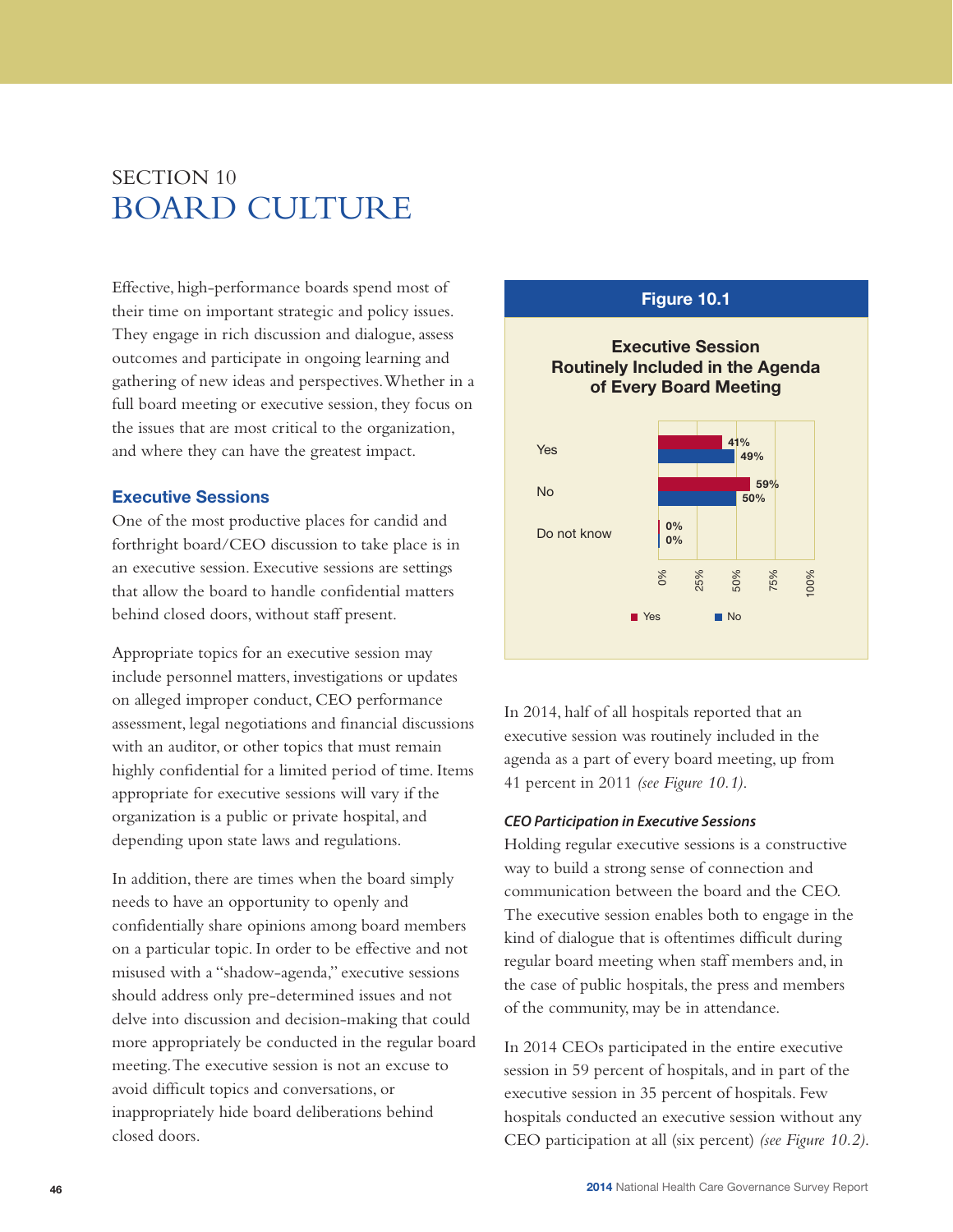SECTION 10

# BOARD CULTURE

Effective, high-performance boards spend most of their time on important strategic and policy issues. They engage in rich discussion and dialogue, assess outcomes and participate in ongoing learning and gathering of new ideas and perspectives. Whether in a full board meeting or executive session, they focus on the issues that are most critical to the organization, and where they can have the greatest impact.

## Executive Sessions

One of the most productive places for candid and forthright board/CEO discussion to take place is in an executive session. Executive sessions are settings that allow the board to handle confidential matters behind closed doors, without staff present.

Appropriate topics for an executive session may include personnel matters, investigations or updates on alleged improper conduct, CEO performance assessment, legal negotiations and financial discussions with an auditor, or other topics that must remain highly confidential for a limited period of time. Items appropriate for executive sessions will vary if the organization is a public or private hospital, and depending upon state laws and regulations.

In addition, there are times when the board simply needs to have an opportunity to openly and confidentially share opinions among board members on a particular topic. In order to be effective and not misused with a "shadow-agenda," executive sessions should address only pre-determined issues and not delve into discussion and decision-making that could more appropriately be conducted in the regular board meeting. The executive session is not an excuse to avoid difficult topics and conversations, or inappropriately hide board deliberations behind closed doors.

**Figure 10.1**

**Executive Session Routinely Included in the Agenda of Every Board Meeting**

| | 2011 | 2014 |
|---|---|---|
| Yes | 41% | 49% |
| No | 59% | 50% |
| Do not know | 0% | 0% |

In 2014, half of all hospitals reported that an executive session was routinely included in the agenda as a part of every board meeting, up from 41 percent in 2011 *(see Figure 10.1)*.

### *CEO Participation in Executive Sessions*

Holding regular executive sessions is a constructive way to build a strong sense of connection and communication between the board and the CEO. The executive session enables both to engage in the kind of dialogue that is oftentimes difficult during regular board meeting when staff members and, in the case of public hospitals, the press and members of the community, may be in attendance.

In 2014 CEOs participated in the entire executive session in 59 percent of hospitals, and in part of the executive session in 35 percent of hospitals. Few hospitals conducted an executive session without any CEO participation at all (six percent) *(see Figure 10.2)*.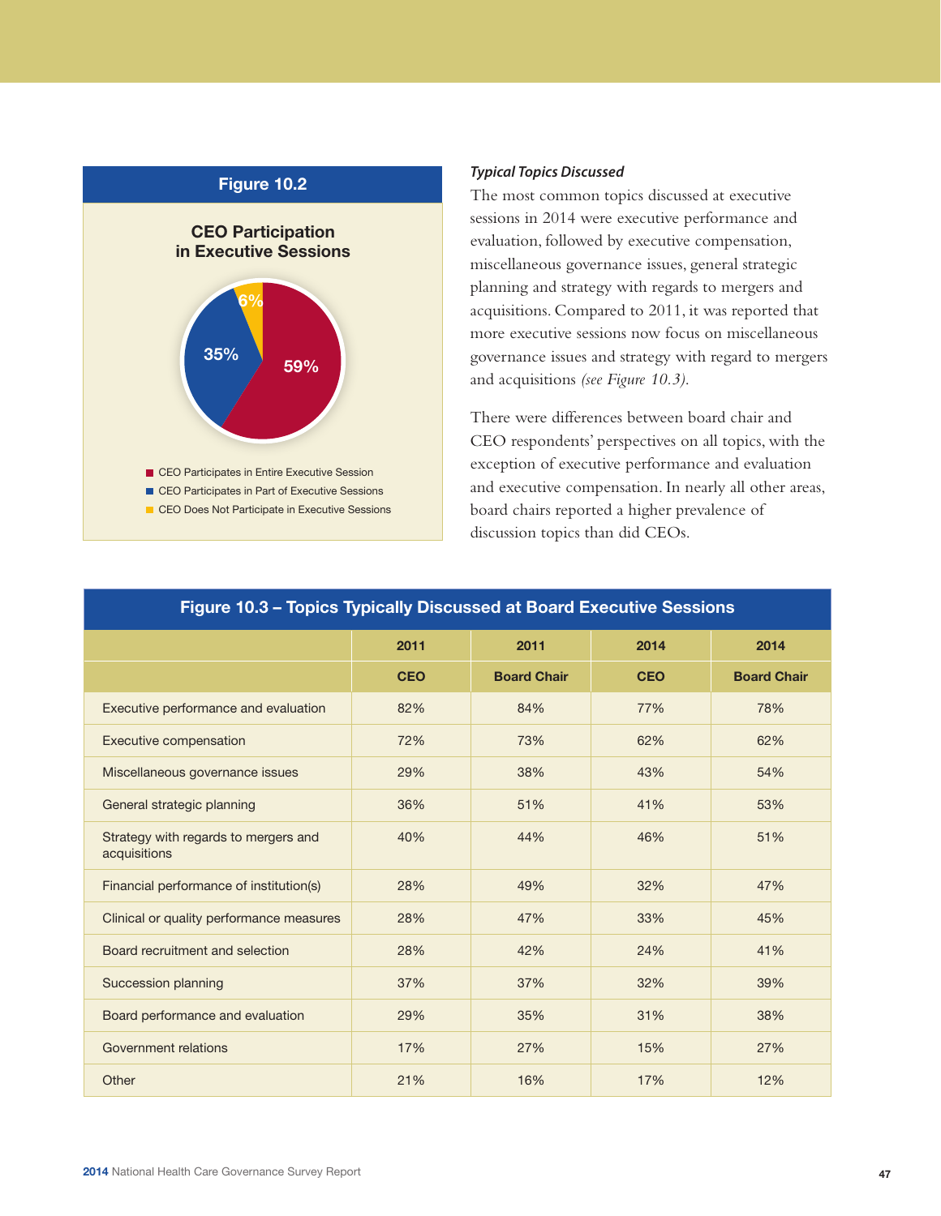**Figure 10.2**

**CEO Participation in Executive Sessions**

- CEO Participates in Entire Executive Session: 59%
- CEO Participates in Part of Executive Sessions: 35%
- CEO Does Not Participate in Executive Sessions: 6%

***Typical Topics Discussed***

The most common topics discussed at executive sessions in 2014 were executive performance and evaluation, followed by executive compensation, miscellaneous governance issues, general strategic planning and strategy with regards to mergers and acquisitions. Compared to 2011, it was reported that more executive sessions now focus on miscellaneous governance issues and strategy with regard to mergers and acquisitions *(see Figure 10.3).*

There were differences between board chair and CEO respondents' perspectives on all topics, with the exception of executive performance and evaluation and executive compensation. In nearly all other areas, board chairs reported a higher prevalence of discussion topics than did CEOs.

**Figure 10.3 – Topics Typically Discussed at Board Executive Sessions**

| | 2011 | 2011 | 2014 | 2014 |
|---|---|---|---|---|
| | CEO | Board Chair | CEO | Board Chair |
| Executive performance and evaluation | 82% | 84% | 77% | 78% |
| Executive compensation | 72% | 73% | 62% | 62% |
| Miscellaneous governance issues | 29% | 38% | 43% | 54% |
| General strategic planning | 36% | 51% | 41% | 53% |
| Strategy with regards to mergers and acquisitions | 40% | 44% | 46% | 51% |
| Financial performance of institution(s) | 28% | 49% | 32% | 47% |
| Clinical or quality performance measures | 28% | 47% | 33% | 45% |
| Board recruitment and selection | 28% | 42% | 24% | 41% |
| Succession planning | 37% | 37% | 32% | 39% |
| Board performance and evaluation | 29% | 35% | 31% | 38% |
| Government relations | 17% | 27% | 15% | 27% |
| Other | 21% | 16% | 17% | 12% |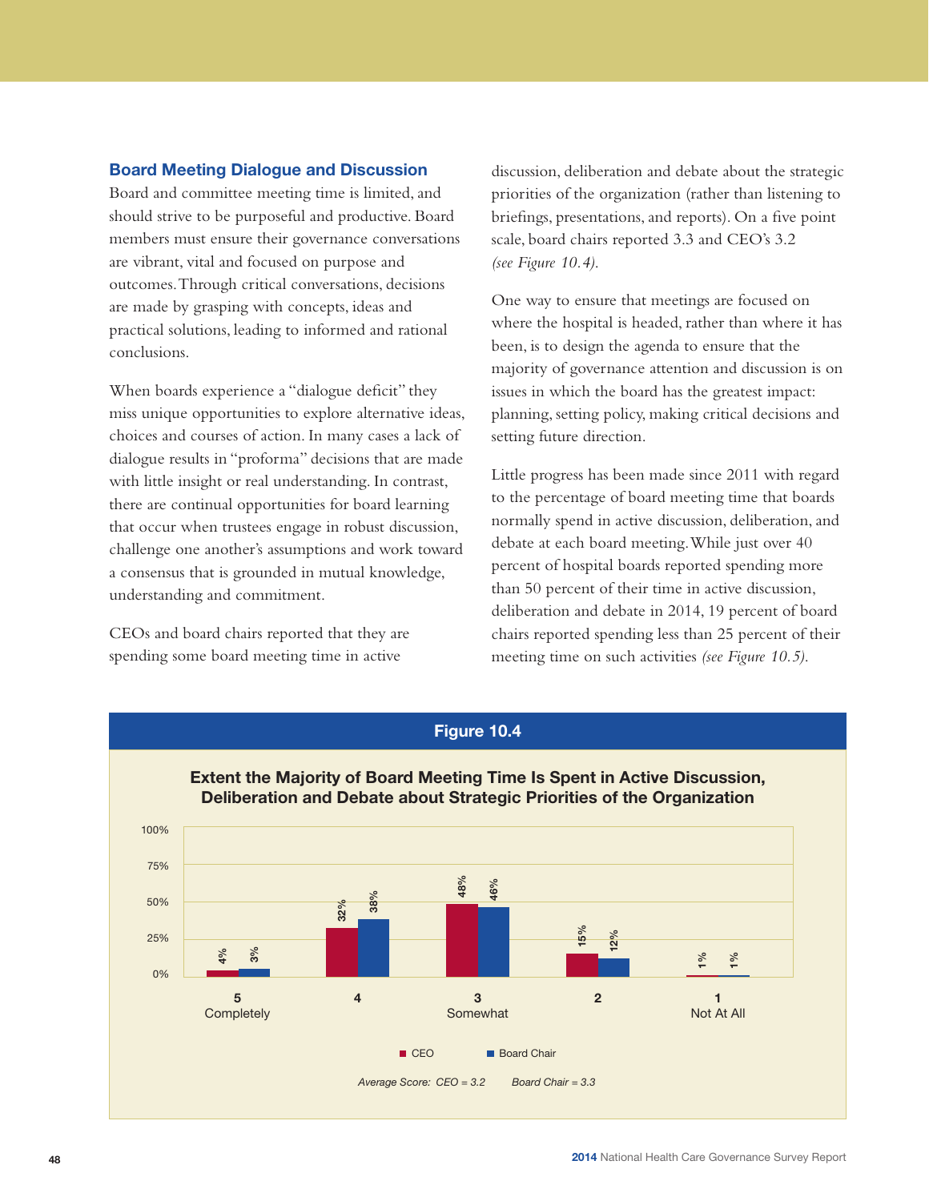## Board Meeting Dialogue and Discussion

Board and committee meeting time is limited, and should strive to be purposeful and productive. Board members must ensure their governance conversations are vibrant, vital and focused on purpose and outcomes. Through critical conversations, decisions are made by grasping with concepts, ideas and practical solutions, leading to informed and rational conclusions.

When boards experience a "dialogue deficit" they miss unique opportunities to explore alternative ideas, choices and courses of action. In many cases a lack of dialogue results in "proforma" decisions that are made with little insight or real understanding. In contrast, there are continual opportunities for board learning that occur when trustees engage in robust discussion, challenge one another's assumptions and work toward a consensus that is grounded in mutual knowledge, understanding and commitment.

CEOs and board chairs reported that they are spending some board meeting time in active discussion, deliberation and debate about the strategic priorities of the organization (rather than listening to briefings, presentations, and reports). On a five point scale, board chairs reported 3.3 and CEO's 3.2 *(see Figure 10.4)*.

One way to ensure that meetings are focused on where the hospital is headed, rather than where it has been, is to design the agenda to ensure that the majority of governance attention and discussion is on issues in which the board has the greatest impact: planning, setting policy, making critical decisions and setting future direction.

Little progress has been made since 2011 with regard to the percentage of board meeting time that boards normally spend in active discussion, deliberation, and debate at each board meeting. While just over 40 percent of hospital boards reported spending more than 50 percent of their time in active discussion, deliberation and debate in 2014, 19 percent of board chairs reported spending less than 25 percent of their meeting time on such activities *(see Figure 10.5)*.

**Figure 10.4**

**Extent the Majority of Board Meeting Time Is Spent in Active Discussion, Deliberation and Debate about Strategic Priorities of the Organization**

| | 5 Completely | 4 | 3 Somewhat | 2 | 1 Not At All |
|---|---|---|---|---|---|
| CEO | 4% | 32% | 48% | 15% | 1% |
| Board Chair | 3% | 38% | 46% | 12% | 1% |

*Average Score: CEO = 3.2 Board Chair = 3.3*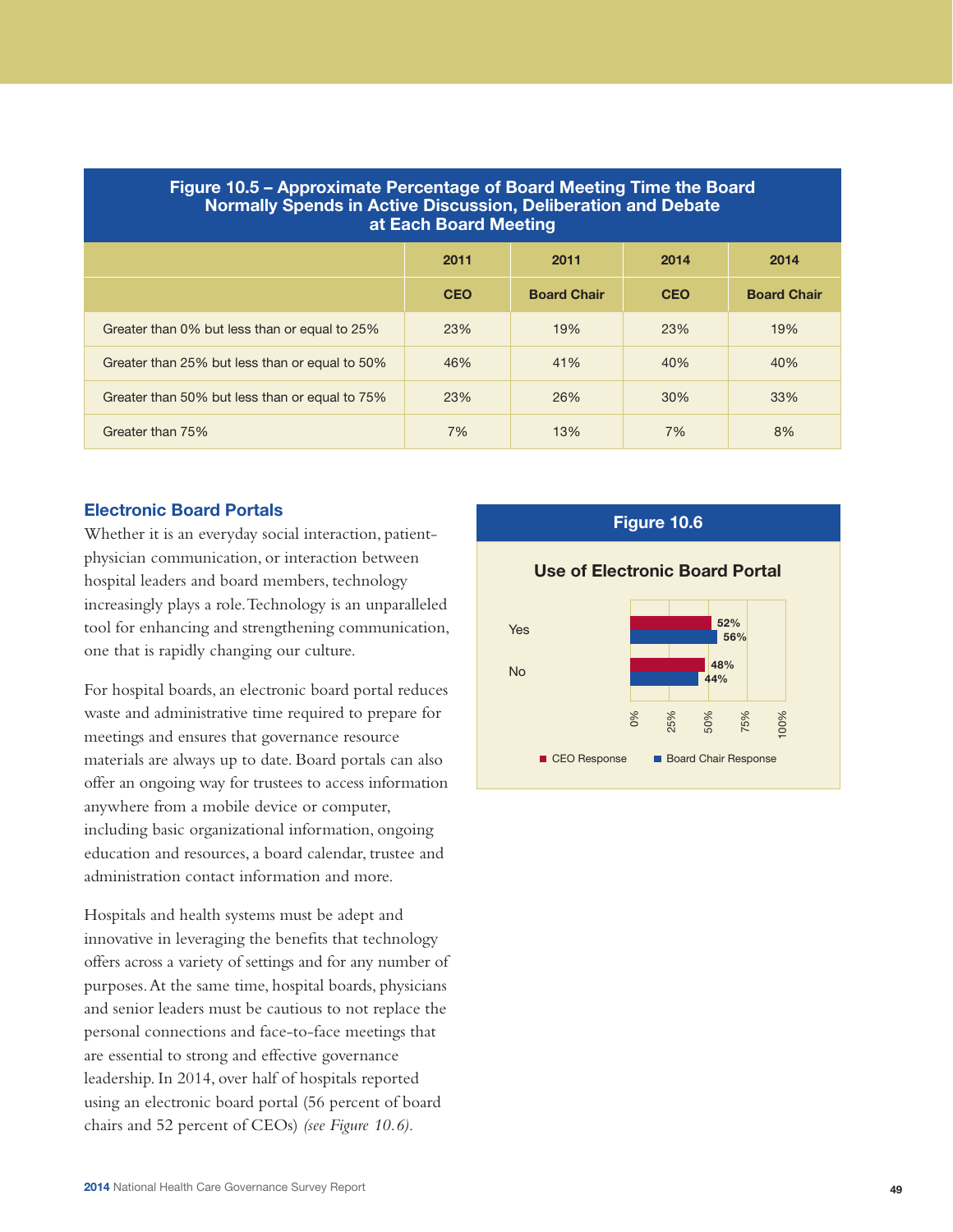**Figure 10.5 – Approximate Percentage of Board Meeting Time the Board Normally Spends in Active Discussion, Deliberation and Debate at Each Board Meeting**

| | 2011 | 2011 | 2014 | 2014 |
|---|---|---|---|---|
| | CEO | Board Chair | CEO | Board Chair |
| Greater than 0% but less than or equal to 25% | 23% | 19% | 23% | 19% |
| Greater than 25% but less than or equal to 50% | 46% | 41% | 40% | 40% |
| Greater than 50% but less than or equal to 75% | 23% | 26% | 30% | 33% |
| Greater than 75% | 7% | 13% | 7% | 8% |

## Electronic Board Portals

Whether it is an everyday social interaction, patient-physician communication, or interaction between hospital leaders and board members, technology increasingly plays a role. Technology is an unparalleled tool for enhancing and strengthening communication, one that is rapidly changing our culture.

For hospital boards, an electronic board portal reduces waste and administrative time required to prepare for meetings and ensures that governance resource materials are always up to date. Board portals can also offer an ongoing way for trustees to access information anywhere from a mobile device or computer, including basic organizational information, ongoing education and resources, a board calendar, trustee and administration contact information and more.

Hospitals and health systems must be adept and innovative in leveraging the benefits that technology offers across a variety of settings and for any number of purposes. At the same time, hospital boards, physicians and senior leaders must be cautious to not replace the personal connections and face-to-face meetings that are essential to strong and effective governance leadership. In 2014, over half of hospitals reported using an electronic board portal (56 percent of board chairs and 52 percent of CEOs) *(see Figure 10.6)*.

**Figure 10.6**

**Use of Electronic Board Portal**

| | CEO Response | Board Chair Response |
|---|---|---|
| Yes | 52% | 56% |
| No | 48% | 44% |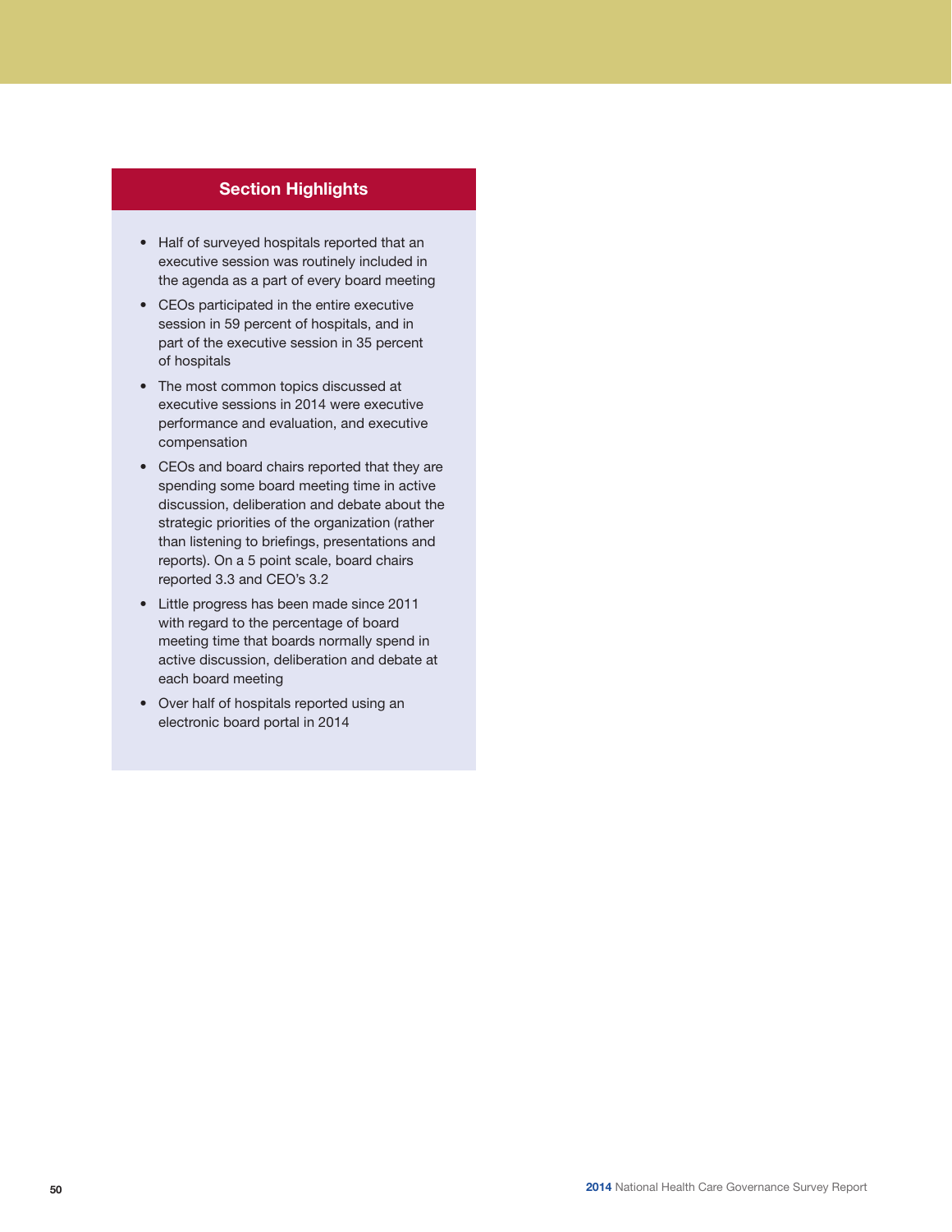## Section Highlights

- Half of surveyed hospitals reported that an executive session was routinely included in the agenda as a part of every board meeting
- CEOs participated in the entire executive session in 59 percent of hospitals, and in part of the executive session in 35 percent of hospitals
- The most common topics discussed at executive sessions in 2014 were executive performance and evaluation, and executive compensation
- CEOs and board chairs reported that they are spending some board meeting time in active discussion, deliberation and debate about the strategic priorities of the organization (rather than listening to briefings, presentations and reports). On a 5 point scale, board chairs reported 3.3 and CEO's 3.2
- Little progress has been made since 2011 with regard to the percentage of board meeting time that boards normally spend in active discussion, deliberation and debate at each board meeting
- Over half of hospitals reported using an electronic board portal in 2014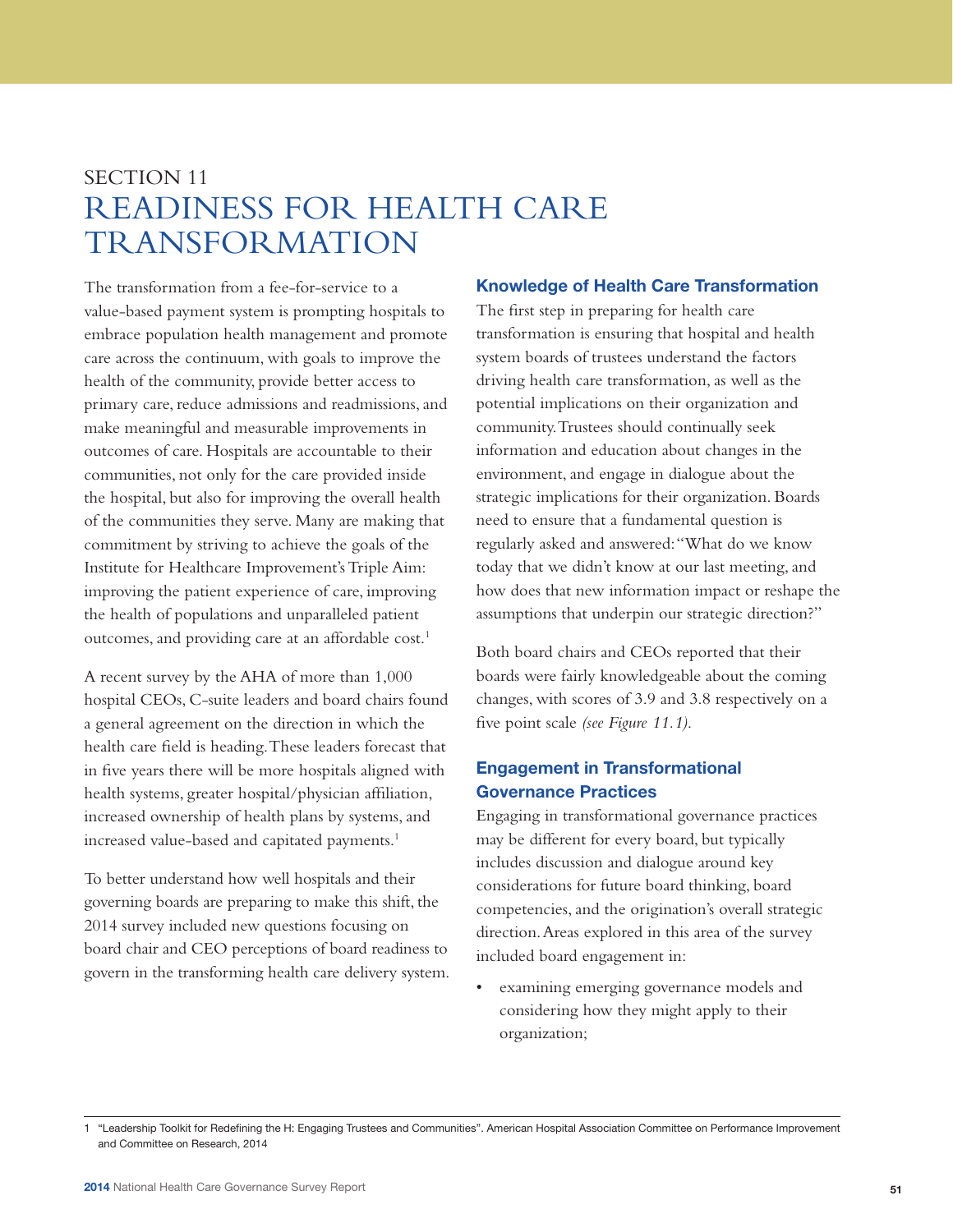SECTION 11

# READINESS FOR HEALTH CARE TRANSFORMATION

The transformation from a fee-for-service to a value-based payment system is prompting hospitals to embrace population health management and promote care across the continuum, with goals to improve the health of the community, provide better access to primary care, reduce admissions and readmissions, and make meaningful and measurable improvements in outcomes of care. Hospitals are accountable to their communities, not only for the care provided inside the hospital, but also for improving the overall health of the communities they serve. Many are making that commitment by striving to achieve the goals of the Institute for Healthcare Improvement's Triple Aim: improving the patient experience of care, improving the health of populations and unparalleled patient outcomes, and providing care at an affordable cost.[1]

A recent survey by the AHA of more than 1,000 hospital CEOs, C-suite leaders and board chairs found a general agreement on the direction in which the health care field is heading. These leaders forecast that in five years there will be more hospitals aligned with health systems, greater hospital/physician affiliation, increased ownership of health plans by systems, and increased value-based and capitated payments.[1]

To better understand how well hospitals and their governing boards are preparing to make this shift, the 2014 survey included new questions focusing on board chair and CEO perceptions of board readiness to govern in the transforming health care delivery system.

## Knowledge of Health Care Transformation

The first step in preparing for health care transformation is ensuring that hospital and health system boards of trustees understand the factors driving health care transformation, as well as the potential implications on their organization and community. Trustees should continually seek information and education about changes in the environment, and engage in dialogue about the strategic implications for their organization. Boards need to ensure that a fundamental question is regularly asked and answered: "What do we know today that we didn't know at our last meeting, and how does that new information impact or reshape the assumptions that underpin our strategic direction?"

Both board chairs and CEOs reported that their boards were fairly knowledgeable about the coming changes, with scores of 3.9 and 3.8 respectively on a five point scale *(see Figure 11.1)*.

## Engagement in Transformational Governance Practices

Engaging in transformational governance practices may be different for every board, but typically includes discussion and dialogue around key considerations for future board thinking, board competencies, and the origination's overall strategic direction. Areas explored in this area of the survey included board engagement in:

- examining emerging governance models and considering how they might apply to their organization;

1 "Leadership Toolkit for Redefining the H: Engaging Trustees and Communities". American Hospital Association Committee on Performance Improvement and Committee on Research, 2014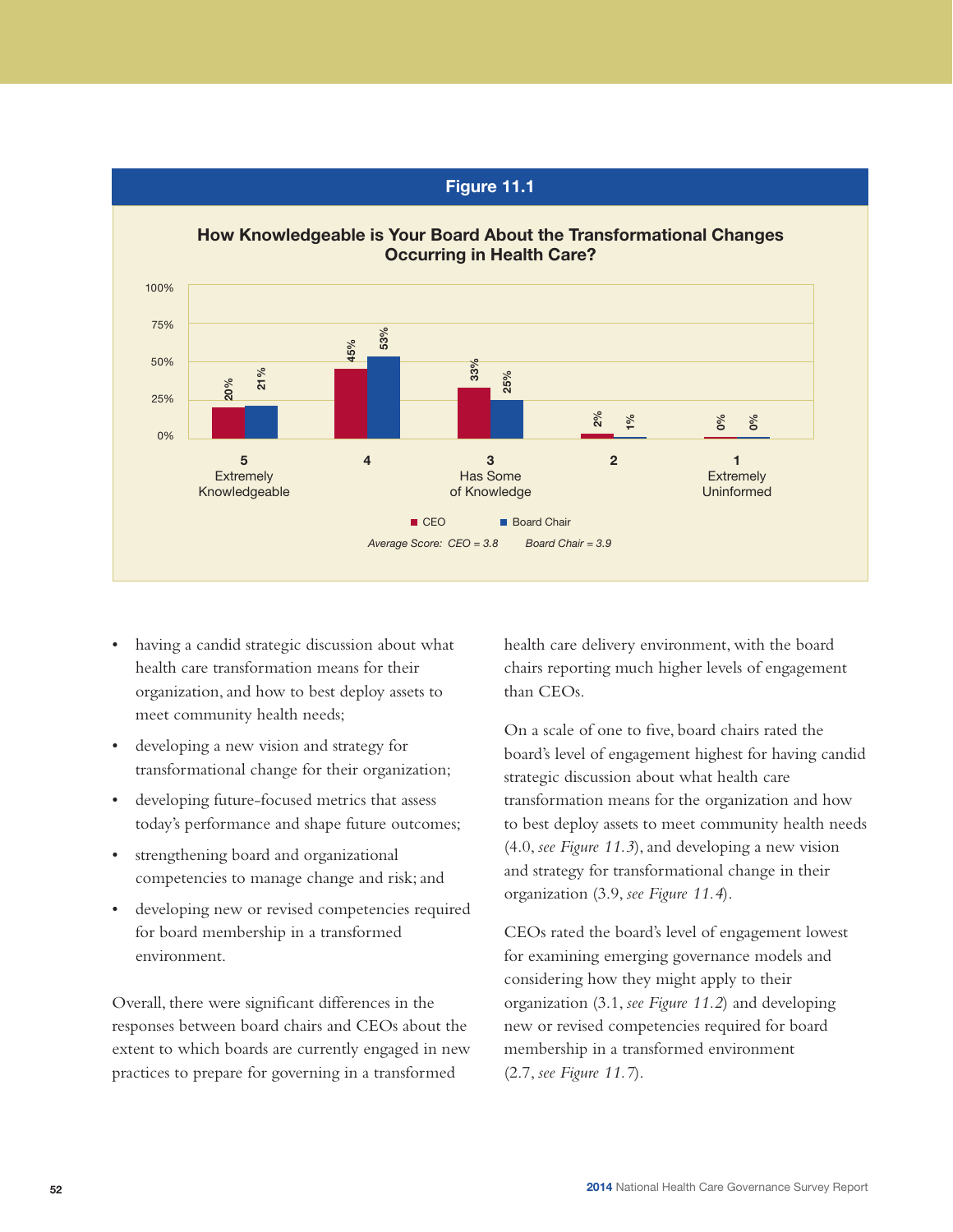## Figure 11.1

**How Knowledgeable is Your Board About the Transformational Changes Occurring in Health Care?**

| Rating | CEO | Board Chair |
|---|---|---|
| 5 Extremely Knowledgeable | 20% | 21% |
| 4 | 45% | 53% |
| 3 Has Some of Knowledge | 33% | 25% |
| 2 | 2% | 1% |
| 1 Extremely Uninformed | 0% | 0% |

*Average Score: CEO = 3.8 Board Chair = 3.9*

- having a candid strategic discussion about what health care transformation means for their organization, and how to best deploy assets to meet community health needs;
- developing a new vision and strategy for transformational change for their organization;
- developing future-focused metrics that assess today's performance and shape future outcomes;
- strengthening board and organizational competencies to manage change and risk; and
- developing new or revised competencies required for board membership in a transformed environment.

Overall, there were significant differences in the responses between board chairs and CEOs about the extent to which boards are currently engaged in new practices to prepare for governing in a transformed health care delivery environment, with the board chairs reporting much higher levels of engagement than CEOs.

On a scale of one to five, board chairs rated the board's level of engagement highest for having candid strategic discussion about what health care transformation means for the organization and how to best deploy assets to meet community health needs (4.0, *see Figure 11.3*), and developing a new vision and strategy for transformational change in their organization (3.9, *see Figure 11.4*).

CEOs rated the board's level of engagement lowest for examining emerging governance models and considering how they might apply to their organization (3.1, *see Figure 11.2*) and developing new or revised competencies required for board membership in a transformed environment (2.7, *see Figure 11.7*).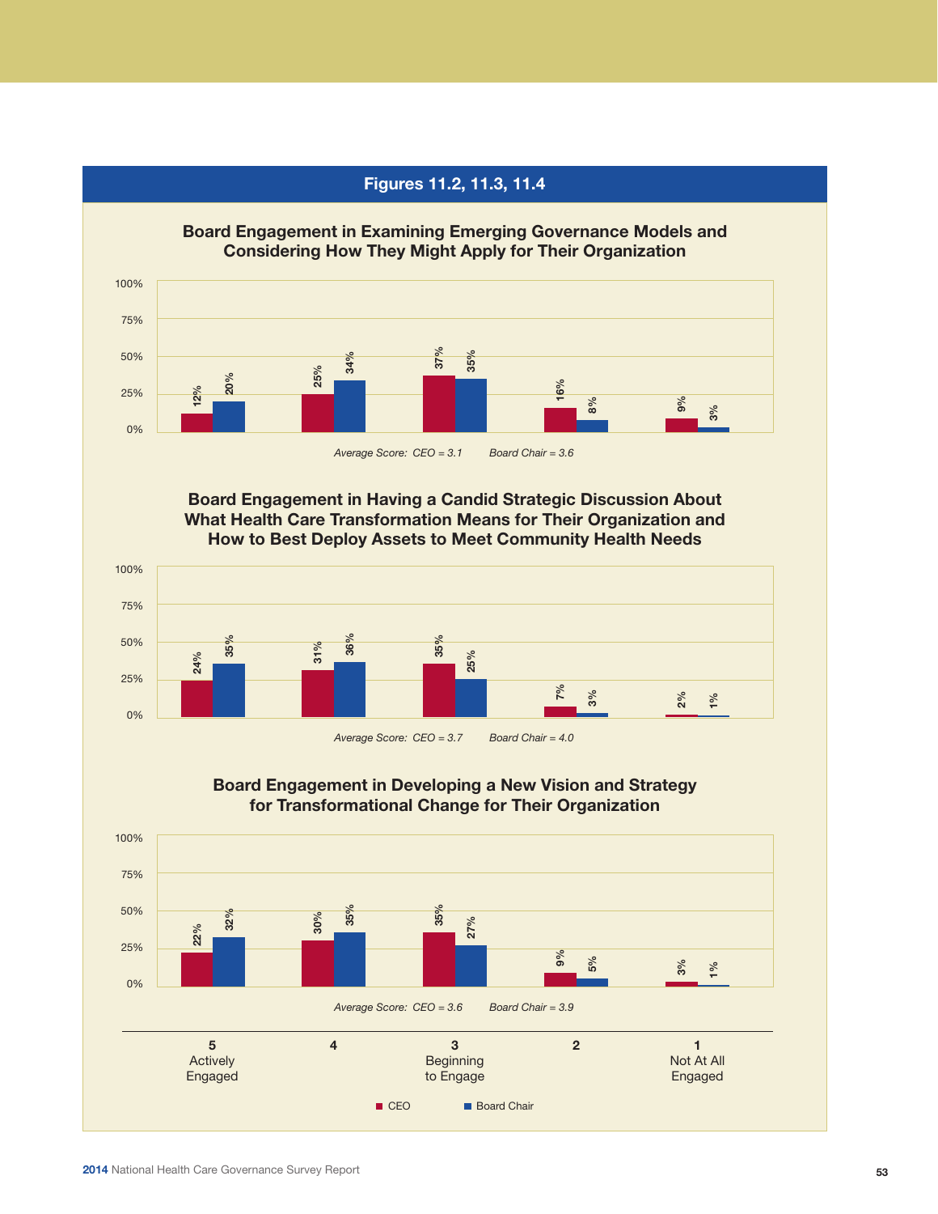## Figures 11.2, 11.3, 11.4

### Board Engagement in Examining Emerging Governance Models and Considering How They Might Apply for Their Organization

| | 5 Actively Engaged | 4 | 3 Beginning to Engage | 2 | 1 Not At All Engaged |
|---|---|---|---|---|---|
| CEO | 12% | 25% | 37% | 16% | 9% |
| Board Chair | 20% | 34% | 35% | 8% | 3% |

*Average Score: CEO = 3.1 Board Chair = 3.6*

### Board Engagement in Having a Candid Strategic Discussion About What Health Care Transformation Means for Their Organization and How to Best Deploy Assets to Meet Community Health Needs

| | 5 Actively Engaged | 4 | 3 Beginning to Engage | 2 | 1 Not At All Engaged |
|---|---|---|---|---|---|
| CEO | 24% | 31% | 35% | 7% | 2% |
| Board Chair | 35% | 36% | 25% | 3% | 1% |

*Average Score: CEO = 3.7 Board Chair = 4.0*

### Board Engagement in Developing a New Vision and Strategy for Transformational Change for Their Organization

| | 5 Actively Engaged | 4 | 3 Beginning to Engage | 2 | 1 Not At All Engaged |
|---|---|---|---|---|---|
| CEO | 22% | 30% | 35% | 9% | 3% |
| Board Chair | 32% | 35% | 27% | 5% | 1% |

*Average Score: CEO = 3.6 Board Chair = 3.9*

■ CEO ■ Board Chair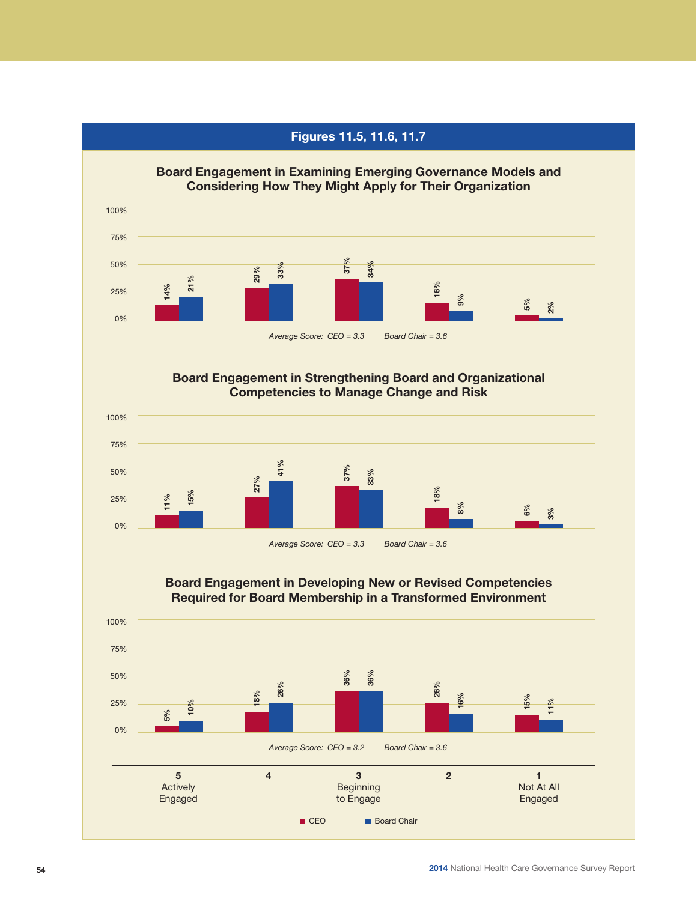## Figures 11.5, 11.6, 11.7

### Board Engagement in Examining Emerging Governance Models and Considering How They Might Apply for Their Organization

| | 5 Actively Engaged | 4 | 3 Beginning to Engage | 2 | 1 Not At All Engaged |
|---|---|---|---|---|---|
| CEO | 14% | 29% | 37% | 16% | 5% |
| Board Chair | 21% | 33% | 34% | 9% | 2% |

*Average Score: CEO = 3.3 Board Chair = 3.6*

### Board Engagement in Strengthening Board and Organizational Competencies to Manage Change and Risk

| | 5 Actively Engaged | 4 | 3 Beginning to Engage | 2 | 1 Not At All Engaged |
|---|---|---|---|---|---|
| CEO | 11% | 27% | 37% | 18% | 6% |
| Board Chair | 15% | 41% | 33% | 8% | 3% |

*Average Score: CEO = 3.3 Board Chair = 3.6*

### Board Engagement in Developing New or Revised Competencies Required for Board Membership in a Transformed Environment

| | 5 Actively Engaged | 4 | 3 Beginning to Engage | 2 | 1 Not At All Engaged |
|---|---|---|---|---|---|
| CEO | 5% | 18% | 36% | 26% | 15% |
| Board Chair | 10% | 26% | 36% | 16% | 11% |

*Average Score: CEO = 3.2 Board Chair = 3.6*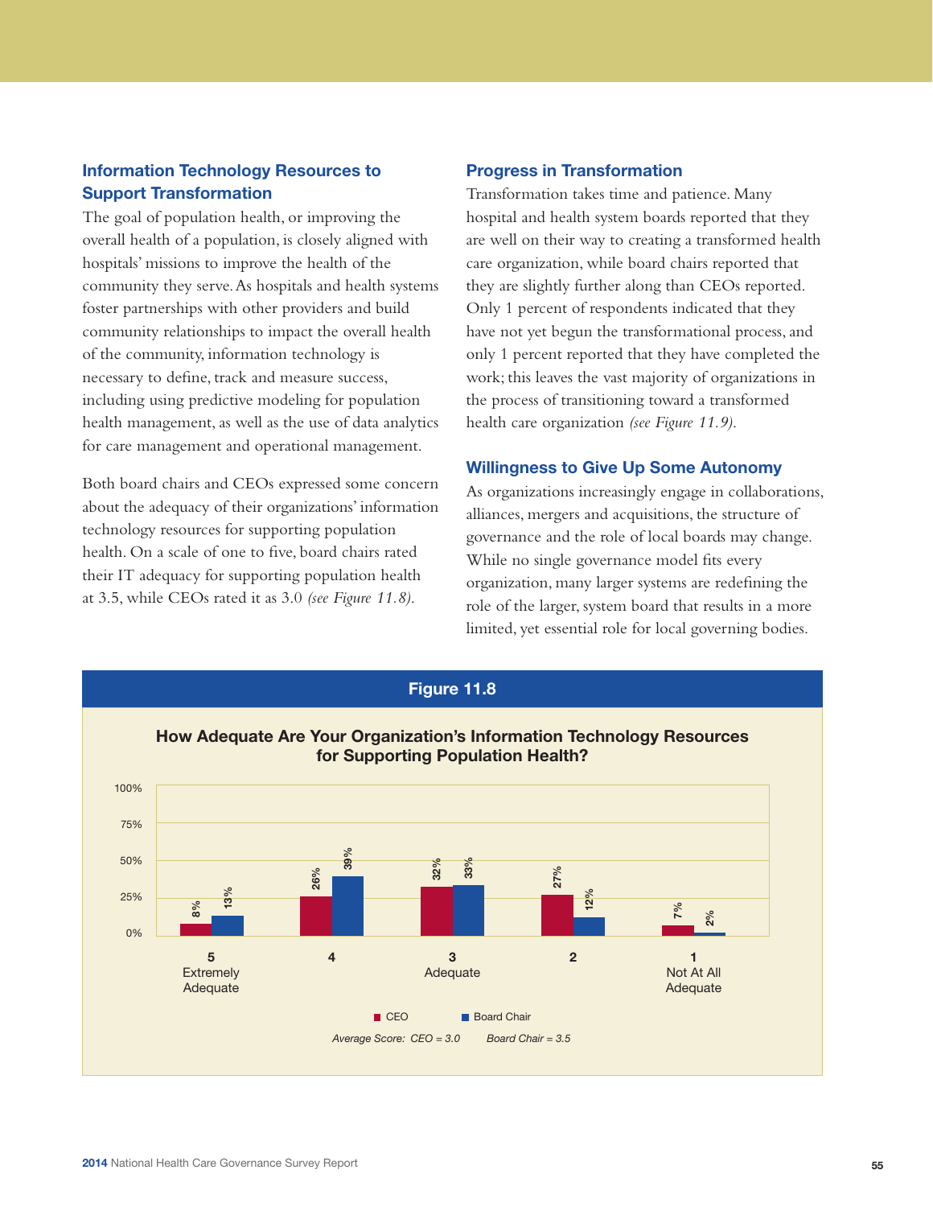### Information Technology Resources to Support Transformation

The goal of population health, or improving the overall health of a population, is closely aligned with hospitals' missions to improve the health of the community they serve. As hospitals and health systems foster partnerships with other providers and build community relationships to impact the overall health of the community, information technology is necessary to define, track and measure success, including using predictive modeling for population health management, as well as the use of data analytics for care management and operational management.

Both board chairs and CEOs expressed some concern about the adequacy of their organizations' information technology resources for supporting population health. On a scale of one to five, board chairs rated their IT adequacy for supporting population health at 3.5, while CEOs rated it as 3.0 *(see Figure 11.8).*

### Progress in Transformation

Transformation takes time and patience. Many hospital and health system boards reported that they are well on their way to creating a transformed health care organization, while board chairs reported that they are slightly further along than CEOs reported. Only 1 percent of respondents indicated that they have not yet begun the transformational process, and only 1 percent reported that they have completed the work; this leaves the vast majority of organizations in the process of transitioning toward a transformed health care organization *(see Figure 11.9).*

### Willingness to Give Up Some Autonomy

As organizations increasingly engage in collaborations, alliances, mergers and acquisitions, the structure of governance and the role of local boards may change. While no single governance model fits every organization, many larger systems are redefining the role of the larger, system board that results in a more limited, yet essential role for local governing bodies.

**Figure 11.8**

**How Adequate Are Your Organization's Information Technology Resources for Supporting Population Health?**

| Rating | CEO | Board Chair |
|---|---|---|
| 5 Extremely Adequate | 8% | 13% |
| 4 | 26% | 39% |
| 3 Adequate | 32% | 33% |
| 2 | 27% | 12% |
| 1 Not At All Adequate | 7% | 2% |

*Average Score: CEO = 3.0 Board Chair = 3.5*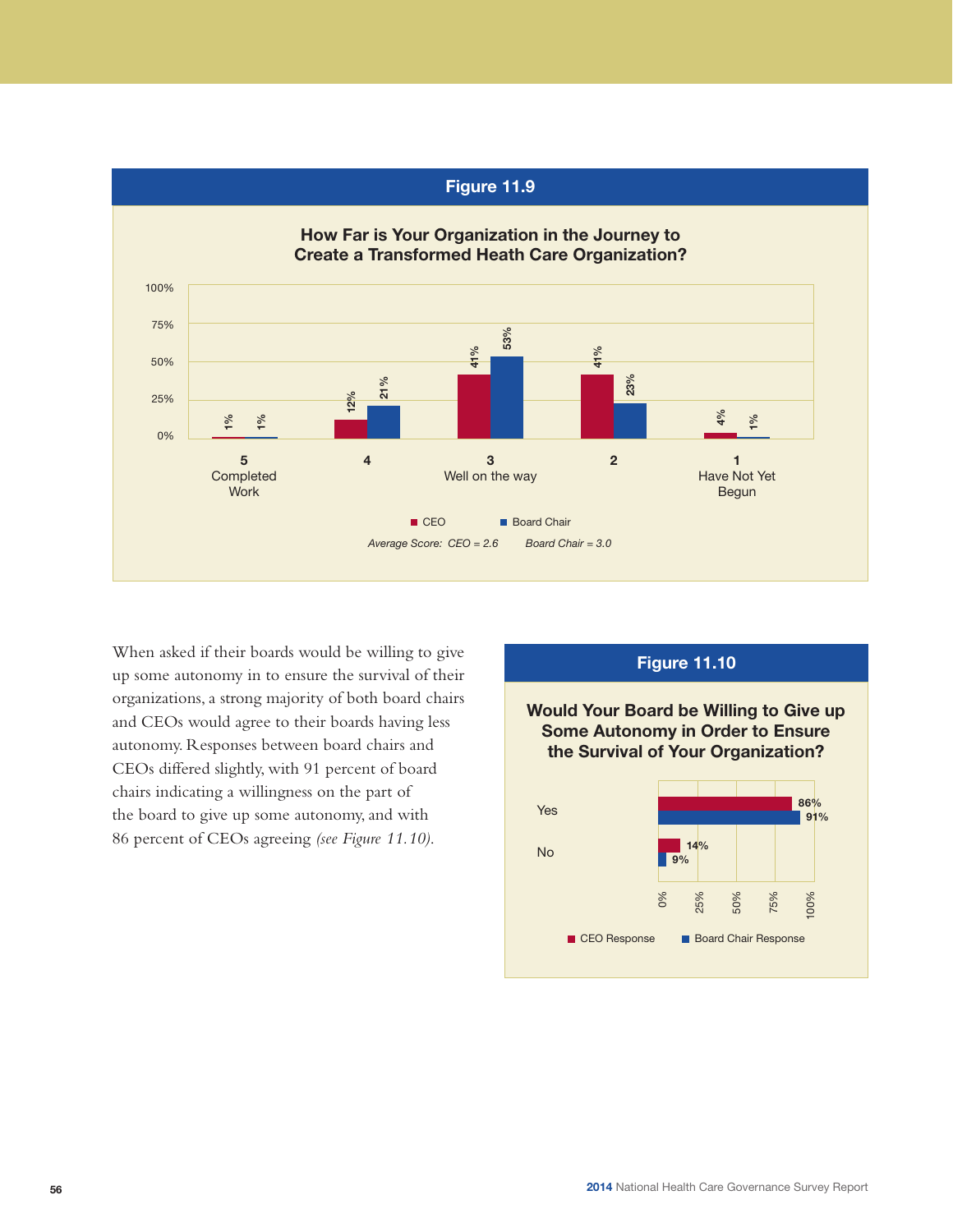## Figure 11.9

### How Far is Your Organization in the Journey to Create a Transformed Heath Care Organization?

| | 5 Completed Work | 4 | 3 Well on the way | 2 | 1 Have Not Yet Begun |
|---|---|---|---|---|---|
| CEO | 1% | 12% | 41% | 41% | 4% |
| Board Chair | 1% | 21% | 53% | 23% | 1% |

*Average Score: CEO = 2.6 Board Chair = 3.0*

When asked if their boards would be willing to give up some autonomy in to ensure the survival of their organizations, a strong majority of both board chairs and CEOs would agree to their boards having less autonomy. Responses between board chairs and CEOs differed slightly, with 91 percent of board chairs indicating a willingness on the part of the board to give up some autonomy, and with 86 percent of CEOs agreeing *(see Figure 11.10).*

## Figure 11.10

### Would Your Board be Willing to Give up Some Autonomy in Order to Ensure the Survival of Your Organization?

| | CEO Response | Board Chair Response |
|---|---|---|
| Yes | 86% | 91% |
| No | 14% | 9% |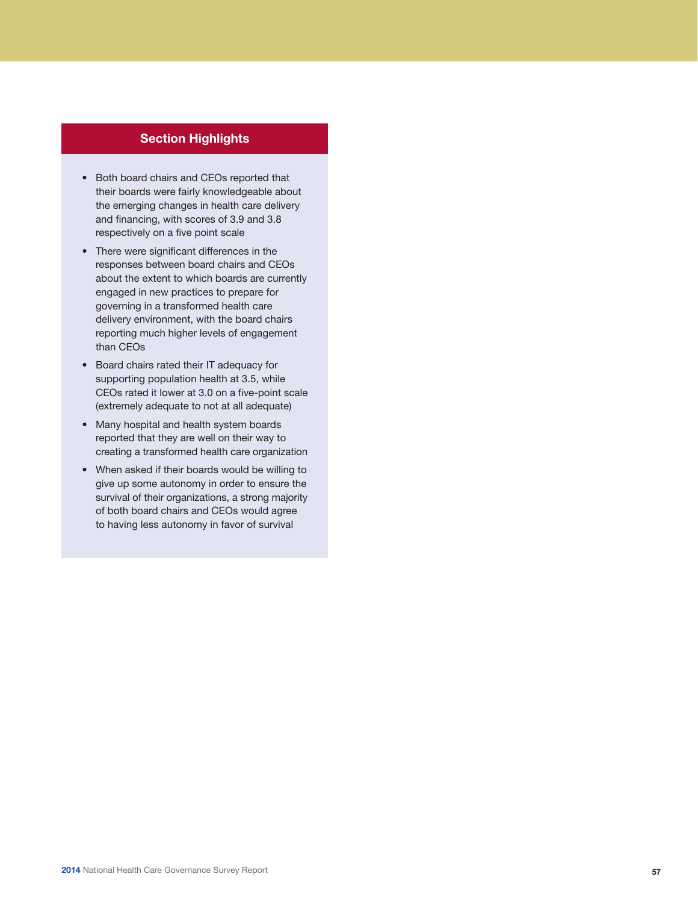## Section Highlights

- Both board chairs and CEOs reported that their boards were fairly knowledgeable about the emerging changes in health care delivery and financing, with scores of 3.9 and 3.8 respectively on a five point scale
- There were significant differences in the responses between board chairs and CEOs about the extent to which boards are currently engaged in new practices to prepare for governing in a transformed health care delivery environment, with the board chairs reporting much higher levels of engagement than CEOs
- Board chairs rated their IT adequacy for supporting population health at 3.5, while CEOs rated it lower at 3.0 on a five-point scale (extremely adequate to not at all adequate)
- Many hospital and health system boards reported that they are well on their way to creating a transformed health care organization
- When asked if their boards would be willing to give up some autonomy in order to ensure the survival of their organizations, a strong majority of both board chairs and CEOs would agree to having less autonomy in favor of survival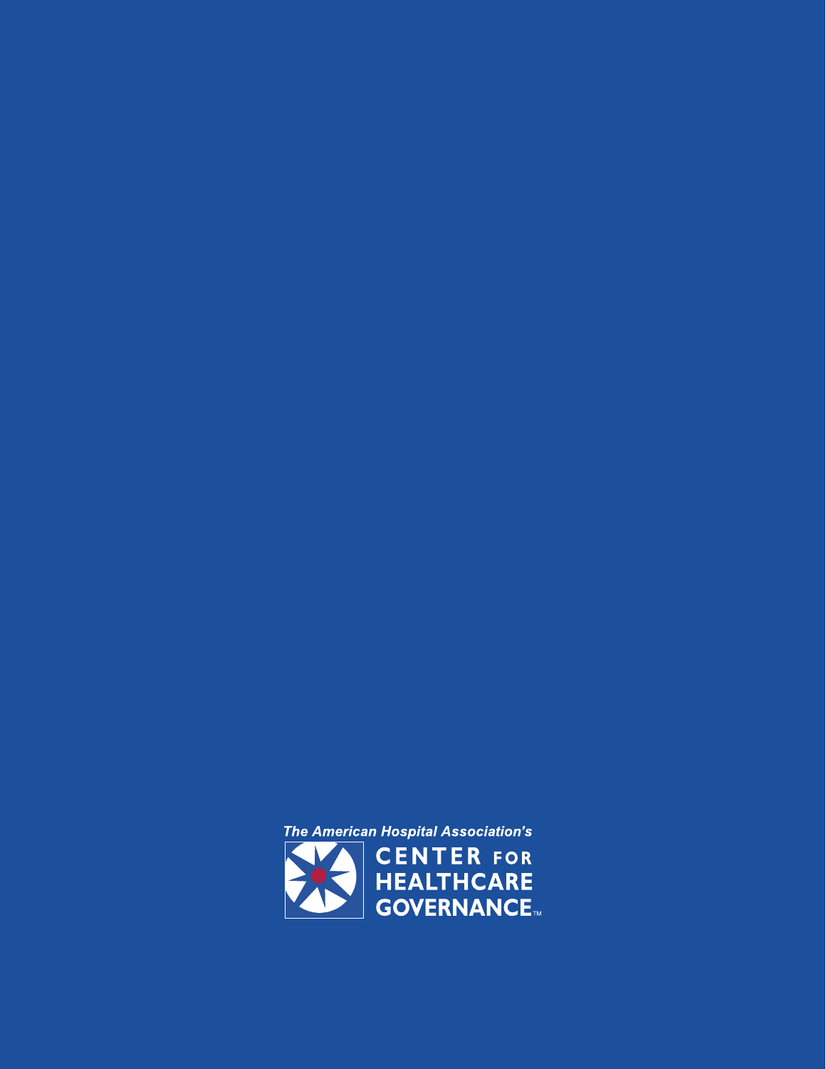*The American Hospital Association's*

**CENTER FOR HEALTHCARE GOVERNANCE**™